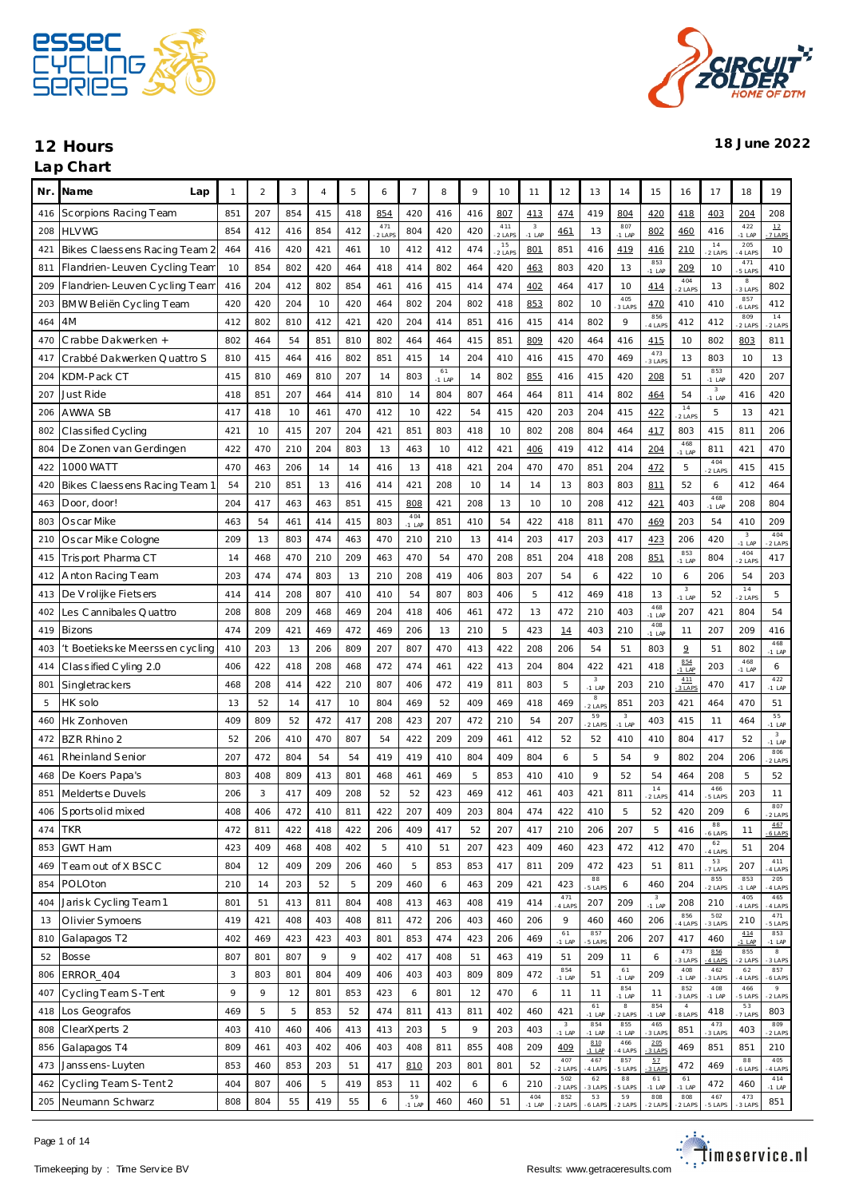## 12 Hours

**18 June 2022**

### Lap Chart

| Nr. | Name | Lap 1 | 2 | 3 | 4 | 5 | 6 | 7 | 8 | 9 | 10 | 11 | 12 | 13 | 14 | 15 | 16 | 17 | 18 | 19 |
|---|---|---|---|---|---|---|---|---|---|---|---|---|---|---|---|---|---|---|---|---|
| 416 | Scorpions Racing Team | 851 | 207 | 854 | 415 | 418 | 854 | 420 | 416 | 416 | 807 | 413 | 474 | 419 | 804 | 420 | 418 | 403 | 204 | 208 |
| 208 | HLVWG | 854 | 412 | 416 | 854 | 412 | 471 -2 LAPS | 804 | 420 | 420 | 411 -2 LAPS | 3 -1 LAP | 461 | 13 | 807 -1 LAP | 802 | 460 | 416 | 422 -1 LAP | 12 -7 LAPS |
| 421 | Bikes Claessens Racing Team 2 | 464 | 416 | 420 | 421 | 461 | 10 | 412 | 412 | 474 | 15 -2 LAPS | 801 | 851 | 416 | 419 | 416 | 210 | 14 -2 LAPS | 205 -4 LAPS | 10 |
| 811 | Flandrien-Leuven Cycling Team | 10 | 854 | 802 | 420 | 464 | 418 | 414 | 802 | 464 | 420 | 463 | 803 | 420 | 13 | 853 -1 LAP | 209 | 10 | 471 -5 LAPS | 410 |
| 209 | Flandrien-Leuven Cycling Team | 416 | 204 | 412 | 802 | 854 | 461 | 416 | 415 | 414 | 474 | 402 | 464 | 417 | 10 | 414 | 404 -2 LAPS | 13 | 8 -3 LAPS | 802 |
| 203 | BMW Beliën Cycling Team | 420 | 420 | 204 | 10 | 420 | 464 | 802 | 204 | 802 | 418 | 853 | 802 | 10 | 405 -3 LAPS | 470 | 410 | 410 | 857 -6 LAPS | 412 |
| 464 | 4M | 412 | 802 | 810 | 412 | 421 | 420 | 204 | 414 | 851 | 416 | 415 | 414 | 802 | 9 | 856 -4 LAPS | 412 | 412 | 809 -2 LAPS | 14 -2 LAPS |
| 470 | Crabbe Dakwerken + | 802 | 464 | 54 | 851 | 810 | 802 | 464 | 464 | 415 | 851 | 809 | 420 | 464 | 416 | 415 | 10 | 802 | 803 | 811 |
| 417 | Crabbé Dakwerken Quattro S | 810 | 415 | 464 | 416 | 802 | 851 | 415 | 14 | 204 | 410 | 416 | 415 | 470 | 469 | 473 -3 LAPS | 13 | 803 | 10 | 13 |
| 204 | KDM-Pack CT | 415 | 810 | 469 | 810 | 207 | 14 | 803 | 61 -1 LAP | 14 | 802 | 855 | 416 | 415 | 420 | 208 | 51 | 853 -1 LAP | 420 | 207 |
| 207 | Just Ride | 418 | 851 | 207 | 464 | 414 | 810 | 14 | 804 | 807 | 464 | 464 | 811 | 414 | 802 | 464 | 54 | 3 -1 LAP | 416 | 420 |
| 206 | AWWA SB | 417 | 418 | 10 | 461 | 470 | 412 | 10 | 422 | 54 | 415 | 420 | 203 | 204 | 415 | 422 | 14 -2 LAPS | 5 | 13 | 421 |
| 802 | Classified Cycling | 421 | 10 | 415 | 207 | 204 | 421 | 851 | 803 | 418 | 10 | 802 | 208 | 804 | 464 | 417 | 803 | 415 | 811 | 206 |
| 804 | De Zonen van Gerdingen | 422 | 470 | 210 | 204 | 803 | 13 | 463 | 10 | 412 | 421 | 406 | 419 | 412 | 414 | 204 | 468 -1 LAP | 811 | 421 | 470 |
| 422 | 1000 WATT | 470 | 463 | 206 | 14 | 14 | 416 | 13 | 418 | 421 | 204 | 470 | 470 | 851 | 204 | 472 | 5 | 404 -2 LAPS | 415 | 415 |
| 420 | Bikes Claessens Racing Team 1 | 54 | 210 | 851 | 13 | 416 | 414 | 421 | 208 | 10 | 14 | 14 | 13 | 803 | 803 | 811 | 52 | 6 | 412 | 464 |
| 463 | Door, door! | 204 | 417 | 463 | 463 | 851 | 415 | 808 | 421 | 208 | 13 | 10 | 10 | 208 | 412 | 421 | 403 | 468 -1 LAP | 208 | 804 |
| 803 | Oscar Mike | 463 | 54 | 461 | 414 | 415 | 803 | 404 -1 LAP | 851 | 410 | 54 | 422 | 418 | 811 | 470 | 469 | 203 | 54 | 410 | 209 |
| 210 | Oscar Mike Cologne | 209 | 13 | 803 | 474 | 463 | 470 | 210 | 210 | 13 | 414 | 203 | 417 | 203 | 417 | 423 | 206 | 420 | 3 -1 LAP | 404 -2 LAPS |
| 415 | Trisport Pharma CT | 14 | 468 | 470 | 210 | 209 | 463 | 470 | 54 | 470 | 208 | 851 | 204 | 418 | 208 | 851 | 853 -1 LAP | 804 | 404 -2 LAPS | 417 |
| 412 | Anton Racing Team | 203 | 474 | 474 | 803 | 13 | 210 | 208 | 419 | 406 | 803 | 207 | 54 | 6 | 422 | 10 | 6 | 206 | 54 | 203 |
| 413 | De Vrolijke Fietsers | 414 | 414 | 208 | 807 | 410 | 410 | 54 | 807 | 803 | 406 | 5 | 412 | 469 | 418 | 13 | 3 -1 LAP | 52 | 14 -2 LAPS | 5 |
| 402 | Les Cannibales Quattro | 208 | 808 | 209 | 468 | 469 | 204 | 418 | 406 | 461 | 472 | 13 | 472 | 210 | 403 | 468 -1 LAP | 207 | 421 | 804 | 54 |
| 419 | Bizons | 474 | 209 | 421 | 469 | 472 | 469 | 206 | 13 | 210 | 5 | 423 | 14 | 403 | 210 | 408 -1 LAP | 11 | 207 | 209 | 416 |
| 403 | 't Boetiekske Meerssen cycling | 410 | 203 | 13 | 206 | 809 | 207 | 807 | 470 | 413 | 422 | 208 | 206 | 54 | 51 | 803 | 9 | 51 | 802 | 468 -1 LAP |
| 414 | Classified Cyling 2.0 | 406 | 422 | 418 | 208 | 468 | 472 | 474 | 461 | 422 | 413 | 204 | 804 | 422 | 421 | 418 | 854 -1 LAP | 203 | 468 -1 LAP | 6 |
| 801 | Singletrackers | 468 | 208 | 414 | 422 | 210 | 807 | 406 | 472 | 419 | 811 | 803 | 5 | 3 -1 LAP | 203 | 210 | 411 -3 LAPS | 470 | 417 | 422 -1 LAP |
| 5 | HK solo | 13 | 52 | 14 | 417 | 10 | 804 | 469 | 52 | 409 | 469 | 418 | 469 | 8 -2 LAPS | 851 | 203 | 421 | 464 | 470 | 51 |
| 460 | Hk Zonhoven | 409 | 809 | 52 | 472 | 417 | 208 | 423 | 207 | 472 | 210 | 54 | 207 | 59 -2 LAPS | 3 -1 LAP | 403 | 415 | 11 | 464 | 55 -1 LAP |
| 472 | BZR Rhino 2 | 52 | 206 | 410 | 470 | 807 | 54 | 422 | 209 | 209 | 461 | 412 | 52 | 52 | 410 | 410 | 804 | 417 | 52 | 3 -1 LAP |
| 461 | Rheinland Senior | 207 | 472 | 804 | 54 | 54 | 419 | 419 | 410 | 804 | 409 | 804 | 6 | 5 | 54 | 9 | 802 | 204 | 206 | 806 -2 LAPS |
| 468 | De Koers Papa's | 803 | 408 | 809 | 413 | 801 | 468 | 461 | 469 | 5 | 853 | 410 | 410 | 9 | 52 | 54 | 464 | 208 | 5 | 52 |
| 851 | Meldertse Duvels | 206 | 3 | 417 | 409 | 208 | 52 | 52 | 423 | 469 | 412 | 461 | 403 | 421 | 811 | 14 -2 LAPS | 414 | 466 -5 LAPS | 203 | 11 |
| 406 | Sportsolid mixed | 408 | 406 | 472 | 410 | 811 | 422 | 207 | 409 | 203 | 804 | 474 | 422 | 410 | 5 | 52 | 420 | 209 | 6 | 807 -2 LAPS |
| 474 | TKR | 472 | 811 | 422 | 418 | 422 | 206 | 409 | 417 | 52 | 207 | 417 | 210 | 206 | 207 | 5 | 416 | 88 -6 LAPS | 11 | 467 -6 LAPS |
| 853 | GWT Ham | 423 | 409 | 468 | 408 | 402 | 5 | 410 | 51 | 207 | 423 | 409 | 460 | 423 | 472 | 412 | 470 | 62 -4 LAPS | 51 | 204 |
| 469 | Team out of X BSCC | 804 | 12 | 409 | 209 | 206 | 460 | 5 | 853 | 853 | 417 | 811 | 209 | 472 | 423 | 51 | 811 | 53 -7 LAPS | 207 | 411 -4 LAPS |
| 854 | POLOton | 210 | 14 | 203 | 52 | 5 | 209 | 460 | 6 | 463 | 209 | 421 | 423 | 88 -5 LAPS | 6 | 460 | 204 | 855 -2 LAPS | 853 -1 LAP | 205 -4 LAPS |
| 404 | Jarisk Cycling Team 1 | 801 | 51 | 413 | 811 | 804 | 408 | 413 | 463 | 408 | 419 | 414 | 471 -4 LAPS | 207 | 209 | 3 -1 LAP | 208 | 210 | 405 -4 LAPS | 465 -4 LAPS |
| 13 | Olivier Symoens | 419 | 421 | 408 | 403 | 408 | 811 | 472 | 206 | 403 | 460 | 206 | 9 | 460 | 460 | 206 | 856 -4 LAPS | 502 -3 LAPS | 210 | 471 -5 LAPS |
| 810 | Galapagos T2 | 402 | 469 | 423 | 423 | 403 | 801 | 853 | 474 | 423 | 206 | 469 | 61 -1 LAP | 857 -5 LAPS | 206 | 207 | 417 | 460 | 414 -1 LAP | 853 -1 LAP |
| 52 | Bosse | 807 | 801 | 807 | 9 | 9 | 402 | 417 | 408 | 51 | 463 | 419 | 51 | 209 | 11 | 6 | 473 -3 LAPS | 856 -4 LAPS | 855 -2 LAPS | 8 -3 LAPS |
| 806 | ERROR_404 | 3 | 803 | 801 | 804 | 409 | 406 | 403 | 403 | 809 | 809 | 472 | 854 -1 LAP | 51 | 61 -1 LAP | 209 | 408 -1 LAP | 462 -3 LAPS | 62 -4 LAPS | 857 -6 LAPS |
| 407 | Cycling Team S-Tent | 9 | 9 | 12 | 801 | 853 | 423 | 6 | 801 | 12 | 470 | 6 | 11 | 11 | 854 -1 LAP | 11 | 852 -3 LAPS | 408 -1 LAP | 466 -5 LAPS | 9 -2 LAPS |
| 418 | Los Geografos | 469 | 5 | 5 | 853 | 52 | 474 | 811 | 413 | 811 | 402 | 460 | 421 | 61 -1 LAP | 8 -2 LAPS | 854 -1 LAP | 4 -8 LAPS | 418 | 53 -7 LAPS | 803 |
| 808 | ClearXperts 2 | 403 | 410 | 460 | 406 | 413 | 413 | 203 | 5 | 9 | 203 | 403 | 3 -1 LAP | 854 -1 LAP | 855 -1 LAP | 465 -3 LAPS | 851 | 473 -3 LAPS | 403 | 809 -2 LAPS |
| 856 | Galapagos T4 | 809 | 461 | 403 | 402 | 406 | 403 | 408 | 811 | 855 | 408 | 209 | 409 | 810 -1 LAP | 466 -4 LAPS | 205 -3 LAPS | 469 | 851 | 851 | 210 |
| 473 | Janssens-Luyten | 853 | 460 | 853 | 203 | 51 | 417 | 810 | 203 | 801 | 801 | 52 | 407 -2 LAPS | 467 -4 LAPS | 857 -5 LAPS | 57 -3 LAPS | 472 | 469 | 88 -6 LAPS | 405 -4 LAPS |
| 462 | Cycling Team S-Tent 2 | 404 | 807 | 406 | 5 | 419 | 853 | 11 | 402 | 6 | 6 | 210 | 502 -2 LAPS | 62 -3 LAPS | 88 -5 LAPS | 61 -1 LAP | 61 -1 LAP | 472 | 460 | 414 -1 LAP |
| 205 | Neumann Schwarz | 808 | 804 | 55 | 419 | 55 | 6 | 59 -1 LAP | 460 | 460 | 51 | 404 -1 LAP | 852 -2 LAPS | 53 -6 LAPS | 59 -2 LAPS | 808 -2 LAPS | 808 -2 LAPS | 467 -5 LAPS | 473 -3 LAPS | 851 |

Timekeeping by : Time Service BV

Results: www.getraceresults.com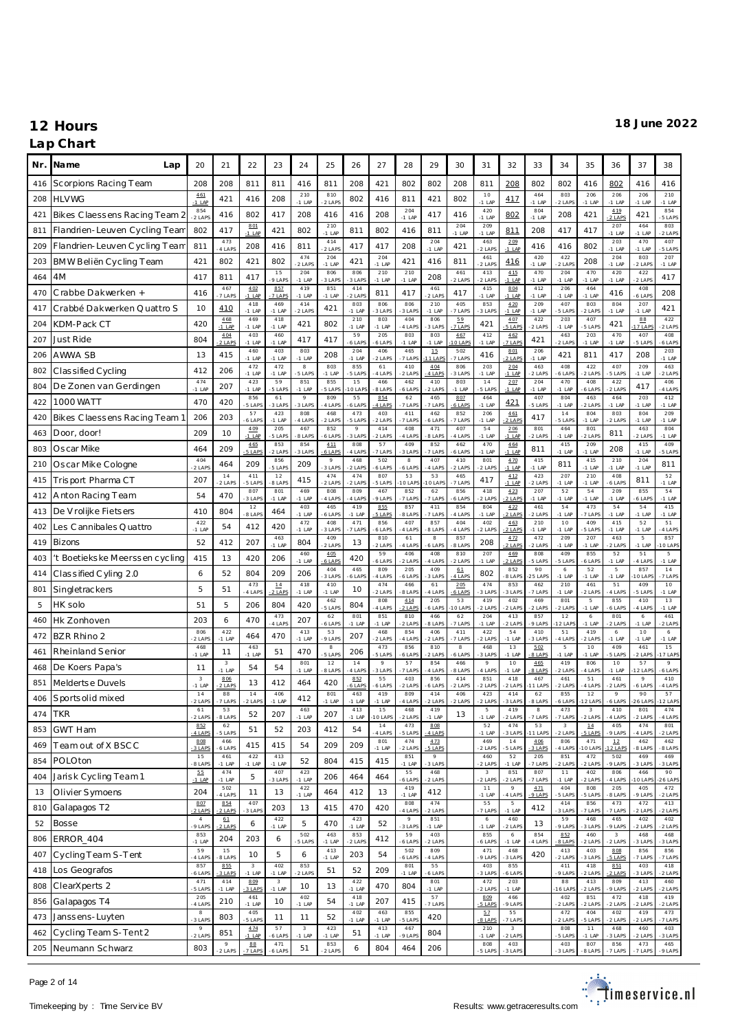# 12 Hours

**18 June 2022**

## Lap Chart

| Nr. | Name | 20 | 21 | 22 | 23 | 24 | 25 | 26 | 27 | 28 | 29 | 30 | 31 | 32 | 33 | 34 | 35 | 36 | 37 | 38 |
|---|---|---|---|---|---|---|---|---|---|---|---|---|---|---|---|---|---|---|---|---|
| 416 | Scorpions Racing Team | 208 | 208 | 811 | 811 | 416 | 811 | 208 | 421 | 802 | 802 | 208 | 811 | 208 | 802 | 802 | 416 | 802 | 416 | 416 |
| 208 | HLVWG | 461 -1 LAP | 421 | 416 | 208 | 210 -1 LAP | 810 -2 LAPS | 802 | 416 | 811 | 421 | 802 | 10 -1 LAP | 417 | 464 -1 LAP | 803 -2 LAPS | 206 -1 LAP | 206 -1 LAP | 206 -1 LAP | 210 -1 LAP |
| 421 | Bikes Claessens Racing Team 2 | 854 -2 LAPS | 416 | 802 | 417 | 208 | 416 | 416 | 208 | 204 -1 LAP | 417 | 416 | 420 -1 LAP | 802 | 804 -1 LAP | 208 | 421 | 419 -2 LAPS | 421 | 854 -5 LAPS |
| 811 | Flandrien-Leuven Cycling Team | 802 | 417 | 801 -1 LAP | 421 | 802 | 210 -1 LAP | 811 | 802 | 416 | 811 | 204 -1 LAP | 209 -1 LAP | 811 | 208 | 417 | 417 | 207 -1 LAP | 464 -1 LAP | 803 -2 LAPS |
| 209 | Flandrien-Leuven Cycling Team | 811 | 473 -4 LAPS | 208 | 416 | 811 | 414 -2 LAPS | 417 | 417 | 208 | 204 -1 LAP | 421 | 463 -2 LAPS | 209 -1 LAP | 416 | 416 | 802 | 203 -1 LAP | 470 -1 LAP | 407 -5 LAPS |
| 203 | BMW Beliën Cycling Team | 421 | 802 | 421 | 802 | 474 -2 LAPS | 204 -1 LAP | 421 | 204 -1 LAP | 421 | 416 | 811 | 461 -2 LAPS | 416 | 420 -1 LAP | 422 -2 LAPS | 208 | 204 -1 LAP | 803 -2 LAPS | 207 -1 LAP |
| 464 | 4M | 417 | 811 | 417 | 15 -9 LAPS | 204 -1 LAP | 806 -3 LAPS | 806 -3 LAPS | 210 -1 LAP | 210 -1 LAP | 208 | 461 -2 LAPS | 413 -2 LAPS | 415 -1 LAP | 470 -1 LAP | 204 -1 LAP | 470 -1 LAP | 420 -1 LAP | 422 -2 LAPS | 417 |
| 470 | Crabbe Dakwerken + | 416 | 467 -7 LAPS | 402 -1 LAP | 857 -7 LAPS | 419 -1 LAP | 851 -1 LAP | 414 -2 LAPS | 811 | 417 | 461 -2 LAPS | 417 | 415 -1 LAP | 804 -1 LAP | 412 -1 LAP | 206 -1 LAP | 464 -1 LAP | 416 | 408 -6 LAPS | 208 |
| 417 | Crabbé Dakwerken Quattro S | 10 | 410 | 418 -1 LAP | 469 -1 LAP | 414 -2 LAPS | 421 | 803 -1 LAP | 806 -3 LAPS | 806 -3 LAPS | 210 -1 LAP | 405 -7 LAPS | 853 -3 LAPS | 420 -1 LAP | 209 -1 LAP | 407 -5 LAPS | 803 -2 LAPS | 804 -1 LAP | 207 -1 LAP | 421 |
| 204 | KDM-Pack CT | 420 | 468 -1 LAP | 469 -1 LAP | 418 -1 LAP | 421 | 802 | 210 -1 LAP | 803 -1 LAP | 404 -4 LAPS | 806 -3 LAPS | 59 -7 LAPS | 421 | 407 -5 LAPS | 422 -2 LAPS | 203 -1 LAP | 407 -5 LAPS | 421 | 88 -17 LAPS | 422 -2 LAPS |
| 207 | Just Ride | 804 | 404 -2 LAPS | 403 -1 LAP | 460 -1 LAP | 417 | 417 | 59 -6 LAPS | 205 -6 LAPS | 803 -1 LAP | 803 -1 LAP | 467 -10 LAPS | 412 -1 LAP | 462 -7 LAPS | 421 | 463 -2 LAPS | 203 -1 LAP | 470 -1 LAP | 407 -5 LAPS | 408 -6 LAPS |
| 206 | AWWA SB | 13 | 415 | 460 -1 LAP | 403 -1 LAP | 803 -1 LAP | 208 | 204 -1 LAP | 406 -2 LAPS | 465 -7 LAPS | 15 -11 LAPS | 502 -7 LAPS | 416 | 801 -2 LAPS | 206 -1 LAP | 421 | 811 | 417 | 208 | 203 -1 LAP |
| 802 | Classified Cycling | 412 | 206 | 472 -1 LAP | 472 -1 LAP | 8 -5 LAPS | 803 -5 LAPS | 855 -5 LAPS | 61 -4 LAPS | 410 -2 LAPS | 404 -4 LAPS | 806 -3 LAPS | 203 -1 LAP | 204 -1 LAP | 463 -2 LAPS | 408 -6 LAPS | 422 -2 LAPS | 407 -5 LAPS | 209 -1 LAP | 463 -2 LAPS |
| 804 | De Zonen van Gerdingen | 474 -1 LAP | 207 | 423 -1 LAP | 59 -5 LAPS | 851 -1 LAP | 855 -5 LAPS | 15 -10 LAPS | 466 -8 LAPS | 462 -6 LAPS | 410 -2 LAPS | 803 -1 LAP | 14 -5 LAPS | 207 -1 LAP | 204 -1 LAP | 470 -1 LAP | 408 -6 LAPS | 422 -2 LAPS | 417 | 406 -4 LAPS |
| 422 | 1000 WATT | 470 | 420 | 856 -5 LAPS | 61 -3 LAPS | 9 -3 LAPS | 809 -4 LAPS | 55 -6 LAPS | 854 -4 LAPS | 62 -7 LAPS | 465 -7 LAPS | 807 -6 LAPS | 464 -1 LAP | 421 | 407 -5 LAPS | 804 -1 LAP | 463 -2 LAPS | 464 -1 LAP | 203 -1 LAP | 412 -1 LAP |
| 420 | Bikes Claessens Racing Team 1 | 206 | 203 | 57 -6 LAPS | 423 -1 LAP | 808 -4 LAPS | 468 -2 LAPS | 473 -5 LAPS | 403 -2 LAPS | 411 -7 LAPS | 462 -6 LAPS | 852 -7 LAPS | 206 -1 LAP | 461 -2 LAPS | 417 | 14 -5 LAPS | 804 -1 LAP | 803 -2 LAPS | 804 -1 LAP | 209 -1 LAP |
| 463 | Door, door! | 209 | 10 | 409 -1 LAP | 205 -5 LAPS | 467 -8 LAPS | 852 -6 LAPS | 9 -3 LAPS | 414 -2 LAPS | 408 -4 LAPS | 471 -8 LAPS | 407 -4 LAPS | 54 -1 LAP | 206 -1 LAP | 801 -2 LAPS | 464 -1 LAP | 801 -2 LAPS | 811 | 463 -2 LAPS | 804 -1 LAP |
| 803 | Oscar Mike | 464 | 209 | 465 -5 LAPS | 853 -2 LAPS | 854 -3 LAPS | 411 -6 LAPS | 808 -4 LAPS | 57 -7 LAPS | 409 -5 LAPS | 852 -7 LAPS | 462 -4 LAPS | 470 -1 LAP | 464 -1 LAP | 811 | 415 -1 LAP | 209 -1 LAP | 208 | 415 -1 LAP | 409 -5 LAPS |
| 210 | Oscar Mike Cologne | 404 -2 LAPS | 464 | 209 | 856 -5 LAPS | 209 | 9 -3 LAPS | 468 -2 LAPS | 502 -6 LAPS | 8 -6 LAPS | 407 -4 LAPS | 410 -2 LAPS | 801 -2 LAPS | 470 -1 LAP | 415 -1 LAP | 811 | 415 -1 LAP | 210 -1 LAP | 204 -1 LAP | 811 |
| 415 | Trisport Pharma CT | 207 | 14 -2 LAPS | 411 -5 LAPS | 12 -8 LAPS | 415 | 474 -2 LAPS | 474 -2 LAPS | 807 -5 LAPS | 53 -10 LAPS | 53 -10 LAPS | 465 -7 LAPS | 417 | 412 -1 LAP | 423 -2 LAPS | 207 -2 LAPS | 210 -1 LAP | 408 -6 LAPS | 811 | 52 -1 LAP |
| 412 | Anton Racing Team | 54 | 470 | 807 -3 LAPS | 801 -1 LAP | 469 -1 LAP | 808 -4 LAPS | 809 -4 LAPS | 467 -9 LAPS | 852 -7 LAPS | 62 -7 LAPS | 856 -6 LAPS | 418 -2 LAPS | 423 -2 LAPS | 207 -1 LAP | 52 -1 LAP | 54 -1 LAP | 209 -1 LAP | 855 -6 LAPS | 54 -1 LAP |
| 413 | De Vrolijke Fietsers | 410 | 804 | 12 -8 LAPS | 464 | 403 -1 LAP | 465 -6 LAPS | 419 -1 LAP | 855 -5 LAPS | 857 -8 LAPS | 411 -7 LAPS | 854 -4 LAPS | 804 -1 LAP | 422 -2 LAPS | 461 -2 LAPS | 54 -1 LAP | 473 -7 LAPS | 54 -1 LAP | 54 -1 LAP | 415 -1 LAP |
| 402 | Les Cannibales Quattro | 422 -1 LAP | 54 | 412 | 420 | 472 -1 LAP | 408 -3 LAPS | 471 -7 LAPS | 856 -6 LAPS | 407 -4 LAPS | 857 -8 LAPS | 404 -4 LAPS | 402 -2 LAPS | 463 -2 LAPS | 210 -1 LAP | 10 -1 LAP | 409 -5 LAPS | 415 -1 LAP | 52 -1 LAP | 51 -4 LAPS |
| 419 | Bizons | 52 | 412 | 207 | 463 -1 LAP | 804 | 409 -2 LAPS | 13 | 810 -2 LAPS | 61 -4 LAPS | 8 -6 LAPS | 857 -8 LAPS | 208 | 472 -2 LAPS | 472 -2 LAPS | 209 -1 LAP | 207 -1 LAP | 463 -2 LAPS | 5 -10 LAPS | 857 -10 LAPS |
| 403 | 't Boetiekske Meerssen cycling | 415 | 13 | 420 | 206 | 460 -1 LAP | 405 -6 LAPS | 420 | 59 -6 LAPS | 406 -2 LAPS | 408 -4 LAPS | 810 -2 LAPS | 207 -1 LAP | 469 -2 LAPS | 808 -5 LAPS | 409 -5 LAPS | 855 -6 LAPS | 52 -1 LAP | 51 -4 LAPS | 5 -10 LAPS |
| 414 | Classified Cyling 2.0 | 6 | 52 | 804 | 209 | 206 | 404 -3 LAPS | 465 -6 LAPS | 809 -4 LAPS | 205 -6 LAPS | 409 -3 LAPS | 61 -4 LAPS | 802 | 852 -8 LAPS | 90 -25 LAPS | 6 -1 LAP | 52 -1 LAP | 5 -1 LAP | 857 -10 LAPS | 14 -7 LAPS |
| 801 | Singletrackers | 5 | 51 | 473 -4 LAPS | 14 -2 LAPS | 418 -1 LAP | 410 -1 LAP | 10 | 474 -2 LAPS | 466 -8 LAPS | 61 -4 LAPS | 205 -6 LAPS | 474 -3 LAPS | 853 -3 LAPS | 462 -7 LAPS | 210 -1 LAP | 461 -2 LAPS | 51 -4 LAPS | 409 -5 LAPS | 10 -1 LAP |
| 5 | HK solo | 51 | 5 | 206 | 804 | 420 | 462 -5 LAPS | 804 | 808 -4 LAPS | 414 -2 LAPS | 205 -6 LAPS | 53 -10 LAPS | 419 -2 LAPS | 402 -2 LAPS | 469 -2 LAPS | 801 -2 LAPS | 5 -1 LAP | 855 -6 LAPS | 410 -4 LAPS | 13 -1 LAP |
| 460 | Hk Zonhoven | 203 | 6 | 470 | 473 -4 LAPS | 207 | 62 -6 LAPS | 801 -1 LAP | 851 -1 LAP | 810 -2 LAPS | 466 -8 LAPS | 62 -7 LAPS | 204 -1 LAP | 413 -2 LAPS | 857 -9 LAPS | 12 -12 LAPS | 6 -1 LAP | 801 -2 LAPS | 6 -1 LAP | 461 -2 LAPS |
| 472 | BZR Rhino 2 | 806 -2 LAPS | 422 -1 LAP | 464 | 470 | 413 -1 LAP | 53 -9 LAPS | 207 | 468 -2 LAPS | 854 -4 LAPS | 406 -2 LAPS | 411 -7 LAPS | 422 -2 LAPS | 54 -1 LAP | 410 -3 LAPS | 51 -4 LAPS | 419 -2 LAPS | 6 -1 LAP | 10 -1 LAP | 6 -1 LAP |
| 461 | Rheinland Senior | 468 -1 LAP | 11 | 463 -1 LAP | 51 | 470 | 8 -5 LAPS | 206 | 473 -5 LAPS | 856 -6 LAPS | 810 -2 LAPS | 8 -6 LAPS | 468 -3 LAPS | 13 -1 LAP | 502 -8 LAPS | 5 -1 LAP | 10 -1 LAP | 409 -5 LAPS | 461 -2 LAPS | 15 -17 LAPS |
| 468 | De Koers Papa's | 11 | 3 -1 LAP | 54 | 54 | 801 -1 LAP | 12 -8 LAPS | 14 -4 LAPS | 9 -3 LAPS | 57 -7 LAPS | 854 -4 LAPS | 466 -8 LAPS | 9 -4 LAPS | 10 -1 LAP | 465 -8 LAPS | 419 -2 LAPS | 806 -4 LAPS | 10 -1 LAP | 57 -12 LAPS | 9 -6 LAPS |
| 851 | Meldertse Duvels | 3 -1 LAP | 806 -2 LAPS | 13 | 412 | 464 | 420 | 852 -6 LAPS | 55 -6 LAPS | 403 -2 LAPS | 856 -6 LAPS | 414 -2 LAPS | 851 -2 LAPS | 418 -2 LAPS | 467 -11 LAPS | 461 -2 LAPS | 51 -4 LAPS | 461 -2 LAPS | 9 -6 LAPS | 410 -4 LAPS |
| 406 | Sportsolid mixed | 14 -2 LAPS | 88 -7 LAPS | 14 -2 LAPS | 406 -1 LAP | 412 | 801 -1 LAP | 463 -1 LAP | 419 -1 LAP | 809 -4 LAPS | 414 -2 LAPS | 406 -2 LAPS | 423 -2 LAPS | 414 -3 LAPS | 62 -8 LAPS | 855 -6 LAPS | 12 -12 LAPS | 9 -6 LAPS | 90 -26 LAPS | 57 -12 LAPS |
| 474 | TKR | 61 -2 LAPS | 53 -8 LAPS | 52 | 207 | 463 -1 LAP | 207 | 413 -1 LAP | 15 -10 LAPS | 468 -2 LAPS | 419 -1 LAP | 13 | 5 -1 LAP | 419 -2 LAPS | 8 -7 LAPS | 473 -7 LAPS | 3 -2 LAPS | 410 -4 LAPS | 801 -2 LAPS | 474 -4 LAPS |
| 853 | GWT Ham | 852 -4 LAPS | 62 -5 LAPS | 51 | 52 | 203 | 412 | 54 | 14 -4 LAPS | 473 -5 LAPS | 808 -4 LAPS | | 52 -1 LAP | 474 -3 LAPS | 53 -11 LAPS | 3 -2 LAPS | 14 -5 LAPS | 405 -9 LAPS | 474 -4 LAPS | 801 -2 LAPS |
| 469 | Team out of X BSCC | 808 -3 LAPS | 466 -6 LAPS | 415 | 415 | 54 | 209 | 209 | 801 -1 LAP | 474 -2 LAPS | 473 -5 LAPS | | 469 -2 LAPS | 14 -5 LAPS | 406 -3 LAPS | 806 -4 LAPS | 471 -10 LAPS | 12 -12 LAPS | 462 -8 LAPS | 462 -8 LAPS |
| 854 | POLOton | 15 -8 LAPS | 461 -1 LAP | 422 -1 LAP | 413 -1 LAP | 52 | 804 | 415 | 415 | 851 -1 LAP | 9 -3 LAPS | | 460 -2 LAPS | 52 -1 LAP | 205 -7 LAPS | 851 -2 LAPS | 472 -2 LAPS | 502 -9 LAPS | 469 -3 LAPS | 469 -3 LAPS |
| 404 | Jarisk Cycling Team 1 | 55 -1 LAP | 474 -1 LAP | 5 | 407 -3 LAPS | 423 -1 LAP | 206 | 464 | 464 | 55 -6 LAPS | 468 -2 LAPS | | 3 -2 LAPS | 851 -2 LAPS | 807 -7 LAPS | 11 -1 LAP | 402 -2 LAPS | 806 -4 LAPS | 466 -10 LAPS | 90 -26 LAPS |
| 13 | Olivier Symoens | 204 | 502 -4 LAPS | 11 | 13 | 422 -1 LAP | 464 | 412 | 13 | 419 -1 LAP | 412 | | 11 -1 LAP | 9 -4 LAPS | 471 -9 LAPS | 404 -5 LAPS | 808 -5 LAPS | 205 -8 LAPS | 405 -9 LAPS | 472 -2 LAPS |
| 810 | Galapagos T2 | 807 -2 LAPS | 854 -2 LAPS | 407 -3 LAPS | 203 | 13 | 415 | 470 | 420 | 808 -4 LAPS | 474 -2 LAPS | | 55 -7 LAPS | 5 -1 LAP | 412 | 414 -3 LAPS | 856 -7 LAPS | 473 -7 LAPS | 472 -2 LAPS | 413 -2 LAPS |
| 52 | Bosse | 4 -9 LAPS | 61 -2 LAPS | 6 | 422 -1 LAP | 5 | 470 | 423 -1 LAP | 52 | 9 -3 LAPS | 851 -1 LAP | | 6 -1 LAP | 460 -2 LAPS | 13 | 59 -9 LAPS | 468 -3 LAPS | 465 -9 LAPS | 402 -2 LAPS | 402 -2 LAPS |
| 806 | ERROR_404 | 853 -1 LAP | 204 | 203 | 6 | 502 -5 LAPS | 463 -1 LAP | 853 -2 LAPS | 412 | 59 -6 LAPS | 403 -2 LAPS | | 855 -6 LAPS | 6 -1 LAP | 854 -4 LAPS | 852 -8 LAPS | 460 -2 LAPS | 3 -2 LAPS | 468 -3 LAPS | 468 -3 LAPS |
| 407 | Cycling Team S-Tent | 59 -4 LAPS | 15 -8 LAPS | 10 | 5 | 6 | 413 -1 LAP | 203 | 54 | 502 -6 LAPS | 809 -4 LAPS | | 471 -9 LAPS | 468 -3 LAPS | 420 | 413 -2 LAPS | 403 -3 LAPS | 808 -5 LAPS | 856 -7 LAPS | 856 -7 LAPS |
| 418 | Los Geografos | 857 -6 LAPS | 855 -3 LAPS | 3 -1 LAP | 402 -1 LAP | 853 -2 LAPS | 51 | 52 | 209 | 801 -1 LAP | 55 -6 LAPS | | 403 -3 LAPS | 855 -6 LAPS | | 411 -9 LAPS | 418 -2 LAPS | 851 -2 LAPS | 418 -3 LAPS | 418 -2 LAPS |
| 808 | ClearXperts 2 | 471 -5 LAPS | 414 -1 LAP | 809 -3 LAPS | 3 -1 LAP | 10 | 13 | 422 -1 LAP | 470 | 804 | 801 -1 LAP | | 472 -2 LAPS | 203 -1 LAP | | 88 -16 LAPS | 413 -2 LAPS | 809 -9 LAPS | 413 -2 LAPS | 460 -2 LAPS |
| 856 | Galapagos T4 | 205 -4 LAPS | 210 | 461 -1 LAP | 10 | 402 -1 LAP | 54 | 418 -1 LAP | 207 | 415 | 57 -7 LAPS | | 809 -5 LAPS | 466 -9 LAPS | | 402 -2 LAPS | 851 -2 LAPS | 472 -2 LAPS | 418 -2 LAPS | 419 -2 LAPS |
| 473 | Janssens-Luyten | 8 -3 LAPS | 803 | 405 -5 LAPS | 11 | 11 | 52 | 402 -1 LAP | 463 -1 LAP | 855 -5 LAPS | 420 | | 57 -8 LAPS | 55 -7 LAPS | | 472 -2 LAPS | 404 -5 LAPS | 402 -2 LAPS | 419 -2 LAPS | 473 -7 LAPS |
| 462 | Cycling Team S-Tent 2 | 9 -2 LAPS | 851 | 474 -1 LAP | 57 -6 LAPS | 3 -1 LAP | 423 -1 LAP | 51 | 413 -1 LAP | 467 -9 LAPS | 804 | | 210 -1 LAP | 3 -2 LAPS | | 808 -5 LAPS | 11 -1 LAP | 468 -3 LAPS | 460 -2 LAPS | 403 -3 LAPS |
| 205 | Neumann Schwarz | 803 | 9 -2 LAPS | 88 -7 LAPS | 471 -6 LAPS | 51 | 853 -2 LAPS | 6 | 804 | 464 | 206 | | 808 -5 LAPS | 403 -3 LAPS | | 403 -3 LAPS | 807 -8 LAPS | 856 -7 LAPS | 473 -7 LAPS | 465 -9 LAPS |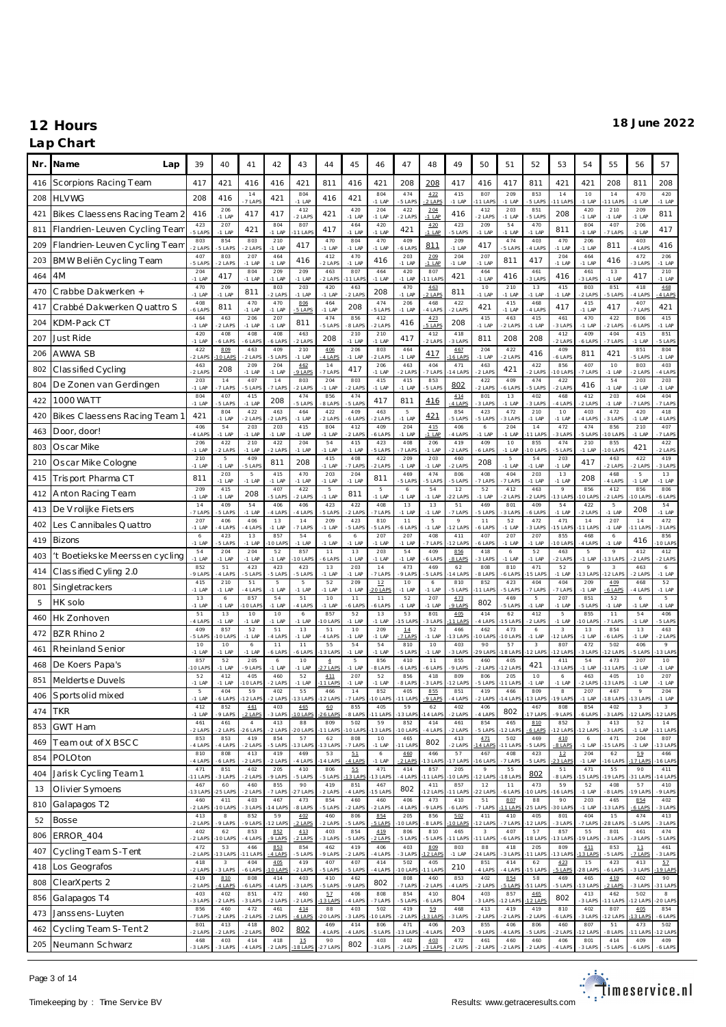# 12 Hours

**18 June 2022**

## Lap Chart

| Nr. | Name | 39 | 40 | 41 | 42 | 43 | 44 | 45 | 46 | 47 | 48 | 49 | 50 | 51 | 52 | 53 | 54 | 55 | 56 | 57 |
|---|---|---|---|---|---|---|---|---|---|---|---|---|---|---|---|---|---|---|---|---|
| 416 | Scorpions Racing Team | 417 | 421 | 416 | 416 | 421 | 811 | 416 | 421 | 208 | 208 | 417 | 416 | 417 | 811 | 421 | 421 | 208 | 811 | 208 |
| 208 | HLVWG | 208 | 416 | 14 -7 LAPS | 421 | 804 -1 LAP | 416 | 421 | 804 -1 LAP | 474 -5 LAPS | 422 -2 LAPS | 415 -1 LAP | 807 -11 LAPS | 209 -1 LAP | 853 -5 LAPS | 14 -11 LAPS | 10 -1 LAP | 14 -11 LAPS | 470 -1 LAP | 420 -1 LAP |
| 421 | Bikes Claessens Racing Team 2 | 416 | 206 -1 LAP | 417 | 417 | 412 -2 LAPS | 421 | 420 -1 LAP | 204 -1 LAP | 422 -2 LAPS | 204 -1 LAP | 416 | 412 -2 LAPS | 203 -1 LAP | 851 -5 LAPS | 208 | 420 -1 LAP | 210 -1 LAP | 209 -1 LAP | 811 |
| 811 | Flandrien-Leuven Cycling Team | 423 -5 LAPS | 207 -1 LAP | 421 | 804 -1 LAP | 807 -11 LAPS | 417 | 464 -1 LAP | 420 -1 LAP | 421 | 420 -1 LAP | 423 -5 LAPS | 209 -1 LAP | 54 -1 LAP | 470 -1 LAP | 811 | 804 -1 LAP | 407 -7 LAPS | 206 -1 LAP | 417 |
| 209 | Flandrien-Leuven Cycling Team | 803 -2 LAPS | 854 -5 LAPS | 803 -2 LAPS | 210 -1 LAP | 417 | 470 -1 LAP | 804 -1 LAP | 470 -1 LAP | 409 -6 LAPS | 811 | 209 -1 LAP | 417 | 474 -5 LAPS | 403 -4 LAPS | 470 -1 LAP | 206 -1 LAP | 811 | 403 -4 LAPS | 416 |
| 203 | BMW Beliën Cycling Team | 407 -5 LAPS | 803 -2 LAPS | 207 -1 LAP | 464 -1 LAP | 416 | 412 -2 LAPS | 470 -1 LAP | 416 | 203 -1 LAP | 209 -1 LAP | 204 -1 LAP | 207 -1 LAP | 811 | 417 | 204 -1 LAP | 464 -1 LAP | 416 | 472 -3 LAPS | 206 -1 LAP |
| 464 | 4M | 204 -1 LAP | 417 | 804 -1 LAP | 209 -1 LAP | 209 -1 LAP | 463 -2 LAPS | 807 -11 LAPS | 464 -1 LAP | 420 -1 LAP | 807 -11 LAPS | 421 | 464 -1 LAP | 416 | 461 -3 LAPS | 416 | 461 -3 LAPS | 13 -1 LAP | 417 | 210 -1 LAP |
| 470 | Crabbe Dakwerken + | 470 -1 LAP | 209 -1 LAP | 811 | 803 -2 LAPS | 203 -1 LAP | 420 -1 LAP | 463 -2 LAPS | 208 | 470 -1 LAP | 463 -2 LAPS | 811 | 10 -1 LAP | 210 -1 LAP | 13 -1 LAP | 415 -1 LAP | 803 -2 LAPS | 851 -5 LAPS | 418 -4 LAPS | 468 -4 LAPS |
| 417 | Crabbé Dakwerken Quattro S | 408 -6 LAPS | 811 | 470 -1 LAP | 470 -1 LAP | 806 -5 LAPS | 464 -1 LAP | 208 | 474 -5 LAPS | 206 -1 LAP | 468 -4 LAPS | 422 -2 LAPS | 421 | 415 -1 LAP | 468 -4 LAPS | 417 | 415 -1 LAP | 417 | 407 -7 LAPS | 421 |
| 204 | KDM-Pack CT | 464 -1 LAP | 463 -2 LAPS | 206 -1 LAP | 207 -1 LAP | 811 | 474 -5 LAPS | 856 -8 LAPS | 412 -2 LAPS | 416 | 423 -5 LAPS | 208 | 415 -1 LAP | 463 -2 LAPS | 415 -1 LAP | 461 -3 LAPS | 470 -1 LAP | 422 -2 LAPS | 806 -6 LAPS | 415 -1 LAP |
| 207 | Just Ride | 420 -1 LAP | 408 -6 LAPS | 408 -6 LAPS | 408 -6 LAPS | 463 -2 LAPS | 208 | 210 -1 LAP | 210 -1 LAP | 417 | 403 -2 LAPS | 418 -3 LAPS | 811 | 208 | 208 | 412 -2 LAPS | 409 -6 LAPS | 404 -7 LAPS | 415 -1 LAP | 851 -5 LAPS |
| 206 | AWWA SB | 422 -2 LAPS | 809 -10 LAPS | 463 -2 LAPS | 409 -5 LAPS | 210 -1 LAP | 406 -4 LAPS | 206 -1 LAP | 803 -2 LAPS | 464 -1 LAP | 417 | 467 -16 LAPS | 204 -1 LAP | 422 -2 LAPS | 416 | 409 -6 LAPS | 811 | 421 | 851 -5 LAPS | 804 -1 LAP |
| 802 | Classified Cycling | 463 -2 LAPS | 208 | 209 -1 LAP | 204 -1 LAP | 462 -9 LAPS | 14 -7 LAPS | 417 | 206 -1 LAP | 463 -2 LAPS | 404 -7 LAPS | 471 -14 LAPS | 463 -2 LAPS | 421 | 422 -2 LAPS | 856 -10 LAPS | 407 -7 LAPS | 10 -1 LAP | 803 -2 LAPS | 403 -4 LAPS |
| 804 | De Zonen van Gerdingen | 203 -1 LAP | 14 -7 LAPS | 407 -5 LAPS | 14 -7 LAPS | 803 -2 LAPS | 204 -1 LAP | 803 -2 LAPS | 415 -1 LAP | 415 -1 LAP | 853 -5 LAPS | 802 | 422 -2 LAPS | 409 -6 LAPS | 474 -5 LAPS | 422 -2 LAPS | 416 | 54 -1 LAP | 203 -1 LAP | 203 -1 LAP |
| 422 | 1000 WATT | 804 -1 LAP | 407 -5 LAPS | 415 -1 LAP | 208 | 474 -5 LAPS | 856 -8 LAPS | 474 -5 LAPS | 417 | 811 | 416 | 414 -4 LAPS | 801 -3 LAPS | 13 -1 LAP | 402 -3 LAPS | 468 -4 LAPS | 412 -2 LAPS | 203 -1 LAP | 404 -7 LAPS | 404 -7 LAPS |
| 420 | Bikes Claessens Racing Team 1 | 421 | 804 -1 LAP | 422 -2 LAPS | 463 -2 LAPS | 464 -1 LAP | 422 -2 LAPS | 409 -6 LAPS | 463 -2 LAPS | 5 -1 LAP | 421 | 854 -5 LAPS | 423 -5 LAPS | 472 -3 LAPS | 210 -1 LAP | 10 -1 LAP | 403 -4 LAPS | 472 -3 LAPS | 420 -1 LAP | 418 -4 LAPS |
| 463 | Door, door! | 406 -4 LAPS | 54 -1 LAP | 203 -1 LAP | 203 -1 LAP | 415 -1 LAP | 804 -1 LAP | 412 -2 LAPS | 409 -6 LAPS | 204 -1 LAP | 415 -1 LAP | 406 -4 LAPS | 6 -1 LAP | 204 -1 LAP | 14 -11 LAPS | 472 -3 LAPS | 474 -5 LAPS | 856 -10 LAPS | 210 -1 LAP | 407 -7 LAPS |
| 803 | Oscar Mike | 206 -1 LAP | 422 -2 LAPS | 210 -1 LAP | 422 -2 LAPS | 204 -1 LAP | 54 -1 LAP | 415 -1 LAP | 423 -5 LAPS | 408 -7 LAPS | 206 -1 LAP | 419 -2 LAPS | 409 -6 LAPS | 10 -1 LAP | 855 -10 LAPS | 474 -5 LAPS | 210 -1 LAP | 855 -10 LAPS | 421 | 422 -2 LAPS |
| 210 | Oscar Mike Cologne | 210 -1 LAP | 5 -1 LAP | 409 -5 LAPS | 811 | 208 | 415 -1 LAP | 408 -7 LAPS | 422 -2 LAPS | 209 -1 LAP | 203 -1 LAP | 460 -2 LAPS | 208 | 5 -1 LAP | 54 -1 LAP | 203 -1 LAP | 417 | 463 -2 LAPS | 422 -2 LAPS | 419 -3 LAPS |
| 415 | Trisport Pharma CT | 811 | 203 -1 LAP | 5 -1 LAP | 415 -1 LAP | 470 -1 LAP | 203 -1 LAP | 204 -1 LAP | 811 | 469 -5 LAPS | 474 -5 LAPS | 806 -5 LAPS | 408 -7 LAPS | 404 -7 LAPS | 203 -1 LAP | 13 -1 LAP | 208 | 468 -4 LAPS | 5 -1 LAP | 13 -1 LAP |
| 412 | Anton Racing Team | 209 -1 LAP | 415 -1 LAP | 208 | 407 -5 LAPS | 422 -2 LAPS | 5 -1 LAP | 811 | 5 -1 LAP | 6 -1 LAP | 54 -1 LAP | 12 -22 LAPS | 52 -1 LAP | 412 -2 LAPS | 463 -2 LAPS | 9 -13 LAPS | 856 -10 LAPS | 412 -2 LAPS | 856 -10 LAPS | 806 -6 LAPS |
| 413 | De Vrolijke Fietsers | 14 -7 LAPS | 409 -5 LAPS | 54 -1 LAP | 406 -4 LAPS | 406 -4 LAPS | 423 -5 LAPS | 422 -2 LAPS | 408 -7 LAPS | 13 -1 LAP | 13 -1 LAP | 51 -7 LAPS | 469 -5 LAPS | 801 -3 LAPS | 409 -6 LAPS | 54 -1 LAP | 422 -2 LAPS | 5 -1 LAP | 208 | 54 -1 LAP |
| 402 | Les Cannibales Quattro | 207 -1 LAP | 406 -4 LAPS | 406 -4 LAPS | 13 -1 LAP | 14 -7 LAPS | 209 -1 LAP | 423 -5 LAPS | 810 -5 LAPS | 11 -6 LAPS | 5 -1 LAP | 9 -12 LAPS | 11 -6 LAPS | 52 -1 LAP | 472 -3 LAPS | 471 -15 LAPS | 14 -11 LAPS | 207 -1 LAP | 14 -11 LAPS | 472 -3 LAPS |
| 419 | Bizons | 6 -1 LAP | 423 -5 LAPS | 13 -1 LAP | 857 -10 LAPS | 54 -1 LAP | 6 -1 LAP | 6 -1 LAP | 207 -1 LAP | 207 -1 LAP | 408 -7 LAPS | 411 -12 LAPS | 407 -6 LAPS | 207 -1 LAP | 207 -1 LAP | 855 -10 LAPS | 468 -4 LAPS | 6 -1 LAP | 416 | 856 -10 LAPS |
| 403 | 't Boetiekske Meerssen cycling | 54 -1 LAP | 204 -1 LAP | 204 -1 LAP | 52 -1 LAP | 857 -10 LAPS | 11 -6 LAPS | 13 -1 LAP | 203 -1 LAP | 54 -1 LAP | 409 -6 LAPS | 856 -8 LAPS | 418 -3 LAPS | 6 -1 LAP | 52 -1 LAP | 463 -2 LAPS | 5 -1 LAP | 9 -13 LAPS | 412 -2 LAPS | 422 -2 LAPS |
| 414 | Classified Cyling 2.0 | 852 -9 LAPS | 51 -4 LAPS | 423 -5 LAPS | 423 -5 LAPS | 423 -5 LAPS | 13 -1 LAP | 203 -1 LAP | 14 -7 LAPS | 473 -9 LAPS | 469 -5 LAPS | 62 -14 LAPS | 808 -8 LAPS | 810 -6 LAPS | 471 -15 LAPS | 52 -1 LAP | 9 -13 LAPS | 3 -12 LAPS | 463 -2 LAPS | 6 -1 LAP |
| 801 | Singletrackers | 415 -1 LAP | 210 -1 LAP | 51 -4 LAPS | 5 -1 LAP | 5 -1 LAP | 52 -1 LAP | 209 -1 LAP | 12 -20 LAPS | 10 -1 LAP | 6 -1 LAP | 810 -5 LAPS | 852 -11 LAPS | 423 -5 LAPS | 404 -7 LAPS | 404 -7 LAPS | 209 -1 LAP | 409 -6 LAPS | 468 -4 LAPS | 52 -1 LAP |
| 5 | HK solo | 13 -1 LAP | 6 -1 LAP | 857 -10 LAPS | 54 -1 LAP | 51 -4 LAPS | 10 -1 LAP | 11 -6 LAPS | 11 -6 LAPS | 52 -1 LAP | 207 -1 LAP | 473 -9 LAPS | 802 | 469 -5 LAPS | 5 -1 LAP | 207 -1 LAP | 851 -5 LAPS | 52 -1 LAP | 6 -1 LAP | 5 -1 LAP |
| 460 | Hk Zonhoven | 51 -4 LAPS | 13 -1 LAP | 10 -1 LAP | 10 -1 LAP | 6 -1 LAP | 857 -10 LAPS | 52 -1 LAP | 13 -1 LAP | 53 -15 LAPS | 801 -3 LAPS | 405 -11 LAPS | 414 -4 LAPS | 62 -15 LAPS | 412 -2 LAPS | 5 -1 LAP | 855 -10 LAPS | 11 -7 LAPS | 54 -1 LAP | 406 -5 LAPS |
| 472 | BZR Rhino 2 | 409 -5 LAPS | 857 -10 LAPS | 52 -1 LAP | 51 -4 LAPS | 13 -1 LAP | 51 -4 LAPS | 10 -1 LAP | 209 -1 LAP | 14 -7 LAPS | 52 -1 LAP | 466 -13 LAPS | 462 -10 LAPS | 473 -10 LAPS | 6 -1 LAP | 3 -12 LAPS | 13 -1 LAP | 854 -6 LAPS | 13 -1 LAP | 463 -2 LAPS |
| 461 | Rheinland Senior | 10 -1 LAP | 10 -1 LAP | 6 -1 LAP | 11 -6 LAPS | 11 -6 LAPS | 55 -13 LAPS | 54 -1 LAP | 54 -1 LAP | 810 -5 LAPS | 10 -1 LAP | 403 -3 LAPS | 90 -29 LAPS | 57 -18 LAPS | 3 -12 LAPS | 807 -12 LAPS | 472 -3 LAPS | 502 -12 LAPS | 406 -5 LAPS | 9 -13 LAPS |
| 468 | De Koers Papa's | 857 -10 LAPS | 52 -1 LAP | 205 -9 LAPS | 6 -1 LAP | 10 -1 LAP | 4 -27 LAPS | 5 -1 LAP | 856 -8 LAPS | 410 -6 LAPS | 11 -6 LAPS | 855 -9 LAPS | 460 -2 LAPS | 405 -12 LAPS | 421 | 411 -13 LAPS | 54 -1 LAP | 473 -11 LAPS | 207 -1 LAP | 10 -1 LAP |
| 851 | Meldertse Duvels | 52 -1 LAP | 412 -2 LAPS | 405 -10 LAPS | 460 -2 LAPS | 52 -1 LAP | 411 -11 LAPS | 207 -1 LAP | 52 -1 LAP | 856 -8 LAPS | 418 -3 LAPS | 809 -12 LAPS | 806 -5 LAPS | 205 -11 LAPS | 10 -1 LAP | 6 -1 LAP | 463 -2 LAPS | 405 -13 LAPS | 10 -1 LAP | 207 -1 LAP |
| 406 | Sportsolid mixed | 5 -1 LAP | 404 -6 LAPS | 59 -12 LAPS | 402 -2 LAPS | 55 -13 LAPS | 466 -12 LAPS | 14 -7 LAPS | 852 -10 LAPS | 405 -11 LAPS | 855 -9 LAPS | 851 -4 LAPS | 419 -2 LAPS | 466 -14 LAPS | 809 -13 LAPS | 8 -19 LAPS | 207 -1 LAP | 467 -18 LAPS | 9 -13 LAPS | 204 -1 LAP |
| 474 | TKR | 412 -1 LAP | 852 -9 LAPS | 461 -2 LAPS | 403 -3 LAPS | 465 -10 LAPS | 60 -26 LAPS | 855 -8 LAPS | 405 -11 LAPS | 59 -13 LAPS | 62 -14 LAPS | 402 -2 LAPS | 406 -4 LAPS | 802 | 467 -17 LAPS | 808 -9 LAPS | 854 -6 LAPS | 402 -3 LAPS | 3 -12 LAPS | 3 -12 LAPS |
| 853 | GWT Ham | 461 -2 LAPS | 461 -2 LAPS | 4 -26 LAPS | 413 -2 LAPS | 88 -20 LAPS | 809 -11 LAPS | 502 -10 LAPS | 59 -13 LAPS | 852 -10 LAPS | 414 -4 LAPS | 461 -2 LAPS | 854 -5 LAPS | 465 -12 LAPS | 810 -6 LAPS | 852 -12 LAPS | 3 -12 LAPS | 413 -3 LAPS | 52 -1 LAP | 14 -11 LAPS |
| 469 | Team out of X BSCC | 853 -4 LAPS | 853 -4 LAPS | 419 -2 LAPS | 854 -5 LAPS | 57 -13 LAPS | 62 -13 LAPS | 808 -7 LAPS | 10 -1 LAP | 465 -11 LAPS | 802 | 413 -2 LAPS | 471 -14 LAPS | 502 -11 LAPS | 469 -5 LAPS | 410 -8 LAPS | 6 -1 LAP | 471 -15 LAPS | 204 -1 LAP | 807 -13 LAPS |
| 854 | POLOton | 810 -4 LAPS | 808 -6 LAPS | 413 -2 LAPS | 419 -2 LAPS | 469 -4 LAPS | 53 -14 LAPS | 51 -4 LAPS | 6 -1 LAP | 460 -2 LAPS | 466 -13 LAPS | 57 -17 LAPS | 467 -16 LAPS | 408 -7 LAPS | 423 -5 LAPS | 12 -23 LAPS | 204 -1 LAP | 62 -16 LAPS | 59 -17 LAPS | 466 -16 LAPS |
| 404 | Jarisk Cycling Team 1 | 471 -11 LAPS | 851 -3 LAPS | 402 -2 LAPS | 205 -9 LAPS | 410 -5 LAPS | 806 -5 LAPS | 55 -13 LAPS | 471 -13 LAPS | 414 -4 LAPS | 857 -11 LAPS | 205 -10 LAPS | 9 -12 LAPS | 55 -18 LAPS | 802 | 51 -8 LAPS | 471 -15 LAPS | 55 -19 LAPS | 90 -31 LAPS | 411 -14 LAPS |
| 13 | Olivier Symoens | 467 -13 LAPS | 60 -25 LAPS | 460 -2 LAPS | 855 -7 LAPS | 90 -27 LAPS | 419 -2 LAPS | 851 -4 LAPS | 467 -15 LAPS | 802 | 411 -12 LAPS | 857 -11 LAPS | 12 -22 LAPS | 11 -6 LAPS | 473 -10 LAPS | 59 -16 LAPS | 52 -1 LAP | 408 -8 LAPS | 57 -19 LAPS | 410 -9 LAPS |
| 810 | Galapagos T2 | 460 -2 LAPS | 411 -10 LAPS | 403 -3 LAPS | 467 -14 LAPS | 473 -8 LAPS | 854 -5 LAPS | 460 -2 LAPS | 460 -2 LAPS | 406 -4 LAPS | 473 -9 LAPS | 410 -6 LAPS | 51 -7 LAPS | 807 -11 LAPS | 88 -25 LAPS | 90 -30 LAPS | 203 -1 LAP | 465 -13 LAPS | 854 -6 LAPS | 402 -3 LAPS |
| 52 | Bosse | 413 -2 LAPS | 8 -9 LAPS | 852 -9 LAPS | 59 -12 LAPS | 402 -2 LAPS | 460 -2 LAPS | 806 -5 LAPS | 854 -5 LAPS | 205 -10 LAPS | 856 -8 LAPS | 502 -10 LAPS | 411 -12 LAPS | 410 -7 LAPS | 405 -12 LAPS | 801 -3 LAPS | 404 -7 LAPS | 15 -28 LAPS | 474 -5 LAPS | 413 -3 LAPS |
| 806 | ERROR_404 | 402 -2 LAPS | 62 -10 LAPS | 853 -4 LAPS | 852 -9 LAPS | 413 -2 LAPS | 403 -3 LAPS | 854 -5 LAPS | 419 -2 LAPS | 806 -5 LAPS | 810 -5 LAPS | 465 -11 LAPS | 3 -11 LAPS | 407 -6 LAPS | 57 -18 LAPS | 857 -13 LAPS | 5 -19 LAPS | 801 -3 LAPS | 461 -3 LAPS | 474 -5 LAPS |
| 407 | Cycling Team S-Tent | 472 -2 LAPS | 53 -13 LAPS | 466 -11 LAPS | 853 -4 LAPS | 854 -5 LAPS | 462 -9 LAPS | 419 -2 LAPS | 406 -4 LAPS | 403 -3 LAPS | 809 -12 LAPS | 803 -1 LAP | 88 -24 LAPS | 418 -3 LAPS | 205 -11 LAPS | 809 -13 LAPS | 411 -13 LAPS | 853 -5 LAPS | 11 -7 LAPS | 461 -3 LAPS |
| 418 | Los Geografos | 418 -2 LAPS | 3 -6 LAPS | 404 -6 LAPS | 405 -10 LAPS | 419 -2 LAPS | 407 -5 LAPS | 407 -5 LAPS | 414 -4 LAPS | 502 -10 LAPS | 405 -11 LAPS | 210 | 851 -4 LAPS | 414 -4 LAPS | 62 -15 LAPS | 423 -5 LAPS | 15 -28 LAPS | 423 -6 LAPS | 13 -3 LAPS | 57 -19 LAPS |
| 808 | ClearXperts 2 | 419 -2 LAPS | 810 -4 LAPS | 808 -6 LAPS | 414 -4 LAPS | 403 -3 LAPS | 410 -5 LAPS | 462 -9 LAPS | 802 | 808 -7 LAPS | 460 -2 LAPS | 853 -4 LAPS | 402 -2 LAPS | 854 -5 LAPS | 58 -51 LAPS | 469 -5 LAPS | 465 -13 LAPS | 419 -2 LAPS | 402 -3 LAPS | 90 -31 LAPS |
| 856 | Galapagos T4 | 403 -3 LAPS | 402 -2 LAPS | 851 -3 LAPS | 472 -2 LAPS | 460 -2 LAPS | 57 -13 LAPS | 406 -4 LAPS | 808 -7 LAPS | 854 -5 LAPS | 410 -6 LAPS | 804 | 403 -3 LAPS | 857 -12 LAPS | 465 -12 LAPS | 802 | 413 -3 LAPS | 462 -11 LAPS | 502 -12 LAPS | 8 -20 LAPS |
| 473 | Janssens-Luyten | 856 -7 LAPS | 460 -2 LAPS | 472 -2 LAPS | 461 -2 LAPS | 414 -4 LAPS | 88 -20 LAPS | 403 -3 LAPS | 502 -10 LAPS | 419 -2 LAPS | 59 -13 LAPS | 468 -3 LAPS | 413 -2 LAPS | 419 -2 LAPS | 419 -2 LAPS | 810 -6 LAPS | 402 -3 LAPS | 807 -12 LAPS | 405 -13 LAPS | 854 -6 LAPS |
| 462 | Cycling Team S-Tent 2 | 801 -2 LAPS | 413 -2 LAPS | 418 -2 LAPS | 802 | 802 | 469 -4 LAPS | 414 -4 LAPS | 806 -5 LAPS | 471 -13 LAPS | 406 -4 LAPS | 203 | 855 -9 LAPS | 406 -4 LAPS | 806 -5 LAPS | 460 -2 LAPS | 807 -12 LAPS | 51 -8 LAPS | 473 -11 LAPS | 502 -12 LAPS |
| 205 | Neumann Schwarz | 468 -3 LAPS | 403 -3 LAPS | 414 -4 LAPS | 418 -2 LAPS | 15 -18 LAPS | 90 -27 LAPS | 802 | 403 -3 LAPS | 402 -2 LAPS | 403 -3 LAPS | 472 -2 LAPS | 461 -2 LAPS | 460 -2 LAPS | 460 -2 LAPS | 406 -4 LAPS | 801 -3 LAPS | 414 -5 LAPS | 409 -6 LAPS | 409 -6 LAPS |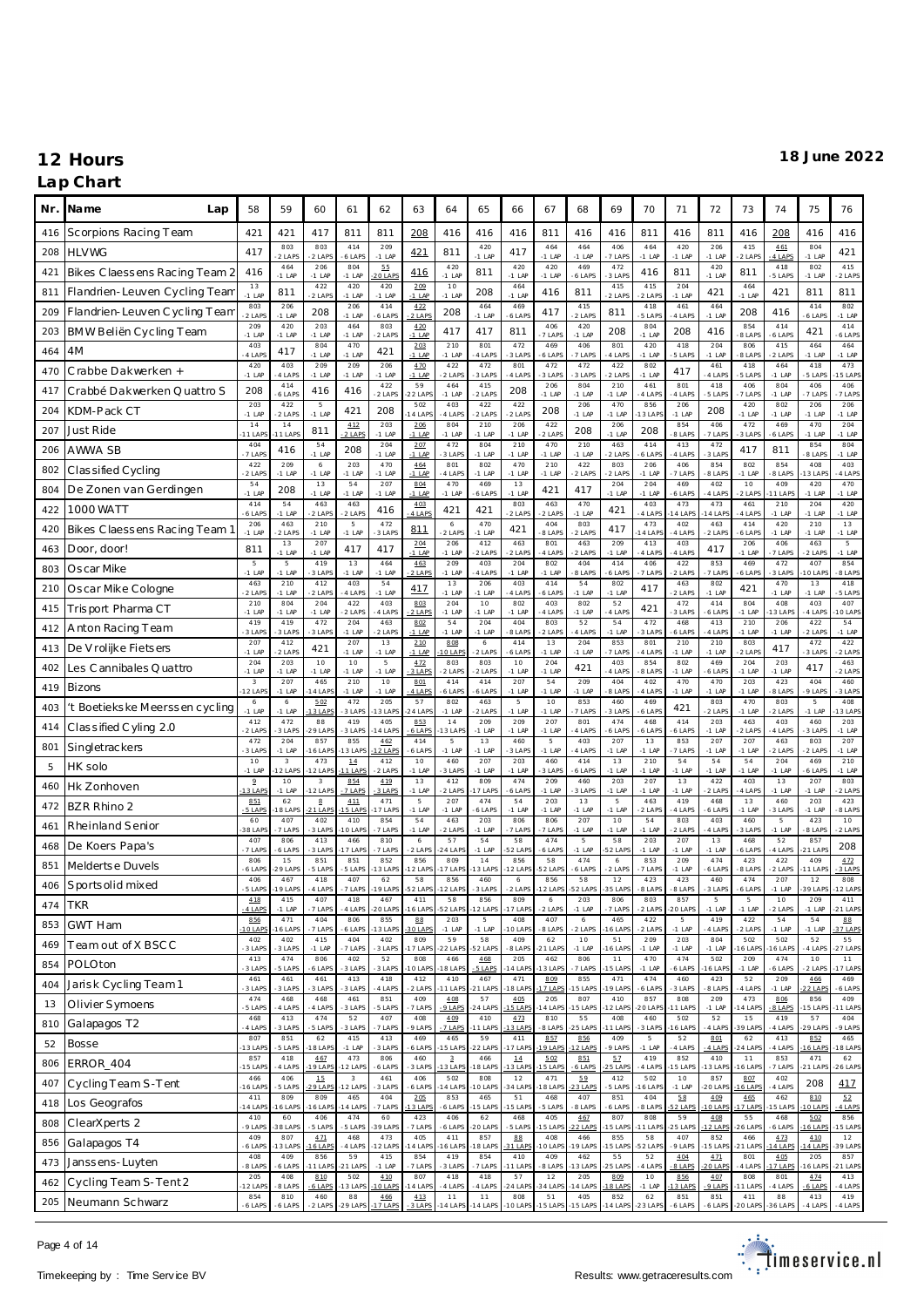# 12 Hours

**18 June 2022**

## Lap Chart

| Nr. | Name | 58 | 59 | 60 | 61 | 62 | 63 | 64 | 65 | 66 | 67 | 68 | 69 | 70 | 71 | 72 | 73 | 74 | 75 | 76 |
|---|---|---|---|---|---|---|---|---|---|---|---|---|---|---|---|---|---|---|---|---|
| 416 | Scorpions Racing Team | 421 | 421 | 417 | 811 | 811 | 208 | 416 | 416 | 416 | 811 | 416 | 416 | 811 | 416 | 811 | 416 | 208 | 416 | 416 |
| 208 | HLVWG | 417 | 803 -2 LAPS | 803 -2 LAPS | 414 -6 LAPS | 209 -1 LAP | 421 | 811 | 420 -1 LAP | 417 | 464 -1 LAP | 464 -1 LAP | 406 -7 LAPS | 464 -1 LAP | 420 -1 LAP | 206 -1 LAP | 415 -2 LAPS | 461 -4 LAPS | 804 -1 LAP | 421 |
| 421 | Bikes Claessens Racing Team 2 | 416 | 464 -1 LAP | 206 -1 LAP | 804 -1 LAP | 55 -20 LAPS | 416 | 420 -1 LAP | 811 | 420 -1 LAP | 420 -1 LAP | 469 -6 LAPS | 472 -3 LAPS | 416 | 811 | 420 -1 LAP | 811 | 418 -5 LAPS | 802 -1 LAP | 415 -2 LAPS |
| 811 | Flandrien-Leuven Cycling Team | 13 -1 LAP | 811 | 422 -2 LAPS | 420 -1 LAP | 420 -1 LAP | 209 -1 LAP | 10 -1 LAP | 208 | 464 -1 LAP | 416 | 811 | 415 -2 LAPS | 415 -2 LAPS | 204 -1 LAP | 421 | 464 -1 LAP | 421 | 811 | 811 |
| 209 | Flandrien-Leuven Cycling Team | 803 -2 LAPS | 206 -1 LAP | 208 | 206 -1 LAP | 414 -6 LAPS | 422 -2 LAPS | 208 | 464 -1 LAP | 469 -6 LAPS | 417 | 415 -2 LAPS | 811 | 418 -5 LAPS | 461 -4 LAPS | 464 -1 LAP | 208 | 416 | 414 -6 LAPS | 802 -1 LAP |
| 203 | BMW Beliën Cycling Team | 209 -1 LAP | 420 -1 LAP | 203 -1 LAP | 464 -1 LAP | 803 -2 LAPS | 420 -1 LAP | 417 | 417 | 811 | 406 -7 LAPS | 420 -1 LAP | 208 | 804 -1 LAP | 208 | 416 | 854 -8 LAPS | 414 -6 LAPS | 421 | 414 -6 LAPS |
| 464 | 4M | 403 -4 LAPS | 417 | 804 -1 LAP | 470 -1 LAP | 421 | 203 -1 LAP | 210 -1 LAP | 801 -4 LAPS | 472 -3 LAPS | 469 -6 LAPS | 406 -7 LAPS | 801 -4 LAPS | 420 -1 LAP | 418 -5 LAPS | 204 -1 LAP | 806 -8 LAPS | 415 -2 LAPS | 464 -1 LAP | 464 -1 LAP |
| 470 | Crabbe Dakwerken + | 420 -1 LAP | 403 -4 LAPS | 209 -1 LAP | 209 -1 LAP | 206 -1 LAP | 470 -1 LAP | 422 -2 LAPS | 472 -3 LAPS | 801 -4 LAPS | 472 -3 LAPS | 472 -3 LAPS | 422 -2 LAPS | 802 -1 LAP | 417 | 461 -4 LAPS | 418 -5 LAPS | 464 -1 LAP | 418 -5 LAPS | 473 -15 LAPS |
| 471 | Crabbé Dakwerken Quattro S | 208 | 414 -6 LAPS | 416 | 416 | 422 -2 LAPS | 59 -22 LAPS | 464 -1 LAP | 415 -2 LAPS | 208 | 206 -1 LAP | 804 -1 LAP | 210 -1 LAP | 461 -4 LAPS | 801 -4 LAPS | 418 -5 LAPS | 406 -7 LAPS | 804 -1 LAP | 406 -7 LAPS | 406 -7 LAPS |
| 204 | KDM-Pack CT | 203 -1 LAP | 422 -2 LAPS | 5 -1 LAP | 421 | 208 | 502 -14 LAPS | 403 -4 LAPS | 422 -2 LAPS | 422 -2 LAPS | 208 | 206 -1 LAP | 470 -1 LAP | 856 -13 LAPS | 206 -1 LAP | 208 | 420 -1 LAP | 802 -1 LAP | 206 -1 LAP | 206 -1 LAP |
| 207 | Just Ride | 14 -11 LAPS | 14 -11 LAPS | 811 | 412 -2 LAPS | 203 -1 LAP | 206 -1 LAP | 804 -1 LAP | 210 -1 LAP | 206 -1 LAP | 422 -2 LAPS | 208 | 206 -1 LAP | 208 | 854 -8 LAPS | 406 -7 LAPS | 472 -3 LAPS | 469 -6 LAPS | 470 -1 LAP | 204 -1 LAP |
| 206 | AWWA SB | 404 -7 LAPS | 416 | 54 -1 LAP | 208 | 204 -1 LAP | 207 -1 LAP | 472 -3 LAPS | 804 -1 LAP | 210 -1 LAP | 470 -1 LAP | 210 -1 LAP | 463 -2 LAPS | 414 -6 LAPS | 413 -4 LAPS | 472 -3 LAPS | 417 | 811 | 854 -8 LAPS | 804 -1 LAP |
| 802 | Classified Cycling | 422 -2 LAPS | 209 -1 LAP | 6 -1 LAP | 203 -1 LAP | 470 -1 LAP | 464 -1 LAP | 801 -4 LAPS | 802 -1 LAP | 470 -1 LAP | 210 -1 LAP | 422 -2 LAPS | 803 -2 LAPS | 206 -1 LAP | 406 -7 LAPS | 854 -8 LAPS | 802 -1 LAP | 854 -8 LAPS | 408 -13 LAPS | 403 -4 LAPS |
| 804 | De Zonen van Gerdingen | 54 -1 LAP | 208 | 13 -1 LAP | 54 -1 LAP | 207 -1 LAP | 804 -1 LAP | 470 -1 LAP | 469 -6 LAPS | 13 -1 LAP | 421 | 417 | 204 -1 LAP | 204 -1 LAP | 469 -6 LAPS | 402 -4 LAPS | 10 -2 LAPS | 409 -11 LAPS | 420 -1 LAP | 470 -1 LAP |
| 422 | 1000 WATT | 414 -6 LAPS | 54 -1 LAP | 463 -2 LAPS | 463 -2 LAPS | 416 | 403 -4 LAPS | 421 | 421 | 803 -2 LAPS | 463 -2 LAPS | 470 -1 LAP | 421 | 403 -4 LAPS | 473 -14 LAPS | 473 -14 LAPS | 461 -4 LAPS | 210 -1 LAP | 204 -1 LAP | 420 -1 LAP |
| 420 | Bikes Claessens Racing Team 1 | 206 -1 LAP | 463 -2 LAPS | 210 -1 LAP | 5 -1 LAP | 472 -3 LAPS | 811 | 6 -2 LAPS | 470 -1 LAP | 421 | 404 -8 LAPS | 803 -2 LAPS | 417 | 473 -14 LAPS | 402 -4 LAPS | 463 -2 LAPS | 414 -6 LAPS | 420 -1 LAP | 210 -1 LAP | 13 -1 LAP |
| 463 | Door, door! | 811 | 13 -1 LAP | 207 -1 LAP | 417 | 417 | 204 -1 LAP | 206 -1 LAP | 412 -2 LAPS | 463 -2 LAPS | 801 -4 LAPS | 463 -2 LAPS | 209 -1 LAP | 413 -4 LAPS | 403 -4 LAPS | 417 | 206 -1 LAP | 406 -7 LAPS | 463 -2 LAPS | 5 -1 LAP |
| 803 | Oscar Mike | 5 -1 LAP | 5 -1 LAP | 419 -3 LAPS | 13 -1 LAP | 464 -1 LAP | 463 -2 LAPS | 209 -1 LAP | 403 -4 LAPS | 204 -1 LAP | 802 -1 LAP | 404 -8 LAPS | 414 -6 LAPS | 406 -7 LAPS | 422 -2 LAPS | 853 -7 LAPS | 469 -6 LAPS | 472 -3 LAPS | 407 -10 LAPS | 854 -8 LAPS |
| 210 | Oscar Mike Cologne | 463 -2 LAPS | 210 -1 LAP | 412 -2 LAPS | 403 -4 LAPS | 54 -1 LAP | 417 | 13 -1 LAP | 206 -1 LAP | 403 -4 LAPS | 414 -6 LAPS | 54 -1 LAP | 802 -1 LAP | 417 | 463 -2 LAPS | 802 -1 LAP | 421 | 470 -1 LAP | 13 -1 LAP | 418 -5 LAPS |
| 415 | Trisport Pharma CT | 210 -1 LAP | 804 -1 LAP | 204 -1 LAP | 422 -2 LAPS | 403 -4 LAPS | 803 -2 LAPS | 204 -1 LAP | 10 -1 LAP | 802 -1 LAP | 403 -4 LAPS | 802 -1 LAP | 52 -4 LAPS | 421 | 472 -3 LAPS | 414 -6 LAPS | 804 -1 LAP | 408 -13 LAPS | 403 -4 LAPS | 407 -10 LAPS |
| 412 | Anton Racing Team | 419 -3 LAPS | 419 -3 LAPS | 472 -3 LAPS | 204 -1 LAP | 463 -2 LAPS | 802 -1 LAP | 54 -1 LAP | 204 -1 LAP | 404 -8 LAPS | 803 -2 LAPS | 52 -4 LAPS | 54 -1 LAP | 472 -3 LAPS | 468 -6 LAPS | 413 -4 LAPS | 210 -1 LAP | 206 -1 LAP | 422 -2 LAPS | 54 -1 LAP |
| 413 | De Vrolijke Fietsers | 207 -1 LAP | 412 -2 LAPS | 421 | 207 -1 LAP | 13 -1 LAP | 210 -1 LAP | 808 -10 LAPS | 6 -2 LAPS | 414 -6 LAPS | 13 -1 LAP | 204 -1 LAP | 853 -7 LAPS | 801 -4 LAPS | 210 -1 LAP | 210 -1 LAP | 803 -2 LAPS | 417 | 472 -3 LAPS | 422 -2 LAPS |
| 402 | Les Cannibales Quattro | 204 -1 LAP | 203 -1 LAP | 10 -1 LAP | 10 -1 LAP | 5 -1 LAP | 472 -3 LAPS | 803 -2 LAPS | 803 -2 LAPS | 10 -1 LAP | 204 -1 LAP | 421 | 403 -4 LAPS | 854 -8 LAPS | 802 -1 LAP | 469 -6 LAPS | 204 -1 LAP | 203 -1 LAP | 417 | 463 -2 LAPS |
| 419 | Bizons | 3 -12 LAPS | 207 -1 LAP | 465 -14 LAPS | 210 -1 LAP | 10 -1 LAP | 801 -4 LAPS | 414 -6 LAPS | 414 -6 LAPS | 207 -1 LAP | 54 -1 LAP | 209 -1 LAP | 404 -8 LAPS | 402 -4 LAPS | 470 -1 LAP | 470 -1 LAP | 203 -1 LAP | 423 -8 LAPS | 404 -9 LAPS | 460 -3 LAPS |
| 403 | 't Boetiekske Meerssen cycling | 6 -1 LAP | 6 -1 LAP | 502 -13 LAPS | 472 -3 LAPS | 205 -13 LAPS | 57 -24 LAPS | 802 -1 LAP | 463 -2 LAPS | 5 -1 LAP | 10 -1 LAP | 853 -7 LAPS | 460 -3 LAPS | 469 -6 LAPS | 421 | 803 -2 LAPS | 470 -1 LAP | 803 -2 LAPS | 5 -1 LAP | 408 -13 LAPS |
| 414 | Classified Cyling 2.0 | 412 -2 LAPS | 472 -3 LAPS | 88 -29 LAPS | 419 -3 LAPS | 405 -14 LAPS | 853 -6 LAPS | 14 -13 LAPS | 209 -1 LAP | 209 -1 LAP | 207 -1 LAP | 801 -4 LAPS | 474 -6 LAPS | 468 -6 LAPS | 414 -6 LAPS | 203 -1 LAP | 463 -2 LAPS | 403 -4 LAPS | 460 -3 LAPS | 203 -1 LAP |
| 801 | Singletrackers | 472 -3 LAPS | 204 -1 LAP | 857 -16 LAPS | 855 -13 LAPS | 462 -12 LAPS | 414 -6 LAPS | 5 -1 LAP | 13 -1 LAP | 460 -3 LAPS | 5 -1 LAP | 403 -4 LAPS | 207 -1 LAP | 13 -1 LAP | 853 -7 LAPS | 207 -1 LAP | 207 -1 LAP | 463 -2 LAPS | 803 -2 LAPS | 207 -1 LAP |
| 5 | HK solo | 10 -1 LAP | 3 -12 LAPS | 473 -12 LAPS | 14 -11 LAPS | 412 -2 LAPS | 10 -1 LAP | 460 -3 LAPS | 207 -1 LAP | 203 -1 LAP | 460 -3 LAPS | 414 -6 LAPS | 13 -1 LAP | 210 -1 LAP | 54 -1 LAP | 54 -1 LAP | 54 -1 LAP | 204 -1 LAP | 469 -6 LAPS | 210 -1 LAP |
| 460 | Hk Zonhoven | 9 -13 LAPS | 10 -1 LAP | 3 -12 LAPS | 854 -7 LAPS | 419 -3 LAPS | 13 -1 LAP | 412 -2 LAPS | 809 -17 LAPS | 474 -6 LAPS | 209 -1 LAP | 460 -3 LAPS | 203 -1 LAP | 207 -1 LAP | 13 -1 LAP | 422 -2 LAPS | 403 -4 LAPS | 13 -1 LAP | 207 -1 LAP | 803 -2 LAPS |
| 472 | BZR Rhino 2 | 851 -5 LAPS | 62 -18 LAPS | 8 -21 LAPS | 411 -15 LAPS | 471 -17 LAPS | 5 -1 LAP | 207 -1 LAP | 474 -6 LAPS | 54 -1 LAP | 203 -1 LAP | 13 -1 LAP | 5 -1 LAP | 463 -2 LAPS | 419 -4 LAPS | 468 -6 LAPS | 13 -1 LAP | 460 -3 LAPS | 203 -1 LAP | 423 -8 LAPS |
| 461 | Rheinland Senior | 60 -38 LAPS | 407 -7 LAPS | 402 -3 LAPS | 410 -10 LAPS | 854 -7 LAPS | 54 -1 LAP | 463 -2 LAPS | 203 -1 LAP | 806 -7 LAPS | 806 -7 LAPS | 207 -1 LAP | 10 -1 LAP | 54 -1 LAP | 803 -2 LAPS | 403 -4 LAPS | 460 -3 LAPS | 5 -1 LAP | 423 -8 LAPS | 10 -2 LAPS |
| 468 | De Koers Papa's | 407 -7 LAPS | 806 -6 LAPS | 413 -3 LAPS | 466 -17 LAPS | 810 -7 LAPS | 6 -2 LAPS | 57 -24 LAPS | 54 -1 LAP | 58 -52 LAPS | 474 -6 LAPS | 5 -1 LAP | 58 -52 LAPS | 203 -1 LAP | 207 -1 LAP | 13 -1 LAP | 468 -6 LAPS | 52 -4 LAPS | 857 -21 LAPS | 208 |
| 851 | Meldertse Duvels | 806 -6 LAPS | 15 -29 LAPS | 851 -5 LAPS | 851 -5 LAPS | 852 -13 LAPS | 856 -12 LAPS | 809 -17 LAPS | 14 -13 LAPS | 856 -12 LAPS | 58 -52 LAPS | 474 -6 LAPS | 6 -2 LAPS | 853 -7 LAPS | 209 -1 LAP | 474 -6 LAPS | 423 -8 LAPS | 422 -2 LAPS | 409 -11 LAPS | 472 -3 LAPS |
| 406 | Sportsolid mixed | 406 -5 LAPS | 467 -19 LAPS | 418 -4 LAPS | 407 -7 LAPS | 62 -19 LAPS | 58 -52 LAPS | 856 -12 LAPS | 460 -3 LAPS | 6 -2 LAPS | 856 -12 LAPS | 58 -52 LAPS | 12 -35 LAPS | 423 -8 LAPS | 423 -8 LAPS | 460 -3 LAPS | 474 -6 LAPS | 207 -1 LAP | 12 -39 LAPS | 808 -12 LAPS |
| 474 | TKR | 418 -4 LAPS | 415 -1 LAP | 407 -7 LAPS | 418 -4 LAPS | 467 -20 LAPS | 411 -16 LAPS | 58 -52 LAPS | 856 -12 LAPS | 809 -17 LAPS | 6 -2 LAPS | 203 -1 LAP | 806 -7 LAPS | 803 -2 LAPS | 857 -20 LAPS | 5 -1 LAP | 5 -1 LAP | 10 -2 LAPS | 209 -1 LAP | 411 -21 LAPS |
| 853 | GWT Ham | 856 -10 LAPS | 471 -16 LAPS | 404 -7 LAPS | 806 -6 LAPS | 855 -13 LAPS | 88 -30 LAPS | 203 -1 LAP | 5 -1 LAP | 408 -10 LAPS | 407 -8 LAPS | 6 -2 LAPS | 465 -16 LAPS | 422 -2 LAPS | 5 -1 LAP | 419 -4 LAPS | 422 -2 LAPS | 54 -1 LAP | 54 -1 LAP | 88 -37 LAPS |
| 469 | Team out of X BSCC | 402 -3 LAPS | 402 -3 LAPS | 415 -1 LAP | 404 -7 LAPS | 402 -3 LAPS | 809 -17 LAPS | 59 -22 LAPS | 58 -52 LAPS | 409 -8 LAPS | 62 -21 LAPS | 10 -1 LAP | 51 -16 LAPS | 209 -1 LAP | 203 -1 LAP | 804 -1 LAP | 502 -16 LAPS | 502 -16 LAPS | 52 -4 LAPS | 55 -27 LAPS |
| 854 | POLOton | 413 -3 LAPS | 474 -5 LAPS | 806 -6 LAPS | 402 -3 LAPS | 52 -3 LAPS | 808 -10 LAPS | 466 -18 LAPS | 468 -5 LAPS | 205 -14 LAPS | 462 -13 LAPS | 806 -7 LAPS | 11 -15 LAPS | 470 -1 LAP | 474 -6 LAPS | 502 -16 LAPS | 209 -1 LAP | 474 -6 LAPS | 10 -2 LAPS | 11 -17 LAPS |
| 404 | Jarisk Cycling Team 1 | 461 -3 LAPS | 461 -3 LAPS | 461 -3 LAPS | 413 -3 LAPS | 418 -4 LAPS | 412 -2 LAPS | 410 -11 LAPS | 467 -21 LAPS | 471 -18 LAPS | 809 -17 LAPS | 855 -15 LAPS | 471 -19 LAPS | 474 -6 LAPS | 460 -3 LAPS | 423 -8 LAPS | 52 -4 LAPS | 209 -1 LAP | 466 -22 LAPS | 469 -6 LAPS |
| 13 | Olivier Symoens | 474 -5 LAPS | 468 -4 LAPS | 468 -4 LAPS | 461 -3 LAPS | 851 -5 LAPS | 409 -7 LAPS | 408 -9 LAPS | 57 -24 LAPS | 405 -15 LAPS | 205 -14 LAPS | 807 -15 LAPS | 410 -12 LAPS | 857 -20 LAPS | 808 -11 LAPS | 209 -1 LAP | 473 -14 LAPS | 806 -8 LAPS | 856 -15 LAPS | 409 -11 LAPS |
| 810 | Galapagos T2 | 468 -4 LAPS | 413 -3 LAPS | 474 -5 LAPS | 52 -3 LAPS | 407 -7 LAPS | 408 -9 LAPS | 409 -7 LAPS | 410 -11 LAPS | 473 -13 LAPS | 810 -8 LAPS | 55 -25 LAPS | 408 -11 LAPS | 460 -3 LAPS | 502 -16 LAPS | 52 -4 LAPS | 15 -39 LAPS | 419 -4 LAPS | 57 -29 LAPS | 404 -9 LAPS |
| 52 | Bosse | 807 -13 LAPS | 851 -5 LAPS | 62 -18 LAPS | 415 -1 LAP | 413 -3 LAPS | 469 -6 LAPS | 465 -15 LAPS | 59 -22 LAPS | 411 -17 LAPS | 857 -19 LAPS | 856 -12 LAPS | 409 -9 LAPS | 5 -1 LAP | 52 -4 LAPS | 801 -4 LAPS | 62 -24 LAPS | 413 -4 LAPS | 852 -16 LAPS | 465 -18 LAPS |
| 806 | ERROR_404 | 857 -15 LAPS | 418 -4 LAPS | 467 -19 LAPS | 405 -12 LAPS | 806 -6 LAPS | 460 -3 LAPS | 3 -13 LAPS | 466 -18 LAPS | 14 -13 LAPS | 502 -15 LAPS | 851 -6 LAPS | 57 -25 LAPS | 419 -4 LAPS | 852 -15 LAPS | 410 -13 LAPS | 11 -16 LAPS | 853 -7 LAPS | 471 -21 LAPS | 62 -26 LAPS |
| 407 | Cycling Team S-Tent | 466 -16 LAPS | 406 -5 LAPS | 15 -29 LAPS | 3 -12 LAPS | 461 -3 LAPS | 406 -6 LAPS | 502 -14 LAPS | 808 -10 LAPS | 12 -34 LAPS | 471 -18 LAPS | 59 -23 LAPS | 412 -5 LAPS | 502 -16 LAPS | 10 -1 LAP | 857 -20 LAPS | 807 -16 LAPS | 402 -4 LAPS | 208 | 417 |
| 418 | Los Geografos | 411 -14 LAPS | 809 -16 LAPS | 809 -16 LAPS | 465 -14 LAPS | 404 -7 LAPS | 205 -13 LAPS | 853 -6 LAPS | 465 -15 LAPS | 51 -15 LAPS | 468 -5 LAPS | 407 -8 LAPS | 851 -6 LAPS | 404 -8 LAPS | 58 -52 LAPS | 409 -10 LAPS | 465 -17 LAPS | 462 -15 LAPS | 810 -10 LAPS | 52 -4 LAPS |
| 808 | ClearXperts 2 | 410 -9 LAPS | 60 -38 LAPS | 406 -5 LAPS | 474 -5 LAPS | 60 -39 LAPS | 423 -7 LAPS | 406 -6 LAPS | 62 -20 LAPS | 468 -5 LAPS | 405 -15 LAPS | 467 -22 LAPS | 807 -15 LAPS | 808 -11 LAPS | 59 -25 LAPS | 408 -12 LAPS | 55 -26 LAPS | 468 -6 LAPS | 502 -16 LAPS | 856 -15 LAPS |
| 856 | Galapagos T4 | 409 -6 LAPS | 807 -13 LAPS | 471 -16 LAPS | 468 -4 LAPS | 473 -12 LAPS | 405 -14 LAPS | 411 -16 LAPS | 857 -18 LAPS | 88 -31 LAPS | 408 -10 LAPS | 466 -19 LAPS | 855 -15 LAPS | 58 -52 LAPS | 407 -9 LAPS | 852 -15 LAPS | 466 -21 LAPS | 473 -14 LAPS | 410 -14 LAPS | 12 -39 LAPS |
| 473 | Janssens-Luyten | 408 -8 LAPS | 409 -6 LAPS | 856 -11 LAPS | 59 -21 LAPS | 415 -1 LAP | 854 -7 LAPS | 419 -3 LAPS | 854 -7 LAPS | 410 -11 LAPS | 409 -8 LAPS | 462 -13 LAPS | 55 -25 LAPS | 52 -4 LAPS | 404 -8 LAPS | 471 -20 LAPS | 801 -4 LAPS | 405 -17 LAPS | 205 -16 LAPS | 857 -21 LAPS |
| 462 | Cycling Team S-Tent 2 | 205 -12 LAPS | 408 -8 LAPS | 810 -6 LAPS | 502 -13 LAPS | 410 -10 LAPS | 807 -14 LAPS | 418 -4 LAPS | 418 -4 LAPS | 57 -24 LAPS | 12 -34 LAPS | 205 -14 LAPS | 809 -18 LAPS | 10 -1 LAP | 856 -13 LAPS | 807 -9 LAPS | 808 -11 LAPS | 801 -4 LAPS | 474 -6 LAPS | 413 -4 LAPS |
| 205 | Neumann Schwarz | 854 -6 LAPS | 810 -6 LAPS | 460 -2 LAPS | 88 -29 LAPS | 466 -17 LAPS | 413 -3 LAPS | 11 -14 LAPS | 11 -14 LAPS | 808 -10 LAPS | 51 -15 LAPS | 405 -15 LAPS | 852 -14 LAPS | 62 -23 LAPS | 851 -6 LAPS | 851 -6 LAPS | 411 -20 LAPS | 88 -36 LAPS | 413 -4 LAPS | 419 -4 LAPS |

Timekeeping by : Time Service BV

Results: www.getraceresults.com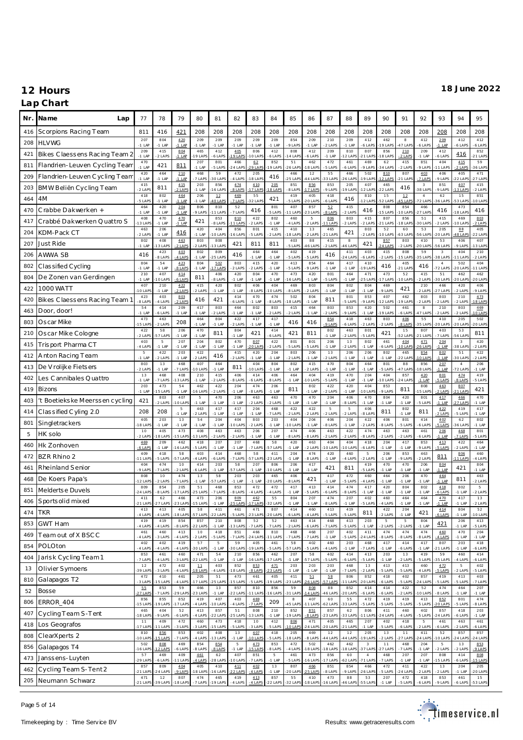# 12 Hours

**18 June 2022**

## Lap Chart

| Nr. | Name | 77 | 78 | 79 | 80 | 81 | 82 | 83 | 84 | 85 | 86 | 87 | 88 | 89 | 90 | 91 | 92 | 93 | 94 | 95 |
|---|---|---|---|---|---|---|---|---|---|---|---|---|---|---|---|---|---|---|---|---|
| 416 | Scorpions Racing Team | 811 | 416 | 421 | 208 | 208 | 208 | 208 | 208 | 208 | 208 | 208 | 208 | 208 | 208 | 208 | 208 | 208 | 208 | 208 |
| 208 | HLVWG | 207 -1 LAP | 804 -1 LAP | 420 -1 LAP | 209 -1 LAP | 209 -1 LAP | 209 -1 LAP | 209 -1 LAP | 209 -1 LAP | 854 -9 LAPS | 209 -1 LAP | 210 -2 LAPS | 209 -1 LAP | 412 -6 LAPS | 462 -19 LAPS | 8 -47 LAPS | 412 -6 LAPS | 209 -1 LAP | 412 -6 LAPS | 412 -6 LAPS |
| 421 | Bikes Claessens Racing Team 2 | 209 -1 LAP | 415 -2 LAPS | 804 -1 LAP | 465 -19 LAPS | 412 -6 LAPS | 405 -19 LAPS | 806 -10 LAPS | 412 -6 LAPS | 808 -14 LAPS | 412 -6 LAPS | 209 -1 LAP | 810 -12 LAPS | 807 -21 LAPS | 856 -18 LAPS | 210 -2 LAPS | 209 -1 LAP | 412 -6 LAPS | 416 | 852 -21 LAPS |
| 811 | Flandrien-Leuven Cycling Team | 470 -1 LAP | 421 | 811 | 207 -1 LAP | 801 -5 LAPS | 466 -24 LAPS | 62 -29 LAPS | 852 -19 LAPS | 51 -26 LAPS | 462 -18 LAPS | 472 -5 LAPS | 461 -6 LAPS | 469 -9 LAPS | 62 -34 LAPS | 415 -2 LAPS | 851 -9 LAPS | 404 -11 LAPS | 415 -2 LAPS | 59 -36 LAPS |
| 209 | Flandrien-Leuven Cycling Team | 420 -1 LAP | 464 -1 LAP | 210 -1 LAP | 468 -7 LAPS | 59 -30 LAPS | 472 -4 LAPS | 205 -18 LAPS | 416 | 466 -25 LAPS | 12 -44 LAPS | 55 -33 LAPS | 466 -26 LAPS | 502 -19 LAPS | 810 -12 LAPS | 807 -21 LAPS | 403 -7 LAPS | 406 -9 LAPS | 405 -22 LAPS | 471 -27 LAPS |
| 207 | BMW Beliën Cycling Team | 415 -2 LAPS | 811 | 415 -2 LAPS | 203 -1 LAP | 856 -16 LAPS | 474 -8 LAPS | 410 -17 LAPS | 205 -18 LAPS | 851 -8 LAPS | 856 -17 LAPS | 853 -9 LAPS | 205 -19 LAPS | 407 -12 LAPS | 465 -22 LAPS | 416 | 3 -38 LAPS | 851 -9 LAPS | 407 -13 LAPS | 415 -2 LAPS |
| 464 | 4M | 418 -5 LAPS | 802 -1 LAP | 464 -1 LAP | 206 -1 LAP | 12 -40 LAPS | 469 -7 LAPS | 55 -32 LAPS | 421 | 419 -5 LAPS | 405 -20 LAPS | 418 -6 LAPS | 416 | 810 -12 LAPS | 15 -52 LAPS | 12 -45 LAPS | 4 -72 LAPS | 62 -36 LAPS | 15 -53 LAPS | 851 -10 LAPS |
| 470 | Crabbe Dakwerken + | 464 -1 LAP | 420 -1 LAP | 204 -1 LAP | 806 -9 LAPS | 810 -11 LAPS | 52 -7 LAPS | 416 | 801 -5 LAPS | 407 -11 LAPS | 857 -23 LAPS | 52 -8 LAPS | 415 -2 LAPS | 416 | 808 -15 LAPS | 854 -10 LAPS | 466 -27 LAPS | 416 | 473 -18 LAPS | 416 |
| 417 | Crabbé Dakwerken Quattro S | 408 -13 LAPS | 470 -1 LAP | 470 -1 LAP | 421 | 853 -8 LAPS | 810 -11 LAPS | 422 -2 LAPS | 802 -1 LAP | 460 -4 LAPS | 5 -2 LAPS | 806 -11 LAPS | 803 -2 LAPS | 415 -2 LAPS | 807 -21 LAPS | 856 -18 LAPS | 51 -30 LAPS | 415 -2 LAPS | 469 -10 LAPS | 803 -2 LAPS |
| 204 | KDM-Pack CT | 463 -2 LAPS | 206 -1 LAP | 416 | 420 -1 LAP | 404 -10 LAPS | 856 -16 LAPS | 801 -5 LAPS | 415 -2 LAPS | 410 -18 LAPS | 13 -2 LAPS | 465 -21 LAPS | 421 | 803 -2 LAPS | 52 -10 LAPS | 60 -63 LAPS | 53 -56 LAPS | 205 -20 LAPS | 88 -48 LAPS | 405 -22 LAPS |
| 207 | Just Ride | 802 -1 LAP | 408 -13 LAPS | 463 -2 LAPS | 803 -2 LAPS | 808 -13 LAPS | 421 | 811 | 811 | 403 -5 LAPS | 88 -46 LAPS | 415 -2 LAPS | 8 -46 LAPS | 421 | 857 -24 LAPS | 803 -2 LAPS | 410 -20 LAPS | 53 -56 LAPS | 406 -9 LAPS | 407 -13 LAPS |
| 206 | AWWA SB | 416 | 423 -8 LAPS | 403 -4 LAPS | 802 -1 LAP | 809 -25 LAPS | 416 | 464 -1 LAP | 464 -1 LAP | 402 -5 LAPS | 419 -5 LAPS | 416 | 411 -24 LAPS | 403 -6 LAPS | 415 -2 LAPS | 808 -15 LAPS | 59 -35 LAPS | 3 -38 LAPS | 404 -11 LAPS | 210 -2 LAPS |
| 802 | Classified Cycling | 804 -1 LAP | 54 -1 LAP | 423 -8 LAPS | 804 -1 LAP | 502 -17 LAPS | 803 -2 LAPS | 415 -2 LAPS | 420 -1 LAP | 413 -5 LAPS | 854 -9 LAPS | 464 -1 LAP | 417 -1 LAP | 410 -19 LAPS | 416 | 405 -21 LAPS | 416 | 4 -72 LAPS | 502 -20 LAPS | 404 -11 LAPS |
| 804 | De Zonen van Gerdingen | 210 -1 LAP | 407 -10 LAPS | 414 -6 LAPS | 811 | 406 -8 LAPS | 420 -1 LAP | 804 -1 LAP | 470 -1 LAP | 473 -16 LAPS | 420 -1 LAP | 801 -5 LAPS | 464 -1 LAP | 471 -25 LAPS | 473 -17 LAPS | 52 -10 LAPS | 415 -2 LAPS | 51 -30 LAPS | 462 -20 LAPS | 462 -20 LAPS |
| 422 | 1000 WATT | 407 -10 LAPS | 210 -1 LAP | 422 -2 LAPS | 415 -2 LAPS | 420 -1 LAP | 802 -1 LAP | 406 -8 LAPS | 404 -10 LAPS | 469 -8 LAPS | 803 -2 LAPS | 804 -1 LAP | 802 -1 LAP | 804 -1 LAP | 469 -9 LAPS | 421 | 210 -2 LAPS | 466 -27 LAPS | 420 -2 LAPS | 406 -9 LAPS |
| 420 | Bikes Claessens Racing Team 1 | 423 -8 LAPS | 403 -4 LAPS | 803 -2 LAPS | 416 | 421 | 414 -6 LAPS | 470 -1 LAP | 474 -8 LAPS | 502 -18 LAPS | 804 -1 LAP | 811 | 801 -5 LAPS | 853 -9 LAPS | 407 -12 LAPS | 462 -19 LAPS | 803 -2 LAPS | 803 -2 LAPS | 210 -2 LAPS | 473 -18 LAPS |
| 463 | Door, door! | 54 -1 LAP | 414 -6 LAPS | 209 -1 LAP | 417 -1 LAP | 803 -2 LAPS | 464 -1 LAP | 802 -1 LAP | 803 -2 LAPS | 415 -2 LAPS | 464 -1 LAP | 210 -2 LAPS | 853 -9 LAPS | 420 -1 LAP | 502 -19 LAPS | 461 -6 LAPS | 8 -47 LAPS | 210 -2 LAPS | 803 -2 LAPS | 469 -10 LAPS |
| 803 | Oscar Mike | 473 -15 LAPS | 463 -2 LAPS | 208 | 464 -1 LAP | 804 -1 LAP | 422 -2 LAPS | 417 -1 LAP | 417 -1 LAP | 416 | 416 | 854 -9 LAPS | 418 -6 LAPS | 463 -2 LAPS | 803 -2 LAPS | 406 -8 LAPS | 55 -35 LAPS | 410 -20 LAPS | 205 -20 LAPS | 502 -20 LAPS |
| 210 | Oscar Mike Cologne | 422 -2 LAPS | 58 -57 LAPS | 206 -1 LAP | 470 -1 LAP | 811 | 804 -1 LAP | 421 | 414 -6 LAPS | 421 | 811 | 802 -1 LAP | 463 -2 LAPS | 801 -5 LAPS | 421 | 15 -52 LAPS | 807 -21 LAPS | 403 -7 LAPS | 53 -56 LAPS | 811 |
| 415 | Trisport Pharma CT | 403 -4 LAPS | 5 -1 LAP | 207 -1 LAP | 204 -1 LAP | 802 -1 LAP | 470 -1 LAP | 807 -20 LAPS | 422 -2 LAPS | 801 -5 LAPS | 801 -5 LAPS | 206 -1 LAP | 13 -2 LAPS | 802 -1 LAP | 461 -6 LAPS | 404 -10 LAPS | 471 -26 LAPS | 204 -1 LAP | 3 -38 LAPS | 420 -2 LAPS |
| 412 | Anton Racing Team | 5 -1 LAP | 422 -2 LAPS | 203 -1 LAP | 422 -2 LAPS | 416 | 415 -2 LAPS | 420 -1 LAP | 204 -1 LAP | 803 -2 LAPS | 206 -1 LAP | 13 -2 LAPS | 206 -1 LAP | 206 -1 LAP | 802 -1 LAP | 465 -22 LAPS | 854 -10 LAPS | 802 -1 LAP | 51 -30 LAPS | 422 -2 LAPS |
| 413 | De Vrolijke Fietsers | 803 -2 LAPS | 13 -1 LAP | 468 -7 LAPS | 407 -10 LAPS | 464 -1 LAP | 811 | 404 -10 LAPS | 804 -1 LAP | 802 -1 LAP | 415 -2 LAPS | 470 -1 LAP | 804 -1 LAP | 464 -1 LAP | 801 -5 LAPS | 88 -47 LAPS | 856 -18 LAPS | 207 -1 LAP | 4 -72 LAPS | 206 -1 LAP |
| 402 | Les Cannibales Quattro | 13 -1 LAP | 468 -7 LAPS | 408 -13 LAPS | 210 -1 LAP | 415 -2 LAPS | 406 -8 LAPS | 414 -6 LAPS | 406 -8 LAPS | 464 -1 LAP | 404 -10 LAPS | 419 -5 LAPS | 470 -1 LAP | 204 -1 LAP | 404 -10 LAPS | 857 -24 LAPS | 420 -1 LAP | 801 -5 LAPS | 474 -8 LAPS | 419 -5 LAPS |
| 419 | Bizons | 203 -1 LAP | 473 -15 LAPS | 54 -1 LAP | 462 -16 LAPS | 422 -2 LAPS | 204 -1 LAP | 474 -8 LAPS | 206 -1 LAP | 811 | 802 -1 LAP | 422 -2 LAPS | 420 -1 LAP | 404 -10 LAPS | 853 -9 LAPS | 811 | 808 -15 LAPS | 463 -2 LAPS | 807 -21 LAPS | 421 |
| 403 | 't Boetiekske Meerssen cycling | 421 | 803 -2 LAPS | 407 -10 LAPS | 5 -1 LAP | 470 -1 LAP | 206 -1 LAP | 463 -2 LAPS | 463 -2 LAPS | 470 -1 LAP | 470 -1 LAP | 204 -1 LAP | 406 -8 LAPS | 470 -1 LAP | 804 -1 LAP | 420 -1 LAP | 801 -5 LAPS | 417 -1 LAP | 466 -27 LAPS | 470 -1 LAP |
| 414 | Classified Cyling 2.0 | 208 | 208 | 5 -1 LAP | 463 -2 LAPS | 417 -1 LAP | 417 -1 LAP | 204 -1 LAP | 468 -7 LAPS | 422 -2 LAPS | 422 -2 LAPS | 5 -2 LAPS | 5 -1 LAP | 406 -8 LAPS | 811 | 802 -1 LAP | 811 | 422 -2 LAPS | 419 -5 LAPS | 417 -1 LAP |
| 801 | Singletrackers | 405 -18 LAPS | 203 -1 LAP | 13 -1 LAP | 54 -1 LAP | 204 -1 LAP | 404 -10 LAPS | 803 -2 LAPS | 203 -1 LAP | 404 -10 LAPS | 204 -1 LAP | 406 -8 LAPS | 204 -1 LAP | 422 -2 LAPS | 406 -8 LAPS | 801 -5 LAPS | 414 -6 LAPS | 402 -5 LAPS | 62 -36 LAPS | 802 -1 LAP |
| 5 | HK solo | 10 -2 LAPS | 405 -18 LAPS | 473 -15 LAPS | 408 -13 LAPS | 463 -2 LAPS | 463 -2 LAPS | 206 -1 LAP | 207 -1 LAP | 474 -8 LAPS | 406 -8 LAPS | 463 -2 LAPS | 422 -2 LAPS | 474 -8 LAPS | 463 -2 LAPS | 463 -2 LAPS | 461 -6 LAPS | 206 -1 LAP | 468 -7 LAPS | 801 -5 LAPS |
| 460 | Hk Zonhoven | 469 -6 LAPS | 209 -1 LAP | 462 -16 LAPS | 418 -5 LAPS | 207 -1 LAP | 207 -1 LAP | 468 -7 LAPS | 58 -57 LAPS | 420 -1 LAP | 463 -2 LAPS | 404 -10 LAPS | 404 -10 LAPS | 418 -6 LAPS | 204 -1 LAP | 417 -1 LAP | 853 -9 LAPS | 413 -5 LAPS | 422 -2 LAPS | 464 -1 LAP |
| 472 | BZR Rhino 2 | 409 -11 LAPS | 418 -5 LAPS | 58 -57 LAPS | 403 -4 LAPS | 414 -6 LAPS | 468 -7 LAPS | 58 -57 LAPS | 411 -23 LAPS | 204 -1 LAP | 474 -8 LAPS | 420 -1 LAP | 460 -4 LAPS | 5 -2 LAPS | 206 -1 LAP | 853 -9 LAPS | 463 -2 LAPS | 811 | 806 -11 LAPS | 460 -4 LAPS |
| 461 | Rheinland Senior | 404 -9 LAPS | 474 -7 LAPS | 10 -2 LAPS | 414 -6 LAPS | 203 -1 LAP | 58 -57 LAPS | 207 -1 LAP | 806 -10 LAPS | 206 -1 LAP | 417 -1 LAP | 421 | 811 | 419 -5 LAPS | 470 -1 LAP | 470 -1 LAP | 206 -1 LAP | 804 -1 LAP | 421 | 804 -1 LAP |
| 468 | De Koers Papa's | 808 -12 LAPS | 10 -2 LAPS | 474 -7 LAPS | 13 -1 LAP | 58 -57 LAPS | 203 -1 LAP | 203 -1 LAP | 465 -20 LAPS | 406 -8 LAPS | 421 | 417 -1 LAP | 472 -5 LAPS | 460 -4 LAPS | 464 -1 LAP | 206 -1 LAP | 470 -1 LAP | 464 -1 LAP | 811 | 463 -2 LAPS |
| 851 | Meldertse Duvels | 809 -24 LAPS | 854 -8 LAPS | 205 -17 LAPS | 51 -25 LAPS | 468 -7 LAPS | 853 -8 LAPS | 472 -4 LAPS | 472 -4 LAPS | 417 -1 LAP | 413 -5 LAPS | 414 -6 LAPS | 474 -8 LAPS | 417 -1 LAP | 420 -1 LAP | 804 -1 LAP | 802 -1 LAP | 418 -6 LAPS | 802 -1 LAP | 5 -2 LAPS |
| 406 | Sportsolid mixed | 411 -21 LAPS | 62 -27 LAPS | 466 -23 LAPS | 473 -15 LAPS | 206 -1 LAP | 809 -25 LAPS | 462 -17 LAPS | 55 -32 LAPS | 804 -1 LAP | 207 -1 LAP | 474 -8 LAPS | 207 -1 LAP | 402 -5 LAPS | 460 -4 LAPS | 464 -1 LAP | 464 -1 LAP | 470 -1 LAP | 417 -1 LAP | 13 -2 LAPS |
| 474 | TKR | 413 -4 LAPS | 413 -4 LAPS | 405 -18 LAPS | 58 -57 LAPS | 411 -22 LAPS | 461 -5 LAPS | 471 -23 LAPS | 807 -20 LAPS | 414 -6 LAPS | 460 -4 LAPS | 413 -5 LAPS | 419 -5 LAPS | 811 | 422 -2 LAPS | 204 -1 LAP | 421 | 414 -6 LAPS | 804 -1 LAP | 52 -10 LAPS |
| 853 | GWT Ham | 419 -4 LAPS | 419 -4 LAPS | 854 -8 LAPS | 857 -22 LAPS | 210 -1 LAP | 808 -13 LAPS | 52 -7 LAPS | 52 -7 LAPS | 463 -2 LAPS | 414 -6 LAPS | 468 -7 LAPS | 413 -5 LAPS | 203 -1 LAP | 5 -2 LAPS | 5 -2 LAPS | 804 -1 LAP | 421 | 206 -1 LAP | 413 -5 LAPS |
| 469 | Team out of X BSCC | 461 -4 LAPS | 460 -3 LAPS | 413 -4 LAPS | 10 -2 LAPS | 418 -5 LAPS | 851 -7 LAPS | 466 -24 LAPS | 810 -11 LAPS | 468 -7 LAPS | 468 -7 LAPS | 207 -1 LAP | 402 -5 LAPS | 411 -24 LAPS | 474 -8 LAPS | 474 -8 LAPS | 474 -8 LAPS | 460 -4 LAPS | 470 -1 LAP | 204 -1 LAP |
| 854 | POLOton | 402 -4 LAPS | 402 -4 LAPS | 419 -4 LAPS | 57 -30 LAPS | 5 -1 LAP | 59 -30 LAPS | 405 -19 LAPS | 461 -5 LAPS | 58 -57 LAPS | 402 -4 LAPS | 460 -4 LAPS | 203 -1 LAP | 468 -7 LAPS | 417 -1 LAP | 414 -6 LAPS | 417 -1 LAP | 807 -21 LAPS | 203 -1 LAP | 418 -6 LAPS |
| 404 | Jarisk Cycling Team 1 | 853 -7 LAPS | 461 -4 LAPS | 460 -3 LAPS | 471 -22 LAPS | 54 -1 LAP | 210 -1 LAP | 856 -16 LAPS | 462 -17 LAPS | 207 -1 LAP | 58 -57 LAPS | 402 -5 LAPS | 414 -6 LAPS | 413 -5 LAPS | 203 -1 LAP | 13 -2 LAPS | 419 -5 LAPS | 59 -35 LAPS | 460 -4 LAPS | 414 -6 LAPS |
| 13 | Olivier Symoens | 12 -39 LAPS | 472 -3 LAPS | 402 -4 LAPS | 11 -18 LAPS | 403 -4 LAPS | 852 -18 LAPS | 853 -8 LAPS | 471 -23 LAPS | 203 -1 LAP | 203 -1 LAP | 203 -1 LAP | 468 -7 LAPS | 13 -2 LAPS | 413 -5 LAPS | 413 -5 LAPS | 460 -4 LAPS | 472 -5 LAPS | 5 -2 LAPS | 402 -5 LAPS |
| 810 | Galapagos T2 | 472 -3 LAPS | 410 -15 LAPS | 461 -4 LAPS | 205 -17 LAPS | 51 -25 LAPS | 473 -15 LAPS | 461 -5 LAPS | 405 -19 LAPS | 411 -23 LAPS | 51 -26 LAPS | 58 -57 LAPS | 806 -11 LAPS | 852 -20 LAPS | 418 -6 LAPS | 402 -5 LAPS | 857 -24 LAPS | 419 -5 LAPS | 413 -5 LAPS | 403 -7 LAPS |
| 52 | Bosse | 55 -27 LAPS | 853 -7 LAPS | 59 -29 LAPS | 466 -23 LAPS | 13 -1 LAP | 857 -22 LAPS | 810 -11 LAPS | 856 -16 LAPS | 59 -31 LAPS | 808 -14 LAPS | 88 -46 LAPS | 852 -20 LAPS | 414 -6 LAPS | 414 -6 LAPS | 422 -2 LAPS | 52 -10 LAPS | 474 -8 LAPS | 464 -1 LAP | 207 -1 LAP |
| 806 | ERROR_404 | 856 -15 LAPS | 855 -19 LAPS | 852 -17 LAPS | 419 -4 LAPS | 407 -10 LAPS | 403 -4 LAPS | 469 -7 LAPS | 209 | 8 -45 LAPS | 407 -11 LAPS | 60 -62 LAPS | 55 -33 LAPS | 472 -5 LAPS | 419 -5 LAPS | 419 -5 LAPS | 413 -5 LAPS | 852 -20 LAPS | 801 -5 LAPS | 474 -8 LAPS |
| 407 | Cycling Team S-Tent | 465 -18 LAPS | 404 -9 LAPS | 52 -6 LAPS | 413 -4 LAPS | 857 -22 LAPS | 51 -25 LAPS | 808 -13 LAPS | 210 -1 LAP | 852 -19 LAPS | 851 -8 LAPS | 857 -23 LAPS | 62 -33 LAPS | 806 -11 LAPS | 411 -24 LAPS | 460 -4 LAPS | 402 -5 LAPS | 857 -24 LAPS | 418 -6 LAPS | 203 -1 LAP |
| 418 | Los Geografos | 11 -17 LAPS | 409 -11 LAPS | 472 -3 LAPS | 460 -3 LAPS | 473 -15 LAPS | 418 -5 LAPS | 10 -3 LAPS | 412 -5 LAPS | 806 -10 LAPS | 471 -24 LAPS | 405 -20 LAPS | 465 -21 LAPS | 207 -1 LAP | 402 -5 LAPS | 418 -6 LAPS | 5 -2 LAPS | 461 -6 LAPS | 463 -2 LAPS | 461 -6 LAPS |
| 808 | ClearXperts 2 | 810 -10 LAPS | 856 -15 LAPS | 853 -7 LAPS | 402 -4 LAPS | 408 -13 LAPS | 13 -1 LAP | 407 -10 LAPS | 418 -5 LAPS | 205 -18 LAPS | 469 -8 LAPS | 12 -44 LAPS | 12 -44 LAPS | 205 -19 LAPS | 13 -2 LAPS | 11 -27 LAPS | 411 -24 LAPS | 52 -10 LAPS | 857 -24 LAPS | 857 -24 LAPS |
| 856 | Galapagos T4 | 502 -16 LAPS | 808 -12 LAPS | 469 -6 LAPS | 854 -8 LAPS | 854 -8 LAPS | 5 -1 LAP | 473 -15 LAPS | 853 -8 LAPS | 472 -4 LAPS | 502 -18 LAPS | 462 -18 LAPS | 462 -18 LAPS | 3 -37 LAPS | 11 -27 LAPS | 468 -7 LAPS | 204 -2 LAPS | 5 -2 LAPS | 13 -2 LAPS | 853 -9 LAPS |
| 473 | Janssens-Luyten | 57 -29 LAPS | 469 -6 LAPS | 409 -11 LAPS | 461 -4 LAPS | 62 -28 LAPS | 407 -10 LAPS | 851 -7 LAPS | 5 -1 LAP | 461 -5 LAPS | 473 -16 LAPS | 856 -17 LAPS | 60 -62 LAPS | 4 -71 LAPS | 468 -7 LAPS | 207 -1 LAP | 207 -1 LAP | 808 -15 LAPS | 414 -6 LAPS | 808 -15 LAPS |
| 462 | Cycling Team S-Tent2 | 857 -21 LAPS | 809 -24 LAPS | 404 -9 LAPS | 405 -18 LAPS | 410 -16 LAPS | 411 -22 LAPS | 402 -4 LAPS | 13 -1 LAP | 807 -20 LAPS | 466 -25 LAPS | 851 -8 LAPS | 854 -9 LAPS | 466 -26 LAPS | 472 -5 LAPS | 411 -24 LAPS | 422 -2 LAPS | 13 -2 LAPS | 204 -1 LAP | 205 -20 LAPS |
| 205 | Neumann Schwarz | 471 -21 LAPS | 12 -39 LAPS | 807 -18 LAPS | 474 -7 LAPS | 465 -19 LAPS | 419 -4 LAPS | 413 -4 LAPS | 857 -22 LAPS | 55 -32 LAPS | 410 -18 LAPS | 473 -16 LAPS | 88 -46 LAPS | 53 -55 LAPS | 207 -1 LAP | 472 -5 LAPS | 418 -6 LAPS | 853 -9 LAPS | 461 -6 LAPS | 15 -53 LAPS |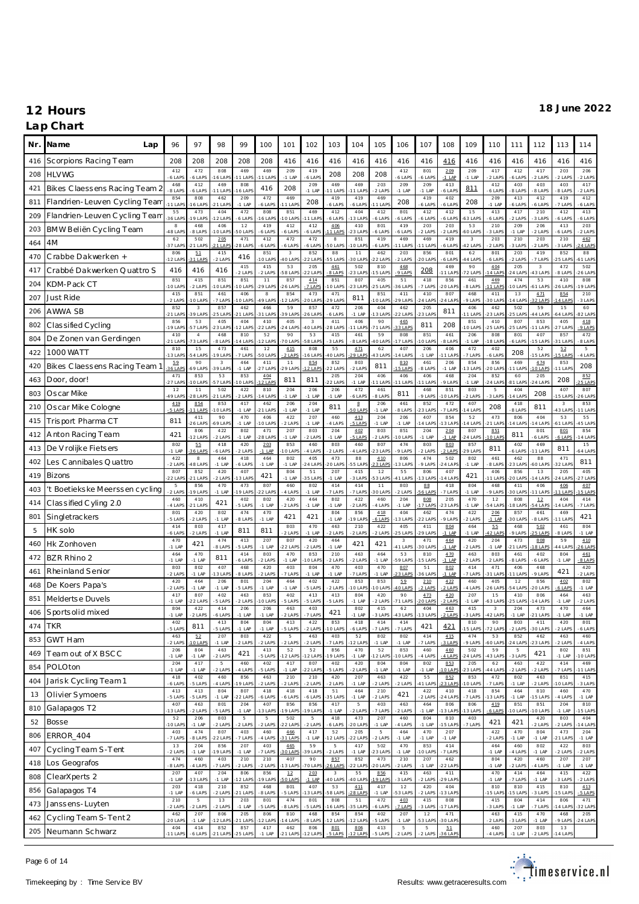# 12 Hours

**18 June 2022**

## Lap Chart

| Nr. | Name | Lap 96 | 97 | 98 | 99 | 100 | 101 | 102 | 103 | 104 | 105 | 106 | 107 | 108 | 109 | 110 | 111 | 112 | 113 | 114 |
|---|---|---|---|---|---|---|---|---|---|---|---|---|---|---|---|---|---|---|---|---|
| 416 | Scorpions Racing Team | 208 | 208 | 208 | 208 | 208 | 416 | 416 | 416 | 416 | 416 | 416 | 416 | 416 | 416 | 416 | 416 | 416 | 416 | 416 |
| 208 | HLVWG | 412 -6 LAPS | 472 -6 LAPS | 808 -16 LAPS | 469 -11 LAPS | 469 -11 LAPS | 209 -1 LAP | 419 -6 LAPS | 208 | 208 | 208 | 412 -6 LAPS | 801 -6 LAPS | 209 -1 LAP | 209 -1 LAP | 417 -2 LAPS | 412 -6 LAPS | 417 -2 LAPS | 203 -2 LAPS | 206 -2 LAPS |
| 421 | Bikes Claessens Racing Team 2 | 468 -8 LAPS | 412 -6 LAPS | 469 -11 LAPS | 808 -16 LAPS | 416 | 208 | 209 -1 LAP | 469 -11 LAPS | 469 -11 LAPS | 203 -2 LAPS | 209 -1 LAP | 209 -1 LAP | 413 -6 LAPS | 811 | 412 -6 LAPS | 403 -8 LAPS | 403 -8 LAPS | 403 -8 LAPS | 417 -2 LAPS |
| 811 | Flandrien-Leuven Cycling Team | 854 -11 LAPS | 808 -16 LAPS | 462 -21 LAPS | 209 -1 LAP | 472 -6 LAPS | 469 -11 LAPS | 208 | 419 -6 LAPS | 419 -6 LAPS | 469 -11 LAPS | 208 | 419 -6 LAPS | 402 -6 LAPS | 208 | 209 -1 LAP | 413 -6 LAPS | 412 -6 LAPS | 419 -7 LAPS | 412 -6 LAPS |
| 209 | Flandrien-Leuven Cycling Team | 55 -36 LAPS | 473 -19 LAPS | 404 -12 LAPS | 472 -6 LAPS | 808 -16 LAPS | 851 -10 LAPS | 469 -11 LAPS | 412 -6 LAPS | 404 -13 LAPS | 412 -6 LAPS | 801 -6 LAPS | 412 -6 LAPS | 412 -6 LAPS | 15 -63 LAPS | 413 -6 LAPS | 417 -2 LAPS | 210 -3 LAPS | 412 -6 LAPS | 413 -6 LAPS |
| 203 | BMW Beliën Cycling Team | 8 -48 LAPS | 468 -8 LAPS | 406 -10 LAPS | 12 -50 LAPS | 419 -6 LAPS | 412 -6 LAPS | 412 -6 LAPS | 406 -11 LAPS | 851 -23 LAPS | 801 -6 LAPS | 419 -6 LAPS | 203 -2 LAPS | 203 -2 LAPS | 53 -60 LAPS | 210 -3 LAPS | 209 -1 LAP | 206 -2 LAPS | 413 -6 LAPS | 203 -2 LAPS |
| 464 | 4M | 62 -37 LAPS | 502 -21 LAPS | 205 -21 LAPS | 471 -28 LAPS | 412 -6 LAPS | 472 -6 LAPS | 472 -6 LAPS | 8 -50 LAPS | 851 -10 LAPS | 419 -6 LAPS | 469 -11 LAPS | 469 -11 LAPS | 419 -6 LAPS | 3 -42 LAPS | 203 -2 LAPS | 210 -3 LAPS | 203 -2 LAPS | 210 -3 LAPS | 462 -24 LAPS |
| 470 | Crabbe Dakwerken + | 806 -12 LAPS | 51 -31 LAPS | 415 -2 LAPS | 416 | 851 -10 LAPS | 3 -40 LAPS | 852 -22 LAPS | 88 -55 LAPS | 11 -30 LAPS | 462 -22 LAPS | 203 -2 LAPS | 856 -20 LAPS | 801 -6 LAPS | 62 -44 LAPS | 801 -6 LAPS | 203 -2 LAPS | 419 -7 LAPS | 852 -25 LAPS | 88 -61 LAPS |
| 471 | Crabbé Dakwerken Quattro S | 416 | 416 | 416 | 415 -2 LAPS | 415 -2 LAPS | 53 -58 LAPS | 205 -22 LAPS | 461 -8 LAPS | 502 -23 LAPS | 810 -15 LAPS | 468 -9 LAPS | 208 | 469 -11 LAPS | 90 -72 LAPS | 404 -14 LAPS | 205 -24 LAPS | 3 -43 LAPS | 472 -8 LAPS | 502 -26 LAPS |
| 204 | KDM-Pack CT | 851 -10 LAPS | 415 -2 LAPS | 851 -10 LAPS | 851 -10 LAPS | 11 -29 LAPS | 857 -26 LAPS | 414 -7 LAPS | 851 -10 LAPS | 807 -23 LAPS | 405 -25 LAPS | 51 -36 LAPS | 418 -7 LAPS | 856 -20 LAPS | 461 -8 LAPS | 469 -11 LAPS | 474 -10 LAPS | 53 -61 LAPS | 410 -26 LAPS | 808 -19 LAPS |
| 207 | Just Ride | 415 -2 LAPS | 851 -10 LAPS | 461 -7 LAPS | 406 -10 LAPS | 8 -49 LAPS | 854 -12 LAPS | 473 -20 LAPS | 471 -29 LAPS | 811 | 851 -10 LAPS | 411 -29 LAPS | 410 -24 LAPS | 807 -24 LAPS | 468 -9 LAPS | 411 -30 LAPS | 13 -14 LAPS | 471 -32 LAPS | 854 -14 LAPS | 210 -3 LAPS |
| 206 | AWWA SB | 852 -21 LAPS | 3 -39 LAPS | 857 -25 LAPS | 462 -21 LAPS | 466 -31 LAPS | 59 -39 LAPS | 857 -26 LAPS | 472 -6 LAPS | 206 -1 LAP | 404 -13 LAPS | 462 -22 LAPS | 205 -23 LAPS | 811 | 406 -11 LAPS | 462 -23 LAPS | 502 -25 LAPS | 59 -44 LAPS | 15 -64 LAPS | 60 -82 LAPS |
| 802 | Classified Cycling | 856 -19 LAPS | 53 -57 LAPS | 405 -23 LAPS | 404 -12 LAPS | 410 -22 LAPS | 405 -24 LAPS | 3 -40 LAPS | 411 -28 LAPS | 406 -11 LAPS | 90 -71 LAPS | 465 -33 LAPS | 811 | 208 | 851 -10 LAPS | 410 -25 LAPS | 807 -25 LAPS | 853 -11 LAPS | 405 -27 LAPS | 418 -9 LAPS |
| 804 | De Zonen van Gerdingen | 410 -21 LAPS | 4 -73 LAPS | 468 -8 LAPS | 810 -14 LAPS | 52 -12 LAPS | 90 -70 LAPS | 53 -58 LAPS | 415 -3 LAPS | 461 -8 LAPS | 59 -40 LAPS | 808 -17 LAPS | 851 -10 LAPS | 461 -8 LAPS | 206 -1 LAP | 808 -18 LAPS | 801 -6 LAPS | 407 -15 LAPS | 857 -31 LAPS | 472 -8 LAPS |
| 422 | 1000 WATT | 810 -13 LAPS | 15 -54 LAPS | 473 -19 LAPS | 461 -7 LAPS | 12 -50 LAPS | 415 -2 LAPS | 808 -16 LAPS | 55 -40 LAPS | 471 -29 LAPS | 62 -43 LAPS | 407 -14 LAPS | 206 -1 LAP | 406 -11 LAPS | 472 -7 LAPS | 402 -6 LAPS | 208 | 52 -15 LAPS | 52 -15 LAPS | 5 -4 LAPS |
| 420 | Bikes Claessens Racing Team 1 | 59 -36 LAPS | 90 -69 LAPS | 3 -39 LAPS | 464 -1 LAP | 411 -27 LAPS | 11 -29 LAPS | 854 -12 LAPS | 852 -22 LAPS | 803 -2 LAPS | 811 | 810 -15 LAPS | 461 -8 LAPS | 206 -1 LAP | 854 -13 LAPS | 856 -20 LAPS | 469 -11 LAPS | 474 -10 LAPS | 853 -11 LAPS | 208 |
| 463 | Door, door! | 471 -27 LAPS | 853 -10 LAPS | 53 -57 LAPS | 853 -10 LAPS | 404 -12 LAPS | 811 | 811 | 205 -22 LAPS | 204 -1 LAP | 406 -11 LAPS | 406 -11 LAPS | 406 -11 LAPS | 468 -9 LAPS | 204 -1 LAP | 852 -24 LAPS | 60 -81 LAPS | 205 -24 LAPS | 208 | 852 -25 LAPS |
| 803 | Oscar Mike | 12 -49 LAPS | 11 -28 LAPS | 502 -21 LAPS | 422 -2 LAPS | 810 -14 LAPS | 204 -1 LAP | 206 -1 LAP | 206 -1 LAP | 472 -6 LAPS | 461 -8 LAPS | 811 | 468 -9 LAPS | 851 -10 LAPS | 803 -2 LAPS | 5 -3 LAPS | 404 -14 LAPS | 208 | 407 -15 LAPS | 807 -26 LAPS |
| 210 | Oscar Mike Cologne | 419 -5 LAPS | 854 -11 LAPS | 853 -10 LAPS | 417 -1 LAP | 462 -21 LAPS | 206 -1 LAP | 204 -1 LAP | 811 | 8 -50 LAPS | 206 -1 LAP | 461 -8 LAPS | 852 -23 LAPS | 472 -7 LAPS | 407 -14 LAPS | 208 | 418 -8 LAPS | 811 | 403 -8 LAPS | 853 -11 LAPS |
| 415 | Trisport Pharma CT | 811 | 411 -26 LAPS | 90 -69 LAPS | 470 -1 LAP | 406 -10 LAPS | 422 -2 LAPS | 207 -1 LAP | 460 -4 LAPS | 413 -5 LAPS | 204 -1 LAP | 206 -1 LAP | 407 -14 LAPS | 854 -13 LAPS | 52 -14 LAPS | 473 -21 LAPS | 806 -14 LAPS | 404 -14 LAPS | 53 -61 LAPS | 55 -45 LAPS |
| 412 | Anton Racing Team | 421 | 806 -12 LAPS | 422 -2 LAPS | 802 -1 LAP | 471 -28 LAPS | 207 -1 LAP | 803 -2 LAPS | 204 -1 LAP | 402 -5 LAPS | 803 -2 LAPS | 851 -10 LAPS | 204 -1 LAP | 204 -1 LAP | 807 -24 LAPS | 851 -10 LAPS | 811 | 801 -6 LAPS | 801 -6 LAPS | 854 -14 LAPS |
| 413 | De Vrolijke Fietsers | 802 -1 LAP | 55 -36 LAPS | 418 -6 LAPS | 420 -2 LAPS | 203 -1 LAP | 853 -10 LAPS | 460 -4 LAPS | 803 -2 LAPS | 460 -4 LAPS | 807 -23 LAPS | 474 -9 LAPS | 803 -2 LAPS | 803 -2 LAPS | 857 -29 LAPS | 811 | 402 -6 LAPS | 469 -11 LAPS | 811 | 15 -64 LAPS |
| 402 | Les Cannibales Quattro | 422 -2 LAPS | 8 -48 LAPS | 464 -1 LAP | 418 -6 LAPS | 464 -1 LAP | 802 -1 LAP | 405 -24 LAPS | 473 -20 LAPS | 88 -55 LAPS | 410 -23 LAPS | 806 -13 LAPS | 474 -9 LAPS | 502 -24 LAPS | 802 -1 LAP | 461 -8 LAPS | 462 -23 LAPS | 88 -60 LAPS | 471 -32 LAPS | 811 |
| 419 | Bizons | 807 -22 LAPS | 852 -21 LAPS | 420 -2 LAPS | 407 -13 LAPS | 421 | 804 -1 LAP | 51 -35 LAPS | 207 -1 LAP | 415 -3 LAPS | 12 -53 LAPS | 55 -41 LAPS | 806 -13 LAPS | 407 -14 LAPS | 421 | 406 -11 LAPS | 856 -20 LAPS | 13 -14 LAPS | 205 -24 LAPS | 405 -27 LAPS |
| 403 | 't Boetiekske Meerssen cycling | 5 -2 LAPS | 856 -19 LAPS | 470 -1 LAP | 473 -19 LAPS | 807 -22 LAPS | 460 -4 LAPS | 802 -1 LAP | 414 -7 LAPS | 414 -7 LAPS | 11 -30 LAPS | 803 -2 LAPS | 88 -56 LAPS | 418 -7 LAPS | 804 -1 LAP | 468 -9 LAPS | 411 -30 LAPS | 406 -11 LAPS | 406 -11 LAPS | 407 -15 LAPS |
| 414 | Classified Cycling 2.0 | 460 -4 LAPS | 410 -21 LAPS | 421 | 402 -5 LAPS | 802 -1 LAP | 420 -2 LAPS | 464 -1 LAP | 802 -1 LAP | 422 -2 LAPS | 460 -4 LAPS | 204 -1 LAP | 808 -17 LAPS | 205 -23 LAPS | 470 -1 LAP | 12 -54 LAPS | 808 -18 LAPS | 12 -54 LAPS | 404 -14 LAPS | 414 -7 LAPS |
| 801 | Singletrackers | 801 -5 LAPS | 420 -2 LAPS | 802 -1 LAP | 474 -8 LAPS | 470 -1 LAP | 421 | 421 | 804 -1 LAP | 856 -19 LAPS | 418 -6 LAPS | 404 -13 LAPS | 462 -22 LAPS | 474 -9 LAPS | 422 -2 LAPS | 206 -1 LAP | 857 -30 LAPS | 461 -8 LAPS | 469 -11 LAPS | 421 |
| 5 | HK solo | 414 -6 LAPS | 803 -2 LAPS | 417 -1 LAP | 811 | 811 | 803 -2 LAPS | 470 -1 LAP | 463 -2 LAPS | 210 -2 LAPS | 422 -2 LAPS | 405 -25 LAPS | 411 -29 LAPS | 804 -1 LAP | 464 -1 LAP | 55 -42 LAPS | 468 -9 LAPS | 502 -25 LAPS | 461 -8 LAPS | 804 -1 LAP |
| 460 | Hk Zonhoven | 470 -1 LAP | 421 | 474 -8 LAPS | 413 -5 LAPS | 207 -1 LAP | 807 -22 LAPS | 420 -2 LAPS | 464 -1 LAP | 421 | 421 | 3 -41 LAPS | 471 -30 LAPS | 464 -1 LAP | 420 -2 LAPS | 204 -1 LAP | 473 -21 LAPS | 808 -18 LAPS | 59 -44 LAPS | 410 -26 LAPS |
| 472 | BZR Rhino 2 | 464 -1 LAP | 470 -1 LAP | 811 | 414 -6 LAPS | 803 -2 LAPS | 470 -1 LAP | 853 -10 LAPS | 210 -2 LAPS | 463 -2 LAPS | 464 -1 LAP | 53 -59 LAPS | 810 -15 LAPS | 470 -1 LAP | 463 -2 LAPS | 803 -2 LAPS | 461 -8 LAPS | 402 -6 LAPS | 804 -1 LAP | 461 -8 LAPS |
| 461 | Rheinland Senior | 803 -2 LAPS | 802 -1 LAP | 407 -13 LAPS | 468 -8 LAPS | 420 -2 LAPS | 403 -7 LAPS | 804 -1 LAP | 470 -1 LAP | 403 -7 LAPS | 470 -1 LAP | 807 -23 LAPS | 51 -36 LAPS | 802 -1 LAP | 414 -7 LAPS | 471 -31 LAPS | 406 -11 LAPS | 468 -9 LAPS | 421 | 420 -2 LAPS |
| 468 | De Koers Papa's | 420 -2 LAPS | 464 -1 LAP | 206 -1 LAP | 801 -5 LAPS | 204 -1 LAP | 464 -1 LAP | 402 -5 LAPS | 422 -2 LAPS | 853 -10 LAPS | 853 -10 LAPS | 59 -40 LAPS | 210 -2 LAPS | 422 -2 LAPS | 460 -4 LAPS | 405 -26 LAPS | 12 -54 LAPS | 856 -20 LAPS | 402 -6 LAPS | 802 -1 LAP |
| 851 | Meldertse Duvels | 417 -1 LAP | 807 -22 LAPS | 402 -5 LAPS | 463 -2 LAPS | 853 -10 LAPS | 402 -5 LAPS | 413 -5 LAPS | 413 -5 LAPS | 804 -1 LAP | 420 -2 LAPS | 90 -71 LAPS | 473 -20 LAPS | 420 -2 LAPS | 207 -1 LAP | 15 -63 LAPS | 410 -25 LAPS | 806 -14 LAPS | 464 -1 LAP | 463 -2 LAPS |
| 406 | Sportsolid mixed | 804 -1 LAP | 422 -2 LAPS | 414 -6 LAPS | 206 -1 LAP | 206 -1 LAP | 463 -2 LAPS | 403 -7 LAPS | 421 | 802 -1 LAP | 415 -3 LAPS | 62 -43 LAPS | 404 -13 LAPS | 463 -2 LAPS | 415 -3 LAPS | 3 -42 LAPS | 204 -1 LAP | 473 -21 LAPS | 470 -1 LAP | 464 -1 LAP |
| 474 | TKR | 402 -5 LAPS | 811 | 413 -5 LAPS | 804 -1 LAP | 804 -1 LAP | 413 -5 LAPS | 422 -2 LAPS | 853 -10 LAPS | 418 -6 LAPS | 414 -7 LAPS | 414 -7 LAPS | 421 | 421 | 810 -15 LAPS | 90 -72 LAPS | 803 -2 LAPS | 411 -30 LAPS | 420 -2 LAPS | 801 -6 LAPS |
| 853 | GWT Ham | 463 -2 LAPS | 52 -10 LAPS | 207 -1 LAP | 803 -2 LAPS | 422 -2 LAPS | 5 -2 LAPS | 463 -2 LAPS | 403 -7 LAPS | 52 -12 LAPS | 802 -1 LAP | 802 -1 LAP | 414 -7 LAPS | 415 -3 LAPS | 474 -9 LAPS | 53 -60 LAPS | 852 -24 LAPS | 462 -23 LAPS | 463 -2 LAPS | 460 -4 LAPS |
| 469 | Team out of X BSCC | 206 -1 LAP | 804 -1 LAP | 463 -2 LAPS | 421 | 413 -5 LAPS | 52 -12 LAPS | 52 -12 LAPS | 856 -19 LAPS | 470 -1 LAP | 52 -12 LAPS | 853 -10 LAPS | 460 -4 LAPS | 460 -4 LAPS | 502 -24 LAPS | 59 -43 LAPS | 5 -3 LAPS | 421 | 802 -1 LAP | 851 -10 LAPS |
| 854 | POLOton | 204 -1 LAP | 417 -1 LAP | 5 -2 LAPS | 460 -4 LAPS | 402 -5 LAPS | 417 -1 LAP | 807 -22 LAPS | 402 -5 LAPS | 420 -2 LAPS | 804 -1 LAP | 804 -1 LAP | 802 -1 LAP | 853 -10 LAPS | 205 -23 LAPS | 62 -44 LAPS | 463 -2 LAPS | 422 -2 LAPS | 414 -7 LAPS | 469 -11 LAPS |
| 404 | Jarisk Cycling Team 1 | 418 -6 LAPS | 402 -5 LAPS | 460 -4 LAPS | 856 -19 LAPS | 463 -2 LAPS | 210 -2 LAPS | 210 -2 LAPS | 420 -2 LAPS | 207 -1 LAP | 463 -2 LAPS | 422 -2 LAPS | 55 -41 LAPS | 852 -23 LAPS | 853 -10 LAPS | 472 -7 LAPS | 802 -1 LAP | 463 -2 LAPS | 851 -10 LAPS | 415 -3 LAPS |
| 13 | Olivier Symoens | 413 -5 LAPS | 413 -5 LAPS | 804 -1 LAP | 807 -22 LAPS | 418 -6 LAPS | 418 -6 LAPS | 418 -6 LAPS | 51 -35 LAPS | 464 -1 LAP | 210 -2 LAPS | 421 | 422 -2 LAPS | 410 -24 LAPS | 418 -7 LAPS | 854 -13 LAPS | 464 -1 LAP | 810 -15 LAPS | 460 -4 LAPS | 470 -1 LAP |
| 810 | Galapagos T2 | 407 -13 LAPS | 463 -2 LAPS | 801 -5 LAPS | 204 -1 LAP | 407 -13 LAPS | 856 -19 LAPS | 856 -19 LAPS | 417 -1 LAP | 5 -2 LAPS | 403 -7 LAPS | 463 -2 LAPS | 464 -1 LAP | 806 -13 LAPS | 806 -13 LAPS | 419 -6 LAPS | 851 -10 LAPS | 851 -10 LAPS | 204 -1 LAP | 810 -15 LAPS |
| 52 | Bosse | 52 -10 LAPS | 206 -1 LAP | 803 -2 LAPS | 5 -2 LAPS | 5 -2 LAPS | 502 -22 LAPS | 5 -2 LAPS | 418 -6 LAPS | 473 -20 LAPS | 207 -1 LAP | 460 -4 LAPS | 804 -1 LAP | 810 -15 LAPS | 403 -7 LAPS | 421 | 421 | 420 -2 LAPS | 803 -2 LAPS | 404 -14 LAPS |
| 806 | ERROR_404 | 403 -7 LAPS | 474 -8 LAPS | 807 -22 LAPS | 403 -7 LAPS | 460 -4 LAPS | 466 -31 LAPS | 417 -1 LAP | 52 -12 LAPS | 205 -22 LAPS | 5 -2 LAPS | 464 -1 LAP | 470 -1 LAP | 207 -1 LAP | | 422 -2 LAPS | 470 -1 LAP | 804 -1 LAP | 473 -21 LAPS | 204 -1 LAP |
| 407 | Cycling Team S-Tent | 13 -2 LAPS | 204 -1 LAP | 856 -19 LAPS | 207 -1 LAP | 403 -7 LAPS | 465 -30 LAPS | 59 -39 LAPS | 5 -2 LAPS | 417 -1 LAP | 502 -23 LAPS | 470 -1 LAP | 853 -10 LAPS | 414 -7 LAPS | | 464 -1 LAP | 460 -4 LAPS | 802 -1 LAP | 422 -2 LAPS | 803 -2 LAPS |
| 418 | Los Geografos | 474 -8 LAPS | 460 -4 LAPS | 403 -7 LAPS | 210 -2 LAPS | 210 -2 LAPS | 407 -13 LAPS | 90 -70 LAPS | 857 -26 LAPS | 852 -22 LAPS | 473 -20 LAPS | 210 -2 LAPS | 207 -1 LAP | 462 -22 LAPS | | 804 -1 LAP | 420 -2 LAPS | 460 -4 LAPS | 207 -1 LAP | 207 -1 LAP |
| 808 | ClearXperts 2 | 207 -1 LAP | 407 -13 LAPS | 204 -1 LAP | 806 -12 LAPS | 856 -19 LAPS | 12 -50 LAPS | 203 -1 LAP | 3 -40 LAPS | 55 -40 LAPS | 856 -19 LAPS | 415 -3 LAPS | 463 -2 LAPS | 411 -29 LAPS | | 470 -1 LAP | 414 -7 LAPS | 464 -1 LAP | 415 -3 LAPS | 422 -2 LAPS |
| 856 | Galapagos T4 | 203 -1 LAP | 418 -6 LAPS | 210 -2 LAPS | 852 -21 LAPS | 468 -8 LAPS | 801 -5 LAPS | 407 -13 LAPS | 53 -58 LAPS | 411 -28 LAPS | 417 -1 LAP | 12 -53 LAPS | 420 -2 LAPS | 404 -13 LAPS | | 810 -15 LAPS | 810 -15 LAPS | 415 -3 LAPS | 810 -15 LAPS | 413 -5 LAPS |
| 473 | Janssens-Luyten | 210 -2 LAPS | 5 -2 LAPS | 13 -2 LAPS | 203 -1 LAP | 801 -5 LAPS | 474 -8 LAPS | 801 -5 LAPS | 808 -16 LAPS | 51 -35 LAPS | 472 -6 LAPS | 403 -7 LAPS | 415 -3 LAPS | 808 -17 LAPS | | 415 -3 LAPS | 804 -1 LAP | 414 -7 LAPS | 806 -14 LAPS | 471 -32 LAPS |
| 462 | Cycling Team S-Tent 2 | 462 -20 LAPS | 207 -1 LAP | 806 -12 LAPS | 205 -21 LAPS | 806 -12 LAPS | 810 -14 LAPS | 468 -8 LAPS | 854 -12 LAPS | 854 -12 LAPS | 402 -5 LAPS | 207 -1 LAP | 12 -53 LAPS | 471 -30 LAPS | | 463 -2 LAPS | 415 -3 LAPS | 470 -1 LAP | 468 -9 LAPS | 205 -24 LAPS |
| 205 | Neumann Schwarz | 404 -11 LAPS | 414 -6 LAPS | 852 -21 LAPS | 857 -25 LAPS | 417 -1 LAP | 462 -21 LAPS | 806 -12 LAPS | 801 -5 LAPS | 806 -12 LAPS | 413 -5 LAPS | 5 -2 LAPS | 5 -2 LAPS | 51 -36 LAPS | | 460 -4 LAPS | 207 -1 LAP | 803 -2 LAPS | 13 -14 LAPS | |

Timekeeping by : Time Service BV

Results: www.getraceresults.com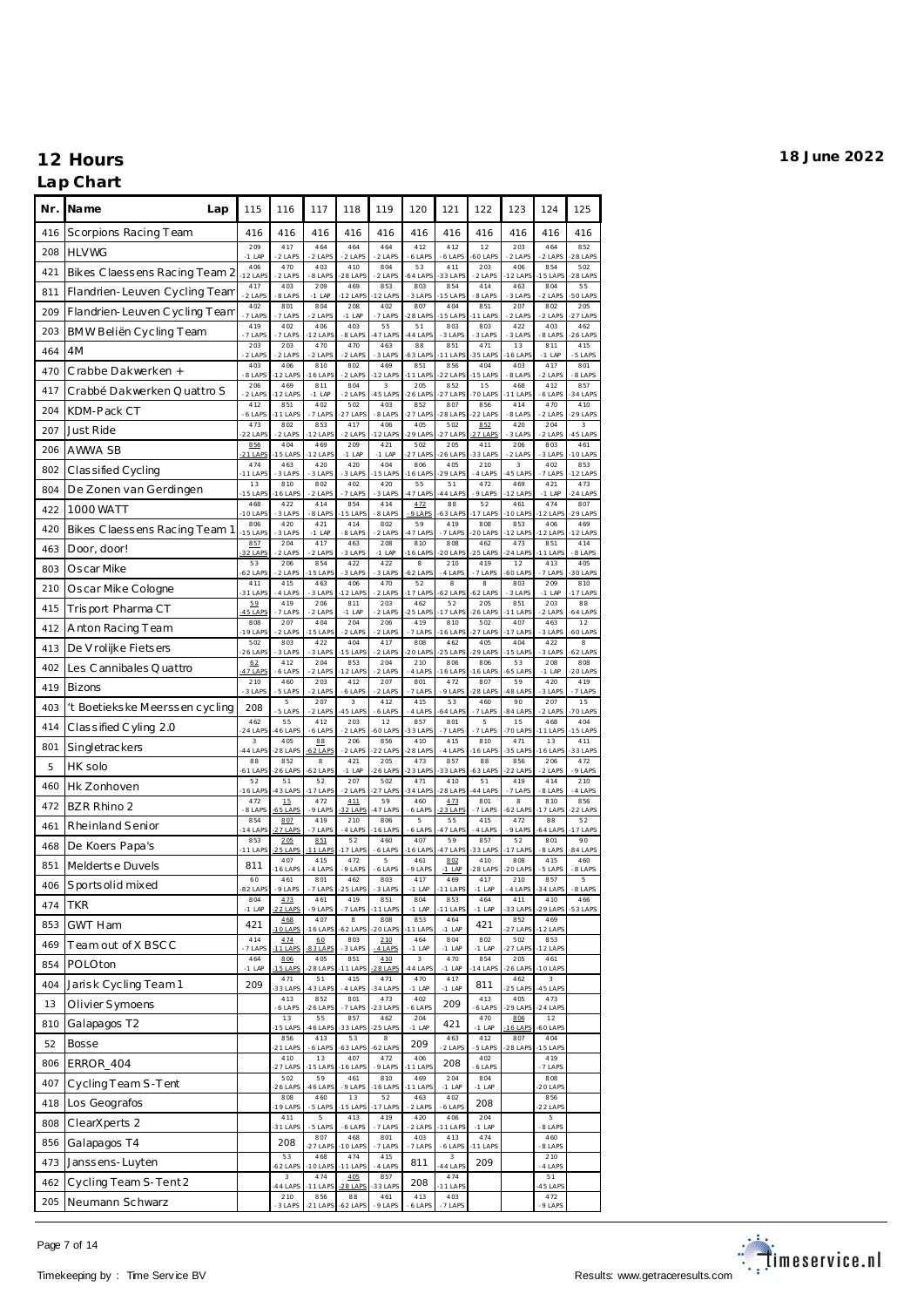# 12 Hours

**18 June 2022**

## Lap Chart

| Nr. | Name Lap | 115 | 116 | 117 | 118 | 119 | 120 | 121 | 122 | 123 | 124 | 125 |
|---|---|---|---|---|---|---|---|---|---|---|---|---|
| 416 | Scorpions Racing Team | 416 | 416 | 416 | 416 | 416 | 416 | 416 | 416 | 416 | 416 | 416 |
| 208 | HLVWG | 209 -1 LAP | 417 -2 LAPS | 464 -2 LAPS | 464 -2 LAPS | 464 -2 LAPS | 412 -6 LAPS | 412 -6 LAPS | 12 -60 LAPS | 203 -2 LAPS | 464 -2 LAPS | 852 -28 LAPS |
| 421 | Bikes Claessens Racing Team 2 | 406 -12 LAPS | 470 -2 LAPS | 403 -8 LAPS | 410 -28 LAPS | 804 -2 LAPS | 53 -64 LAPS | 411 -33 LAPS | 203 -2 LAPS | 406 -12 LAPS | 854 -15 LAPS | 502 -28 LAPS |
| 811 | Flandrien-Leuven Cycling Team | 417 -2 LAPS | 403 -8 LAPS | 209 -1 LAP | 469 -12 LAPS | 853 -12 LAPS | 803 -3 LAPS | 854 -15 LAPS | 414 -8 LAPS | 463 -3 LAPS | 804 -2 LAPS | 55 -50 LAPS |
| 209 | Flandrien-Leuven Cycling Team | 402 -7 LAPS | 801 -7 LAPS | 804 -2 LAPS | 208 -1 LAP | 402 -7 LAPS | 807 -28 LAPS | 404 -15 LAPS | 851 -11 LAPS | 207 -2 LAPS | 802 -2 LAPS | 205 -27 LAPS |
| 203 | BMW Beliën Cycling Team | 419 -7 LAPS | 402 -7 LAPS | 406 -12 LAPS | 403 -8 LAPS | 55 -47 LAPS | 51 -44 LAPS | 803 -3 LAPS | 803 -3 LAPS | 422 -3 LAPS | 403 -8 LAPS | 462 -26 LAPS |
| 464 | 4M | 203 -2 LAPS | 203 -2 LAPS | 470 -2 LAPS | 470 -2 LAPS | 463 -3 LAPS | 88 -63 LAPS | 851 -11 LAPS | 471 -35 LAPS | 13 -16 LAPS | 811 -1 LAP | 415 -5 LAPS |
| 470 | Crabbe Dakwerken + | 403 -8 LAPS | 406 -12 LAPS | 810 -16 LAPS | 802 -2 LAPS | 469 -12 LAPS | 851 -11 LAPS | 856 -22 LAPS | 404 -15 LAPS | 403 -8 LAPS | 417 -2 LAPS | 801 -8 LAPS |
| 417 | Crabbé Dakwerken Quattro S | 206 -2 LAPS | 469 -12 LAPS | 811 -1 LAP | 804 -2 LAPS | 3 -45 LAPS | 205 -26 LAPS | 852 -27 LAPS | 15 -70 LAPS | 468 -11 LAPS | 412 -6 LAPS | 857 -34 LAPS |
| 204 | KDM-Pack CT | 412 -6 LAPS | 851 -11 LAPS | 402 -7 LAPS | 502 -27 LAPS | 403 -8 LAPS | 852 -27 LAPS | 807 -28 LAPS | 856 -22 LAPS | 414 -8 LAPS | 470 -2 LAPS | 410 -29 LAPS |
| 207 | Just Ride | 473 -22 LAPS | 802 -2 LAPS | 853 -12 LAPS | 417 -2 LAPS | 406 -12 LAPS | 405 -29 LAPS | 502 -27 LAPS | 852 -27 LAPS | 420 -3 LAPS | 204 -2 LAPS | 3 -45 LAPS |
| 206 | AWWA SB | 856 -21 LAPS | 404 -15 LAPS | 469 -12 LAPS | 209 -1 LAP | 421 -1 LAP | 502 -27 LAPS | 205 -26 LAPS | 411 -33 LAPS | 206 -2 LAPS | 803 -3 LAPS | 461 -10 LAPS |
| 802 | Classified Cycling | 474 -11 LAPS | 463 -3 LAPS | 420 -3 LAPS | 420 -3 LAPS | 404 -15 LAPS | 806 -16 LAPS | 405 -29 LAPS | 210 -4 LAPS | 3 -45 LAPS | 402 -7 LAPS | 853 -12 LAPS |
| 804 | De Zonen van Gerdingen | 13 -15 LAPS | 810 -16 LAPS | 802 -2 LAPS | 402 -7 LAPS | 420 -3 LAPS | 55 -47 LAPS | 51 -44 LAPS | 472 -9 LAPS | 469 -12 LAPS | 421 -1 LAP | 473 -24 LAPS |
| 422 | 1000 WATT | 468 -10 LAPS | 422 -3 LAPS | 414 -8 LAPS | 854 -15 LAPS | 414 -8 LAPS | 472 -9 LAPS | 88 -63 LAPS | 52 -17 LAPS | 461 -10 LAPS | 474 -12 LAPS | 807 -29 LAPS |
| 420 | Bikes Claessens Racing Team 1 | 806 -15 LAPS | 420 -3 LAPS | 421 -1 LAP | 414 -8 LAPS | 802 -2 LAPS | 59 -47 LAPS | 419 -7 LAPS | 808 -20 LAPS | 853 -12 LAPS | 406 -12 LAPS | 469 -12 LAPS |
| 463 | Door, door! | 857 -32 LAPS | 204 -2 LAPS | 417 -2 LAPS | 463 -3 LAPS | 208 -1 LAP | 810 -16 LAPS | 808 -20 LAPS | 462 -25 LAPS | 473 -24 LAPS | 851 -11 LAPS | 414 -8 LAPS |
| 803 | Oscar Mike | 53 -62 LAPS | 206 -2 LAPS | 854 -15 LAPS | 422 -3 LAPS | 422 -3 LAPS | 8 -62 LAPS | 210 -4 LAPS | 419 -7 LAPS | 12 -60 LAPS | 413 -7 LAPS | 405 -30 LAPS |
| 210 | Oscar Mike Cologne | 411 -31 LAPS | 415 -4 LAPS | 463 -3 LAPS | 406 -12 LAPS | 470 -2 LAPS | 52 -17 LAPS | 8 -62 LAPS | 8 -62 LAPS | 803 -3 LAPS | 209 -1 LAP | 810 -17 LAPS |
| 415 | Trisport Pharma CT | 59 -45 LAPS | 419 -7 LAPS | 206 -2 LAPS | 811 -1 LAP | 203 -2 LAPS | 462 -25 LAPS | 52 -17 LAPS | 205 -26 LAPS | 851 -11 LAPS | 203 -2 LAPS | 88 -64 LAPS |
| 412 | Anton Racing Team | 808 -19 LAPS | 207 -2 LAPS | 404 -15 LAPS | 204 -2 LAPS | 206 -2 LAPS | 419 -7 LAPS | 810 -16 LAPS | 502 -27 LAPS | 407 -17 LAPS | 463 -3 LAPS | 12 -60 LAPS |
| 413 | De Vrolijke Fietsers | 502 -26 LAPS | 803 -3 LAPS | 422 -3 LAPS | 404 -15 LAPS | 417 -2 LAPS | 808 -20 LAPS | 462 -25 LAPS | 405 -29 LAPS | 404 -15 LAPS | 422 -3 LAPS | 8 -62 LAPS |
| 402 | Les Cannibales Quattro | 62 -47 LAPS | 412 -6 LAPS | 204 -2 LAPS | 853 -12 LAPS | 204 -2 LAPS | 210 -4 LAPS | 806 -16 LAPS | 806 -16 LAPS | 53 -65 LAPS | 208 -1 LAP | 808 -20 LAPS |
| 419 | Bizons | 210 -3 LAPS | 460 -5 LAPS | 203 -2 LAPS | 412 -6 LAPS | 207 -2 LAPS | 801 -7 LAPS | 472 -9 LAPS | 807 -28 LAPS | 59 -48 LAPS | 420 -3 LAPS | 419 -7 LAPS |
| 403 | 't Boetiekske Meerssen cycling | 208 | 5 -5 LAPS | 207 -2 LAPS | 3 -45 LAPS | 412 -6 LAPS | 415 -4 LAPS | 53 -64 LAPS | 460 -7 LAPS | 90 -84 LAPS | 207 -2 LAPS | 15 -70 LAPS |
| 414 | Classified Cyling 2.0 | 462 -24 LAPS | 55 -46 LAPS | 412 -6 LAPS | 203 -2 LAPS | 12 -60 LAPS | 857 -33 LAPS | 801 -7 LAPS | 5 -7 LAPS | 15 -70 LAPS | 468 -11 LAPS | 404 -15 LAPS |
| 801 | Singletrackers | 3 -44 LAPS | 405 -28 LAPS | 88 -62 LAPS | 206 -2 LAPS | 856 -22 LAPS | 410 -28 LAPS | 415 -4 LAPS | 810 -16 LAPS | 471 -35 LAPS | 13 -16 LAPS | 411 -33 LAPS |
| 5 | HK solo | 88 -61 LAPS | 852 -26 LAPS | 8 -62 LAPS | 421 -1 LAP | 205 -26 LAPS | 473 -23 LAPS | 857 -33 LAPS | 88 -63 LAPS | 856 -22 LAPS | 206 -2 LAPS | 472 -9 LAPS |
| 460 | Hk Zonhoven | 52 -16 LAPS | 51 -43 LAPS | 52 -17 LAPS | 207 -2 LAPS | 502 -27 LAPS | 471 -34 LAPS | 410 -28 LAPS | 51 -44 LAPS | 419 -7 LAPS | 414 -8 LAPS | 210 -4 LAPS |
| 472 | BZR Rhino 2 | 472 -8 LAPS | 15 -65 LAPS | 472 -9 LAPS | 411 -32 LAPS | 59 -47 LAPS | 460 -6 LAPS | 473 -23 LAPS | 801 -7 LAPS | 8 -62 LAPS | 810 -17 LAPS | 856 -22 LAPS |
| 461 | Rheinland Senior | 854 -14 LAPS | 807 -27 LAPS | 419 -7 LAPS | 210 -4 LAPS | 806 -16 LAPS | 5 -6 LAPS | 55 -47 LAPS | 415 -4 LAPS | 472 -9 LAPS | 88 -64 LAPS | 52 -17 LAPS |
| 468 | De Koers Papa's | 853 -11 LAPS | 205 -25 LAPS | 851 -11 LAPS | 52 -17 LAPS | 460 -6 LAPS | 407 -16 LAPS | 59 -47 LAPS | 857 -33 LAPS | 52 -17 LAPS | 801 -8 LAPS | 90 -84 LAPS |
| 851 | Meldertse Duvels | 811 | 407 -16 LAPS | 415 -4 LAPS | 472 -9 LAPS | 5 -6 LAPS | 461 -9 LAPS | 802 -1 LAP | 410 -28 LAPS | 808 -20 LAPS | 415 -5 LAPS | 460 -8 LAPS |
| 406 | Sportsolid mixed | 60 -82 LAPS | 461 -9 LAPS | 801 -7 LAPS | 462 -25 LAPS | 803 -3 LAPS | 417 -1 LAP | 469 -11 LAPS | 417 -1 LAP | 210 -4 LAPS | 857 -34 LAPS | 5 -8 LAPS |
| 474 | TKR | 804 -1 LAP | 473 -22 LAPS | 461 -9 LAPS | 419 -7 LAPS | 851 -11 LAPS | 804 -1 LAP | 853 -11 LAPS | 464 -1 LAP | 411 -33 LAPS | 410 -29 LAPS | 466 -53 LAPS |
| 853 | GWT Ham | 421 | 468 -10 LAPS | 407 -16 LAPS | 8 -62 LAPS | 808 -20 LAPS | 853 -11 LAPS | 464 -1 LAP | 421 | 852 -27 LAPS | 469 -12 LAPS | |
| 469 | Team out of X BSCC | 414 -7 LAPS | 474 -11 LAPS | 60 -83 LAPS | 803 -3 LAPS | 210 -4 LAPS | 464 -1 LAP | 804 -1 LAP | 802 -1 LAP | 502 -27 LAPS | 853 -12 LAPS | |
| 854 | POLOton | 464 -1 LAP | 806 -15 LAPS | 405 -28 LAPS | 851 -11 LAPS | 410 -28 LAPS | 3 -44 LAPS | 470 -1 LAP | 854 -14 LAPS | 205 -26 LAPS | 461 -10 LAPS | |
| 404 | Jarisk Cycling Team 1 | 209 | 471 -33 LAPS | 51 -43 LAPS | 415 -4 LAPS | 471 -34 LAPS | 470 -1 LAP | 417 -1 LAP | 811 | 462 -25 LAPS | 3 -45 LAPS | |
| 13 | Olivier Symoens | | 413 -6 LAPS | 852 -26 LAPS | 801 -7 LAPS | 473 -23 LAPS | 402 -6 LAPS | 209 | 413 -6 LAPS | 405 -29 LAPS | 473 -24 LAPS | |
| 810 | Galapagos T2 | | 13 -15 LAPS | 55 -46 LAPS | 857 -33 LAPS | 462 -25 LAPS | 204 -1 LAP | 421 | 470 -1 LAP | 806 -16 LAPS | 12 -60 LAPS | |
| 52 | Bosse | | 856 -21 LAPS | 413 -6 LAPS | 53 -63 LAPS | 8 -62 LAPS | 209 | 463 -2 LAPS | 412 -5 LAPS | 807 -28 LAPS | 404 -15 LAPS | |
| 806 | ERROR_404 | | 410 -27 LAPS | 13 -15 LAPS | 407 -16 LAPS | 472 -9 LAPS | 406 -11 LAPS | 208 | 402 -6 LAPS | | 419 -7 LAPS | |
| 407 | Cycling Team S-Tent | | 502 -26 LAPS | 59 -46 LAPS | 461 -9 LAPS | 810 -16 LAPS | 469 -11 LAPS | 204 -1 LAP | 804 -1 LAP | | 808 -20 LAPS | |
| 418 | Los Geografos | | 808 -19 LAPS | 460 -5 LAPS | 13 -15 LAPS | 52 -17 LAPS | 463 -2 LAPS | 402 -6 LAPS | 208 | | 856 -22 LAPS | |
| 808 | ClearXperts 2 | | 411 -31 LAPS | 5 -5 LAPS | 413 -6 LAPS | 419 -7 LAPS | 420 -2 LAPS | 406 -11 LAPS | 204 -1 LAP | | 5 -8 LAPS | |
| 856 | Galapagos T4 | | 208 | 807 -27 LAPS | 468 -10 LAPS | 801 -7 LAPS | 403 -7 LAPS | 413 -6 LAPS | 474 -11 LAPS | | 460 -8 LAPS | |
| 473 | Janssens-Luyten | | 53 -62 LAPS | 468 -10 LAPS | 474 -11 LAPS | 415 -4 LAPS | 811 | 3 -44 LAPS | 209 | | 210 -4 LAPS | |
| 462 | Cycling Team S-Tent 2 | | 3 -44 LAPS | 474 -11 LAPS | 405 -28 LAPS | 857 -33 LAPS | 208 | 474 -11 LAPS | | | 51 -45 LAPS | |
| 205 | Neumann Schwarz | | 210 -3 LAPS | 856 -21 LAPS | 88 -62 LAPS | 461 -9 LAPS | 413 -6 LAPS | 403 -7 LAPS | | | 472 -9 LAPS | |

Timekeeping by : Time Service BV

Results: www.getraceresults.com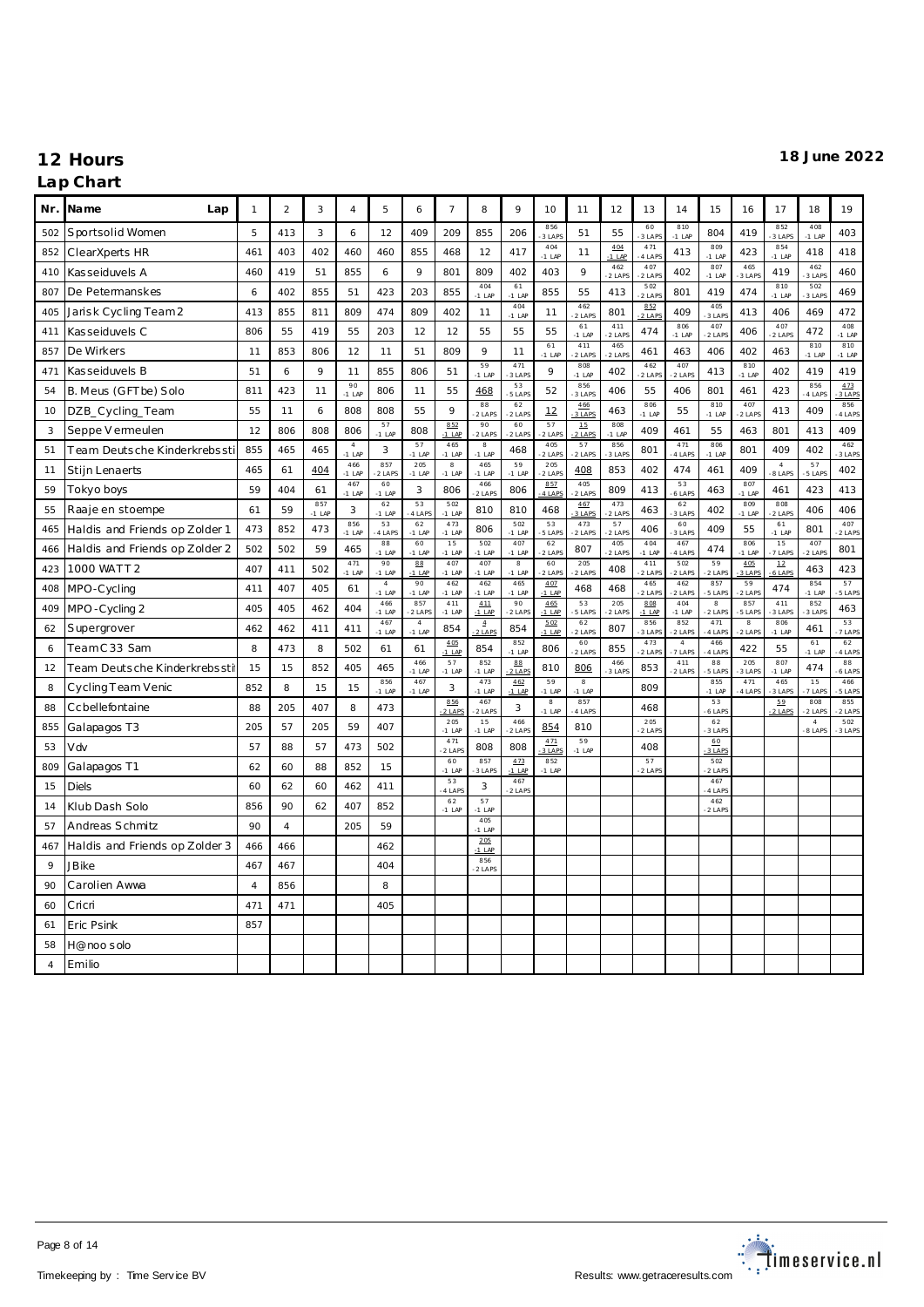## 12 Hours

**18 June 2022**

### Lap Chart

| Nr. | Name | Lap 1 | 2 | 3 | 4 | 5 | 6 | 7 | 8 | 9 | 10 | 11 | 12 | 13 | 14 | 15 | 16 | 17 | 18 | 19 |
|---|---|---|---|---|---|---|---|---|---|---|---|---|---|---|---|---|---|---|---|---|
| 502 | Sportsolid Women | 5 | 413 | 3 | 6 | 12 | 409 | 209 | 855 | 206 | 856 -3 LAPS | 51 | 55 | 60 -3 LAPS | 810 -1 LAP | 804 | 419 | 852 -3 LAPS | 408 -1 LAP | 403 |
| 852 | ClearXperts HR | 461 | 403 | 402 | 460 | 460 | 855 | 468 | 12 | 417 | 404 -1 LAP | 11 | 404 -1 LAP | 471 -4 LAPS | 413 | 809 -1 LAP | 423 | 854 -1 LAP | 418 | 418 |
| 410 | Kasseiduvels A | 460 | 419 | 51 | 855 | 6 | 9 | 801 | 809 | 402 | 403 | 9 | 462 -2 LAPS | 407 -2 LAPS | 402 | 807 -1 LAP | 465 -3 LAPS | 419 | 462 -3 LAPS | 460 |
| 807 | De Petermanskes | 6 | 402 | 855 | 51 | 423 | 203 | 855 | 404 -1 LAP | 61 -1 LAP | 855 | 55 | 413 | 502 -2 LAPS | 801 | 419 | 474 | 810 -1 LAP | 502 -3 LAPS | 469 |
| 405 | Jarisk Cycling Team 2 | 413 | 855 | 811 | 809 | 474 | 809 | 402 | 11 | 404 -1 LAP | 11 | 462 -2 LAPS | 801 | 852 -2 LAPS | 409 | 405 -3 LAPS | 413 | 406 | 469 | 472 |
| 411 | Kasseiduvels C | 806 | 55 | 419 | 55 | 203 | 12 | 12 | 55 | 55 | 55 | 61 -1 LAP | 411 -2 LAPS | 474 | 806 -1 LAP | 407 -2 LAPS | 406 | 407 -2 LAPS | 472 | 408 -1 LAP |
| 857 | De Wirkers | 11 | 853 | 806 | 12 | 11 | 51 | 809 | 9 | 11 | 61 -1 LAP | 411 -2 LAPS | 465 -2 LAPS | 461 | 463 | 406 | 402 | 463 | 810 -1 LAP | 810 -1 LAP |
| 471 | Kasseiduvels B | 51 | 6 | 9 | 11 | 855 | 806 | 51 | 59 -1 LAP | 471 -3 LAPS | 9 | 808 -1 LAP | 402 | 462 -2 LAPS | 407 -2 LAPS | 413 | 810 -1 LAP | 402 | 419 | 419 |
| 54 | B. Meus (GFTbe) Solo | 811 | 423 | 11 | 90 -1 LAP | 806 | 11 | 55 | 468 | 53 -5 LAPS | 52 | 856 -3 LAPS | 406 | 55 | 406 | 801 | 461 | 423 | 856 -4 LAPS | 473 -3 LAPS |
| 10 | DZB_Cycling_Team | 55 | 11 | 6 | 808 | 808 | 55 | 9 | 88 -2 LAPS | 62 -2 LAPS | 12 | 466 -3 LAPS | 463 | 806 -1 LAP | 55 | 810 -1 LAP | 407 -2 LAPS | 413 | 409 | 856 -4 LAPS |
| 3 | Seppe Vermeulen | 12 | 806 | 808 | 806 | 57 -1 LAP | 808 | 852 -1 LAP | 90 -2 LAPS | 60 -2 LAPS | 57 -2 LAPS | 15 -2 LAPS | 808 -1 LAP | 409 | 461 | 55 | 463 | 801 | 413 | 409 |
| 51 | Team Deutsche Kinderkrebssti | 855 | 465 | 465 | 4 -1 LAP | 3 | 57 -1 LAP | 465 -1 LAP | 8 -1 LAP | 468 | 405 -2 LAPS | 57 -2 LAPS | 856 -3 LAPS | 801 | 471 -4 LAPS | 806 -1 LAP | 801 | 409 | 402 | 462 -3 LAPS |
| 11 | Stijn Lenaerts | 465 | 61 | 404 | 466 -1 LAP | 857 -2 LAPS | 205 -1 LAP | 8 -1 LAP | 465 -1 LAP | 59 -1 LAP | 205 -2 LAPS | 408 | 853 | 402 | 474 | 461 | 409 | 4 -8 LAPS | 57 -5 LAPS | 402 |
| 59 | Tokyo boys | 59 | 404 | 61 | 467 -1 LAP | 60 -1 LAP | 3 | 806 | 466 -2 LAPS | 806 | 857 -4 LAPS | 405 -2 LAPS | 809 | 413 | 53 -6 LAPS | 463 | 807 -1 LAP | 461 | 423 | 413 |
| 55 | Raaje en stoempe | 61 | 59 | 857 -1 LAP | 3 | 62 -1 LAP | 53 -4 LAPS | 502 -1 LAP | 810 | 810 | 468 | 467 -3 LAPS | 473 -2 LAPS | 463 | 62 -3 LAPS | 402 | 809 -1 LAP | 808 -2 LAPS | 406 | 406 |
| 465 | Haldis and Friends op Zolder 1 | 473 | 852 | 473 | 856 -1 LAP | 53 -4 LAPS | 62 -1 LAP | 473 -1 LAP | 806 | 502 -1 LAP | 53 -5 LAPS | 473 -2 LAPS | 57 -2 LAPS | 406 | 60 -3 LAPS | 409 | 55 | 61 -1 LAP | 801 | 407 -2 LAPS |
| 466 | Haldis and Friends op Zolder 2 | 502 | 502 | 59 | 465 | 88 -1 LAP | 60 -1 LAP | 15 -1 LAP | 502 -1 LAP | 407 -1 LAP | 62 -2 LAPS | 807 | 405 -2 LAPS | 404 -1 LAP | 467 -4 LAPS | 474 | 806 -1 LAP | 15 -7 LAPS | 407 -2 LAPS | 801 |
| 423 | 1000 WATT 2 | 407 | 411 | 502 | 471 -1 LAP | 90 -1 LAP | 88 -1 LAP | 407 -1 LAP | 407 -1 LAP | 8 -1 LAP | 60 -2 LAPS | 205 -2 LAPS | 408 | 411 -2 LAPS | 502 -2 LAPS | 59 -2 LAPS | 405 -3 LAPS | 12 -6 LAPS | 463 | 423 |
| 408 | MPO-Cycling | 411 | 407 | 405 | 61 | 4 -1 LAP | 90 -1 LAP | 462 -1 LAP | 462 -1 LAP | 465 -1 LAP | 407 -1 LAP | 468 | 468 | 465 -2 LAPS | 462 -2 LAPS | 857 -5 LAPS | 59 -2 LAPS | 474 | 854 -1 LAP | 57 -5 LAPS |
| 409 | MPO-Cycling 2 | 405 | 405 | 462 | 404 | 466 -1 LAP | 857 -2 LAPS | 411 -1 LAP | 411 -1 LAP | 90 -2 LAPS | 465 -1 LAP | 53 -5 LAPS | 205 -2 LAPS | 808 -1 LAP | 404 -1 LAP | 8 -2 LAPS | 857 -5 LAPS | 411 -3 LAPS | 852 -3 LAPS | 463 |
| 62 | Supergrover | 462 | 462 | 411 | 411 | 467 -1 LAP | 4 -1 LAP | 854 | 4 -2 LAPS | 854 | 502 -1 LAP | 62 -2 LAPS | 807 | 856 -3 LAPS | 852 -2 LAPS | 471 -4 LAPS | 8 -2 LAPS | 806 -1 LAP | 461 | 53 -7 LAPS |
| 6 | Team C33 Sam | 8 | 473 | 8 | 502 | 61 | 61 | 405 -1 LAP | 854 | 852 -1 LAP | 806 | 60 -2 LAPS | 855 | 473 -2 LAPS | 4 -7 LAPS | 466 -4 LAPS | 422 | 55 | 61 -1 LAP | 62 -4 LAPS |
| 12 | Team Deutsche Kinderkrebssti | 15 | 15 | 852 | 405 | 465 | 466 -1 LAP | 57 -1 LAP | 852 -1 LAP | 88 -2 LAPS | 810 | 806 | 466 -3 LAPS | 853 | 411 -2 LAPS | 88 -5 LAPS | 205 -3 LAPS | 807 -1 LAP | 474 | 88 -6 LAPS |
| 8 | Cycling Team Venic | 852 | 8 | 15 | 15 | 856 -1 LAP | 467 -1 LAP | 3 | 473 -1 LAP | 462 -1 LAP | 59 -1 LAP | 8 -1 LAP | | 809 | | 855 -1 LAP | 471 -4 LAPS | 465 -3 LAPS | 15 -7 LAPS | 466 -5 LAPS |
| 88 | Ccbellefontaine | 88 | 205 | 407 | 8 | 473 | | 856 -2 LAPS | 467 -2 LAPS | 3 | 8 -1 LAP | 857 -4 LAPS | | 468 | | 53 -6 LAPS | | 59 -2 LAPS | 808 -2 LAPS | 855 -2 LAPS |
| 855 | Galapagos T3 | 205 | 57 | 205 | 59 | 407 | | 205 -1 LAP | 15 -1 LAP | 466 -2 LAPS | 854 | 810 | | 205 -2 LAPS | | 62 -3 LAPS | | | 4 -8 LAPS | 502 -3 LAPS |
| 53 | Vdv | 57 | 88 | 57 | 473 | 502 | | 471 -2 LAPS | 808 | 808 | 471 -3 LAPS | 59 -1 LAP | | 408 | | 60 -3 LAPS | | | | |
| 809 | Galapagos T1 | 62 | 60 | 88 | 852 | 15 | | 60 -1 LAP | 857 -3 LAPS | 473 -1 LAP | 852 -1 LAP | | | 57 -2 LAPS | | 502 -2 LAPS | | | | |
| 15 | Diels | 60 | 62 | 60 | 462 | 411 | | 53 -4 LAPS | 3 | 467 -2 LAPS | | | | | | 467 -4 LAPS | | | | |
| 14 | Klub Dash Solo | 856 | 90 | 62 | 407 | 852 | | 62 -1 LAP | 57 -1 LAP | | | | | | | 462 -2 LAPS | | | | |
| 57 | Andreas Schmitz | 90 | 4 | | 205 | 59 | | | 405 -1 LAP | | | | | | | | | | | |
| 467 | Haldis and Friends op Zolder 3 | 466 | 466 | | | 462 | | | 205 -1 LAP | | | | | | | | | | | |
| 9 | JBike | 467 | 467 | | | 404 | | | 856 -2 LAPS | | | | | | | | | | | |
| 90 | Carolien Awwa | 4 | 856 | | | 8 | | | | | | | | | | | | | | |
| 60 | Cricri | 471 | 471 | | | 405 | | | | | | | | | | | | | | |
| 61 | Eric Psink | 857 | | | | | | | | | | | | | | | | | | |
| 58 | H@noo solo | | | | | | | | | | | | | | | | | | | |
| 4 | Emilio | | | | | | | | | | | | | | | | | | | |

Timekeeping by : Time Service BV

Results: www.getraceresults.com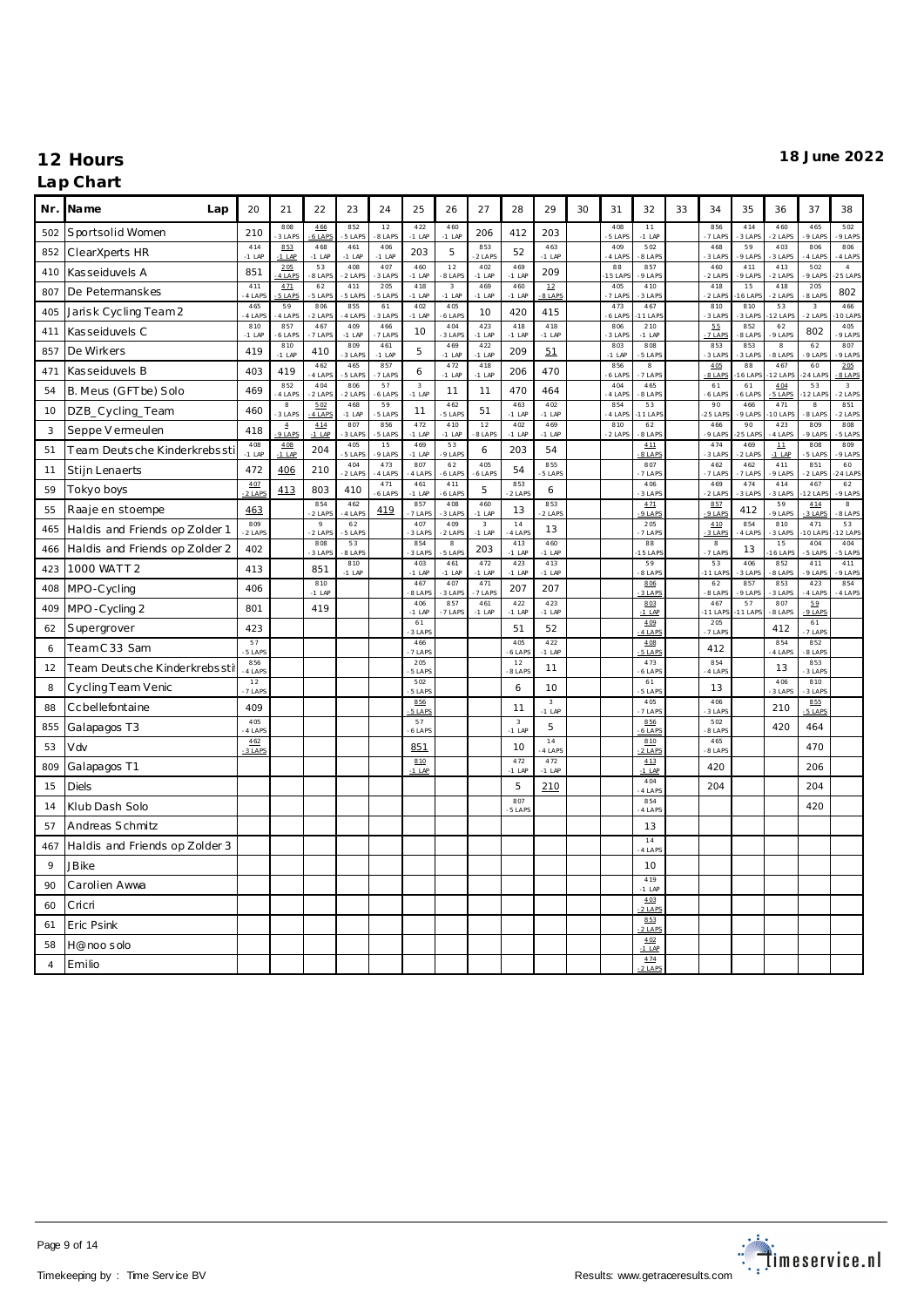# 12 Hours

**18 June 2022**

## Lap Chart

| Nr. | Name Lap | 20 | 21 | 22 | 23 | 24 | 25 | 26 | 27 | 28 | 29 | 30 | 31 | 32 | 33 | 34 | 35 | 36 | 37 | 38 |
|---|---|---|---|---|---|---|---|---|---|---|---|---|---|---|---|---|---|---|---|---|
| 502 | Sportsolid Women | 210 | 808 -3 LAPS | 466 -6 LAPS | 852 -5 LAPS | 12 -8 LAPS | 422 -1 LAP | 460 -1 LAP | 206 | 412 | 203 | | 408 -5 LAPS | 11 -1 LAP | | 856 -7 LAPS | 414 -3 LAPS | 460 -2 LAPS | 465 -9 LAPS | 502 -9 LAPS |
| 852 | ClearXperts HR | 414 -1 LAP | 853 -1 LAP | 468 -1 LAP | 461 -1 LAP | 406 -1 LAP | 203 | 5 | 853 -2 LAPS | 52 | 463 -1 LAP | | 409 -4 LAPS | 502 -8 LAPS | | 468 -3 LAPS | 59 -9 LAPS | 403 -3 LAPS | 806 -4 LAPS | 806 -4 LAPS |
| 410 | Kasseiduvels A | 851 | 205 -4 LAPS | 53 -8 LAPS | 408 -2 LAPS | 407 -3 LAPS | 460 -1 LAP | 12 -8 LAPS | 402 -1 LAP | 469 -1 LAP | 209 | | 88 -15 LAPS | 857 -9 LAPS | | 460 -2 LAPS | 411 -9 LAPS | 413 -2 LAPS | 502 -9 LAPS | 4 -25 LAPS |
| 807 | De Petermanskes | 411 -4 LAPS | 471 -5 LAPS | 62 -5 LAPS | 411 -5 LAPS | 205 -5 LAPS | 418 -1 LAP | 3 -1 LAP | 469 -1 LAP | 460 -1 LAP | 12 -8 LAPS | | 405 -7 LAPS | 410 -3 LAPS | | 418 -2 LAPS | 15 -16 LAPS | 418 -2 LAPS | 205 -8 LAPS | 802 |
| 405 | Jarisk Cycling Team 2 | 465 -4 LAPS | 59 -4 LAPS | 806 -2 LAPS | 855 -4 LAPS | 61 -3 LAPS | 402 -1 LAP | 405 -6 LAPS | 10 | 420 | 415 | | 473 -6 LAPS | 467 -11 LAPS | | 810 -3 LAPS | 810 -3 LAPS | 53 -12 LAPS | 3 -2 LAPS | 466 -10 LAPS |
| 411 | Kasseiduvels C | 810 -1 LAP | 857 -6 LAPS | 467 -7 LAPS | 409 -1 LAP | 466 -7 LAPS | 10 | 404 -3 LAPS | 423 -1 LAP | 418 -1 LAP | 418 -1 LAP | | 806 -3 LAPS | 210 -1 LAP | | 55 -7 LAPS | 852 -8 LAPS | 62 -9 LAPS | 802 | 405 -9 LAPS |
| 857 | De Wirkers | 419 | 810 -1 LAP | 410 | 809 -3 LAPS | 461 -1 LAP | 5 | 469 -1 LAP | 422 -1 LAP | 209 | 51 | | 803 -1 LAP | 808 -5 LAPS | | 853 -3 LAPS | 853 -3 LAPS | 8 -8 LAPS | 62 -9 LAPS | 807 -9 LAPS |
| 471 | Kasseiduvels B | 403 | 419 | 462 -4 LAPS | 465 -5 LAPS | 857 -7 LAPS | 6 | 472 -1 LAP | 418 -1 LAP | 206 | 470 | | 856 -6 LAPS | 8 -7 LAPS | | 405 -8 LAPS | 88 -16 LAPS | 467 -12 LAPS | 60 -24 LAPS | 205 -8 LAPS |
| 54 | B. Meus (GFTbe) Solo | 469 | 852 -4 LAPS | 404 -2 LAPS | 806 -2 LAPS | 57 -6 LAPS | 3 -1 LAP | 11 | 11 | 470 | 464 | | 404 -4 LAPS | 465 -8 LAPS | | 61 -6 LAPS | 61 -6 LAPS | 404 -5 LAPS | 53 -12 LAPS | 3 -2 LAPS |
| 10 | DZB_Cycling_Team | 460 | 8 -3 LAPS | 502 -4 LAPS | 468 -1 LAP | 59 -5 LAPS | 11 | 462 -5 LAPS | 51 | 463 -1 LAP | 402 -1 LAP | | 854 -4 LAPS | 53 -11 LAPS | | 90 -25 LAPS | 466 -9 LAPS | 471 -10 LAPS | 8 -8 LAPS | 851 -2 LAPS |
| 3 | Seppe Vermeulen | 418 | 4 -9 LAPS | 414 -1 LAP | 807 -3 LAPS | 856 -5 LAPS | 472 -1 LAP | 410 -1 LAP | 12 -8 LAPS | 402 -1 LAP | 469 -1 LAP | | 810 -2 LAPS | 62 -8 LAPS | | 466 -9 LAPS | 90 -25 LAPS | 423 -4 LAPS | 809 -9 LAPS | 808 -5 LAPS |
| 51 | Team Deutsche Kinderkrebssti | 408 -1 LAP | 408 -1 LAP | 204 | 405 -5 LAPS | 15 -9 LAPS | 469 -1 LAP | 53 -9 LAPS | 6 | 203 | 54 | | | 411 -8 LAPS | | 474 -3 LAPS | 469 -2 LAPS | 11 -1 LAP | 808 -5 LAPS | 809 -9 LAPS |
| 11 | Stijn Lenaerts | 472 | 406 | 210 | 404 -2 LAPS | 473 -4 LAPS | 807 -4 LAPS | 62 -6 LAPS | 405 -6 LAPS | 54 | 855 -5 LAPS | | | 807 -7 LAPS | | 462 -7 LAPS | 462 -7 LAPS | 411 -9 LAPS | 851 -2 LAPS | 60 -24 LAPS |
| 59 | Tokyo boys | 407 -2 LAPS | 413 | 803 | 410 | 471 -6 LAPS | 461 -1 LAP | 411 -6 LAPS | 5 | 853 -2 LAPS | 6 | | | 406 -3 LAPS | | 469 -2 LAPS | 474 -3 LAPS | 414 -3 LAPS | 467 -12 LAPS | 62 -9 LAPS |
| 55 | Raaje en stoempe | 463 | | 854 -2 LAPS | 462 -4 LAPS | 419 | 857 -7 LAPS | 408 -3 LAPS | 460 -1 LAP | 13 | 853 -2 LAPS | | | 471 -9 LAPS | | 857 -9 LAPS | 412 | 59 -9 LAPS | 414 -3 LAPS | 8 -8 LAPS |
| 465 | Haldis and Friends op Zolder 1 | 809 -2 LAPS | | 9 -2 LAPS | 62 -5 LAPS | | 407 -3 LAPS | 409 -2 LAPS | 3 -1 LAP | 14 -4 LAPS | 13 | | | 205 -7 LAPS | | 410 -3 LAPS | 854 -4 LAPS | 810 -3 LAPS | 471 -10 LAPS | 53 -12 LAPS |
| 466 | Haldis and Friends op Zolder 2 | 402 | | 808 -3 LAPS | 53 -8 LAPS | | 854 -3 LAPS | 8 -5 LAPS | 203 | 413 -1 LAP | 460 -1 LAP | | | 88 -15 LAPS | | 8 -7 LAPS | 13 | 15 -16 LAPS | 404 -5 LAPS | 404 -5 LAPS |
| 423 | 1000 WATT 2 | 413 | | 851 | 810 -1 LAP | | 403 -1 LAP | 461 -1 LAP | 472 -1 LAP | 423 -1 LAP | 413 -1 LAP | | | 59 -8 LAPS | | 53 -11 LAPS | 406 -3 LAPS | 852 -8 LAPS | 411 -9 LAPS | 411 -9 LAPS |
| 408 | MPO-Cycling | 406 | | 810 -1 LAP | | | 467 -8 LAPS | 407 -3 LAPS | 471 -7 LAPS | 207 | 207 | | | 806 -3 LAPS | | 62 -8 LAPS | 857 -9 LAPS | 853 -3 LAPS | 423 -4 LAPS | 854 -4 LAPS |
| 409 | MPO-Cycling 2 | 801 | | 419 | | | 406 -1 LAP | 857 -7 LAPS | 461 -1 LAP | 422 -1 LAP | 423 -1 LAP | | | 803 -1 LAP | | 467 -11 LAPS | 57 -11 LAPS | 807 -8 LAPS | 59 -9 LAPS | |
| 62 | Supergrover | 423 | | | | | 61 -3 LAPS | | | 51 | 52 | | | 409 -4 LAPS | | 205 -7 LAPS | | 412 | 61 -7 LAPS | |
| 6 | Team C33 Sam | 57 -5 LAPS | | | | | 466 -7 LAPS | | | 405 -6 LAPS | 422 -1 LAP | | | 408 -5 LAPS | | 412 | | 854 -4 LAPS | 852 -8 LAPS | |
| 12 | Team Deutsche Kinderkrebssti | 856 -4 LAPS | | | | | 205 -5 LAPS | | | 12 -8 LAPS | 11 | | | 473 -6 LAPS | | 854 -4 LAPS | | 13 | 853 -3 LAPS | |
| 8 | Cycling Team Venic | 12 -7 LAPS | | | | | 502 -5 LAPS | | | 6 | 10 | | | 61 -5 LAPS | | 13 | | 406 -3 LAPS | 810 -3 LAPS | |
| 88 | Ccbellefontaine | 409 | | | | | 856 -5 LAPS | | | 11 | 3 -1 LAP | | | 405 -7 LAPS | | 406 -3 LAPS | | 210 | 855 -5 LAPS | |
| 855 | Galapagos T3 | 405 -4 LAPS | | | | | 57 -6 LAPS | | | 3 -1 LAP | 5 | | | 856 -6 LAPS | | 502 -8 LAPS | | 420 | 464 | |
| 53 | Vdv | 462 -3 LAPS | | | | | 851 | | | 10 | 14 -4 LAPS | | | 810 -2 LAPS | | 465 -8 LAPS | | | 470 | |
| 809 | Galapagos T1 | | | | | | 810 -1 LAP | | | 472 -1 LAP | 472 -1 LAP | | | 413 -1 LAP | | 420 | | | 206 | |
| 15 | Diels | | | | | | | | | 5 | 210 | | | 404 -4 LAPS | | 204 | | | 204 | |
| 14 | Klub Dash Solo | | | | | | | | | 807 -5 LAPS | | | | 854 -4 LAPS | | | | | 420 | |
| 57 | Andreas Schmitz | | | | | | | | | | | | | 13 | | | | | | |
| 467 | Haldis and Friends op Zolder 3 | | | | | | | | | | | | | 14 -4 LAPS | | | | | | |
| 9 | JBike | | | | | | | | | | | | | 10 | | | | | | |
| 90 | Carolien Awwa | | | | | | | | | | | | | 419 -1 LAP | | | | | | |
| 60 | Cricri | | | | | | | | | | | | | 403 -2 LAPS | | | | | | |
| 61 | Eric Psink | | | | | | | | | | | | | 853 -2 LAPS | | | | | | |
| 58 | H@noo solo | | | | | | | | | | | | | 402 -1 LAP | | | | | | |
| 4 | Emilio | | | | | | | | | | | | | 474 -2 LAPS | | | | | | |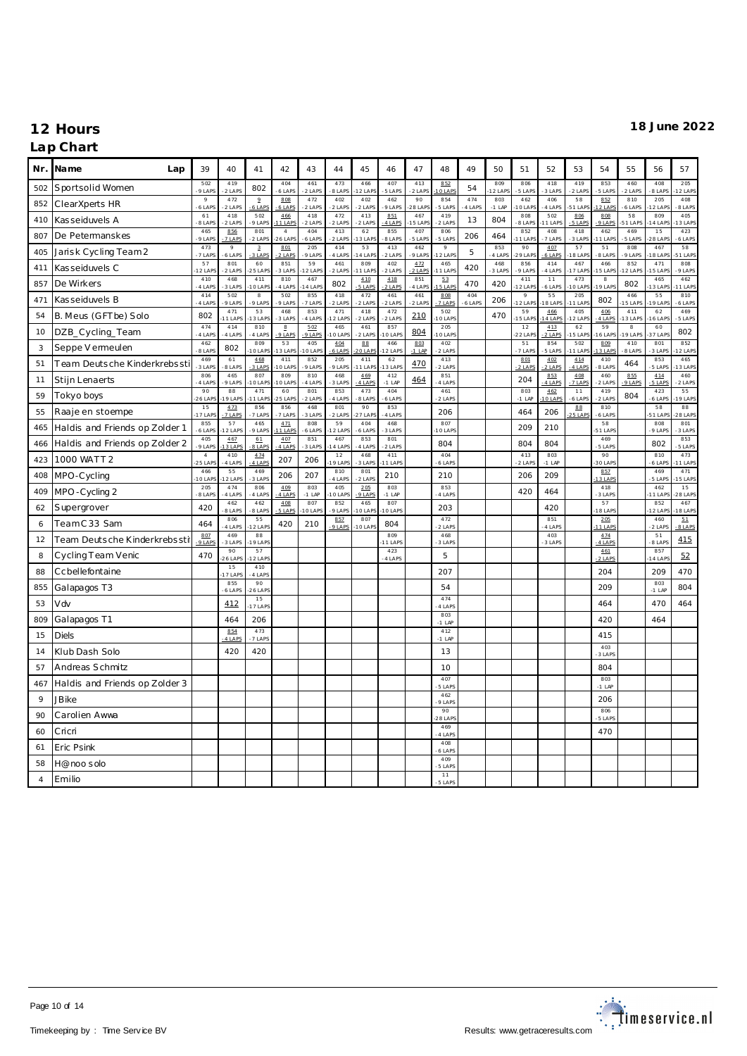# 12 Hours

**18 June 2022**

## Lap Chart

| Nr. | Name | Lap | 39 | 40 | 41 | 42 | 43 | 44 | 45 | 46 | 47 | 48 | 49 | 50 | 51 | 52 | 53 | 54 | 55 | 56 | 57 |
|---|---|---|---|---|---|---|---|---|---|---|---|---|---|---|---|---|---|---|---|---|---|
| 502 | Sportsolid Women | | 502 -9 LAPS | 419 -2 LAPS | 802 | 404 -6 LAPS | 461 -2 LAPS | 473 -8 LAPS | 466 -12 LAPS | 407 -5 LAPS | 413 -2 LAPS | 852 -10 LAPS | 54 | 809 -12 LAPS | 806 -5 LAPS | 418 -3 LAPS | 419 -2 LAPS | 853 -5 LAPS | 460 -2 LAPS | 408 -8 LAPS | 205 -12 LAPS |
| 852 | ClearXperts HR | | 9 -6 LAPS | 472 -2 LAPS | 9 -6 LAPS | 808 -6 LAPS | 472 -2 LAPS | 402 -2 LAPS | 402 -2 LAPS | 462 -9 LAPS | 90 -28 LAPS | 854 -5 LAPS | 474 -4 LAPS | 803 -1 LAP | 462 -10 LAPS | 406 -4 LAPS | 58 -51 LAPS | 852 -12 LAPS | 810 -6 LAPS | 205 -12 LAPS | 408 -8 LAPS |
| 410 | Kasseiduvels A | | 61 -8 LAPS | 418 -2 LAPS | 502 -9 LAPS | 466 -11 LAPS | 418 -2 LAPS | 472 -2 LAPS | 413 -2 LAPS | 851 -4 LAPS | 467 -15 LAPS | 419 -2 LAPS | 13 | 804 | 808 -8 LAPS | 502 -11 LAPS | 806 -5 LAPS | 808 -9 LAPS | 58 -51 LAPS | 809 -14 LAPS | 405 -13 LAPS |
| 807 | De Petermanskes | | 465 -9 LAPS | 856 -7 LAPS | 801 -2 LAPS | 4 -26 LAPS | 404 -6 LAPS | 413 -2 LAPS | 62 -13 LAPS | 855 -8 LAPS | 407 -5 LAPS | 806 -5 LAPS | 206 | 464 | 852 -11 LAPS | 408 -7 LAPS | 418 -3 LAPS | 462 -11 LAPS | 469 -5 LAPS | 15 -28 LAPS | 423 -6 LAPS |
| 405 | Jarisk Cycling Team 2 | | 473 -7 LAPS | 9 -6 LAPS | 3 -3 LAPS | 801 -2 LAPS | 205 -9 LAPS | 414 -4 LAPS | 53 -14 LAPS | 413 -2 LAPS | 462 -9 LAPS | 9 -12 LAPS | 5 | 853 -4 LAPS | 90 -29 LAPS | 407 -6 LAPS | 57 -18 LAPS | 51 -8 LAPS | 808 -9 LAPS | 467 -18 LAPS | 58 -51 LAPS |
| 411 | Kasseiduvels C | | 57 -12 LAPS | 801 -2 LAPS | 60 -25 LAPS | 851 -3 LAPS | 59 -12 LAPS | 461 -2 LAPS | 809 -11 LAPS | 402 -2 LAPS | 472 -2 LAPS | 465 -11 LAPS | 420 | 468 -3 LAPS | 856 -9 LAPS | 414 -4 LAPS | 467 -17 LAPS | 466 -15 LAPS | 852 -12 LAPS | 471 -15 LAPS | 808 -9 LAPS |
| 857 | De Wirkers | | 410 -4 LAPS | 468 -3 LAPS | 411 -10 LAPS | 810 -4 LAPS | 467 -14 LAPS | 802 | 410 -5 LAPS | 418 -2 LAPS | 851 -4 LAPS | 53 -15 LAPS | 470 | 420 | 411 -12 LAPS | 11 -6 LAPS | 473 -10 LAPS | 8 -19 LAPS | 802 | 465 -13 LAPS | 462 -11 LAPS |
| 471 | Kasseiduvels B | | 414 -4 LAPS | 502 -9 LAPS | 8 -9 LAPS | 502 -9 LAPS | 855 -7 LAPS | 418 -2 LAPS | 472 -2 LAPS | 461 -2 LAPS | 461 -2 LAPS | 808 -7 LAPS | 404 -6 LAPS | 206 | 9 -12 LAPS | 55 -18 LAPS | 205 -11 LAPS | 802 | 466 -15 LAPS | 55 -19 LAPS | 810 -6 LAPS |
| 54 | B. Meus (GFTbe) Solo | | 802 | 471 -11 LAPS | 53 -13 LAPS | 468 -3 LAPS | 853 -4 LAPS | 471 -12 LAPS | 418 -2 LAPS | 472 -2 LAPS | 210 | 502 -10 LAPS | | 470 | 59 -15 LAPS | 466 -14 LAPS | 405 -12 LAPS | 406 -4 LAPS | 411 -13 LAPS | 62 -16 LAPS | 469 -5 LAPS |
| 10 | DZB_Cycling_Team | | 474 -4 LAPS | 414 -4 LAPS | 810 -4 LAPS | 8 -9 LAPS | 502 -9 LAPS | 465 -10 LAPS | 461 -2 LAPS | 857 -10 LAPS | 804 | 205 -10 LAPS | | | 12 -22 LAPS | 413 -2 LAPS | 62 -15 LAPS | 59 -16 LAPS | 8 -19 LAPS | 60 -37 LAPS | 802 |
| 3 | Seppe Vermeulen | | 462 -8 LAPS | 802 | 809 -10 LAPS | 53 -13 LAPS | 405 -10 LAPS | 404 -6 LAPS | 88 -20 LAPS | 466 -12 LAPS | 803 -1 LAP | 402 -2 LAPS | | | 51 -7 LAPS | 854 -5 LAPS | 502 -11 LAPS | 809 -13 LAPS | 410 -8 LAPS | 801 -3 LAPS | 852 -12 LAPS |
| 51 | Team Deutsche Kinderkrebssti | | 469 -3 LAPS | 61 -8 LAPS | 468 -3 LAPS | 411 -10 LAPS | 852 -9 LAPS | 205 -9 LAPS | 411 -11 LAPS | 62 -13 LAPS | 470 | 413 -2 LAPS | | | 801 -2 LAPS | 402 -2 LAPS | 414 -4 LAPS | 410 -8 LAPS | 464 | 853 -5 LAPS | 465 -13 LAPS |
| 11 | Stijn Lenaerts | | 806 -4 LAPS | 465 -9 LAPS | 807 -10 LAPS | 809 -10 LAPS | 810 -4 LAPS | 468 -3 LAPS | 469 -4 LAPS | 412 -1 LAP | 464 | 851 -4 LAPS | | | 204 | 853 -4 LAPS | 408 -7 LAPS | 460 -2 LAPS | 855 -9 LAPS | 414 -5 LAPS | 460 -2 LAPS |
| 59 | Tokyo boys | | 90 -26 LAPS | 88 -19 LAPS | 471 -11 LAPS | 60 -25 LAPS | 801 -2 LAPS | 853 -4 LAPS | 473 -8 LAPS | 404 -6 LAPS | | 461 -2 LAPS | | | 803 -1 LAP | 462 -10 LAPS | 11 -6 LAPS | 419 -2 LAPS | 804 | 423 -6 LAPS | 55 -19 LAPS |
| 55 | Raaje en stoempe | | 15 -17 LAPS | 473 -7 LAPS | 856 -7 LAPS | 856 -7 LAPS | 468 -3 LAPS | 801 -2 LAPS | 90 -27 LAPS | 853 -4 LAPS | | 206 | | | 464 | 206 | 88 -25 LAPS | 810 -6 LAPS | | 58 -51 LAPS | 88 -28 LAPS |
| 465 | Haldis and Friends op Zolder 1 | | 855 -6 LAPS | 57 -12 LAPS | 465 -9 LAPS | 471 -11 LAPS | 808 -6 LAPS | 59 -12 LAPS | 404 -6 LAPS | 468 -3 LAPS | | 807 -10 LAPS | | | 209 | 210 | | 58 -51 LAPS | | 808 -9 LAPS | 801 -3 LAPS |
| 466 | Haldis and Friends op Zolder 2 | | 405 -9 LAPS | 467 -13 LAPS | 61 -8 LAPS | 407 -4 LAPS | 851 -3 LAPS | 467 -14 LAPS | 853 -4 LAPS | 801 -2 LAPS | | 804 | | | 804 | 804 | | 469 -5 LAPS | | 802 | 853 -5 LAPS |
| 423 | 1000 WATT 2 | | 4 -25 LAPS | 410 -4 LAPS | 474 -4 LAPS | 207 | 206 | 12 -19 LAPS | 468 -3 LAPS | 411 -11 LAPS | | 404 -6 LAPS | | | 413 -2 LAPS | 803 -1 LAP | | 90 -30 LAPS | | 810 -6 LAPS | 473 -11 LAPS |
| 408 | MPO-Cycling | | 466 -10 LAPS | 55 -12 LAPS | 469 -3 LAPS | 206 | 207 | 810 -4 LAPS | 801 -2 LAPS | 210 | | 210 | | | 206 | 209 | | 857 -13 LAPS | | 469 -5 LAPS | 471 -15 LAPS |
| 409 | MPO-Cycling 2 | | 205 -8 LAPS | 474 -4 LAPS | 806 -4 LAPS | 409 -4 LAPS | 803 -1 LAP | 405 -10 LAPS | 205 -9 LAPS | 803 -1 LAP | | 853 -4 LAPS | | | 420 | 464 | | 418 -3 LAPS | | 462 -11 LAPS | 15 -28 LAPS |
| 62 | Supergrover | | 420 | 462 -8 LAPS | 462 -8 LAPS | 408 -5 LAPS | 807 -10 LAPS | 852 -9 LAPS | 465 -10 LAPS | 807 -10 LAPS | | 203 | | | | 420 | | 57 -18 LAPS | | 852 -12 LAPS | 467 -18 LAPS |
| 6 | Team C33 Sam | | 464 | 806 -4 LAPS | 55 -12 LAPS | 420 | 210 | 857 -9 LAPS | 807 -10 LAPS | 804 | | 472 -2 LAPS | | | | 851 -4 LAPS | | 205 -11 LAPS | | 460 -2 LAPS | 51 -8 LAPS |
| 12 | Team Deutsche Kinderkrebssti | | 807 -9 LAPS | 469 -3 LAPS | 88 -19 LAPS | | | | | 809 -11 LAPS | | 468 -3 LAPS | | | | 403 -3 LAPS | | 474 -4 LAPS | | 51 -8 LAPS | 415 |
| 8 | Cycling Team Venic | | 470 | 90 -26 LAPS | 57 -12 LAPS | | | | | 423 -4 LAPS | | 5 | | | | | | 461 -2 LAPS | | 857 -14 LAPS | 52 |
| 88 | Ccbellefontaine | | | 15 -17 LAPS | 410 -4 LAPS | | | | | | | 207 | | | | | | 204 | | 209 | 470 |
| 855 | Galapagos T3 | | | 855 -6 LAPS | 90 -26 LAPS | | | | | | | 54 | | | | | | 209 | | 803 -1 LAP | 804 |
| 53 | Vdv | | | 412 | 15 -17 LAPS | | | | | | | 474 -4 LAPS | | | | | | 464 | | 470 | 464 |
| 809 | Galapagos T1 | | | 464 | 206 | | | | | | | 803 -1 LAP | | | | | | 420 | | 464 | |
| 15 | Diels | | | 854 -4 LAPS | 473 -7 LAPS | | | | | | | 412 -1 LAP | | | | | | 415 | | | |
| 14 | Klub Dash Solo | | | 420 | 420 | | | | | | | 13 | | | | | | 403 -3 LAPS | | | |
| 57 | Andreas Schmitz | | | | | | | | | | | 10 | | | | | | 804 | | | |
| 467 | Haldis and Friends op Zolder 3 | | | | | | | | | | | 407 -5 LAPS | | | | | | 803 -1 LAP | | | |
| 9 | JBike | | | | | | | | | | | 462 -9 LAPS | | | | | | 206 | | | |
| 90 | Carolien Awwa | | | | | | | | | | | 90 -28 LAPS | | | | | | 806 -5 LAPS | | | |
| 60 | Cricri | | | | | | | | | | | 469 -4 LAPS | | | | | | 470 | | | |
| 61 | Eric Psink | | | | | | | | | | | 408 -6 LAPS | | | | | | | | | |
| 58 | H@noo solo | | | | | | | | | | | 409 -5 LAPS | | | | | | | | | |
| 4 | Emilio | | | | | | | | | | | 11 -5 LAPS | | | | | | | | | |

Timekeeping by : Time Service BV

Results: www.getraceresults.com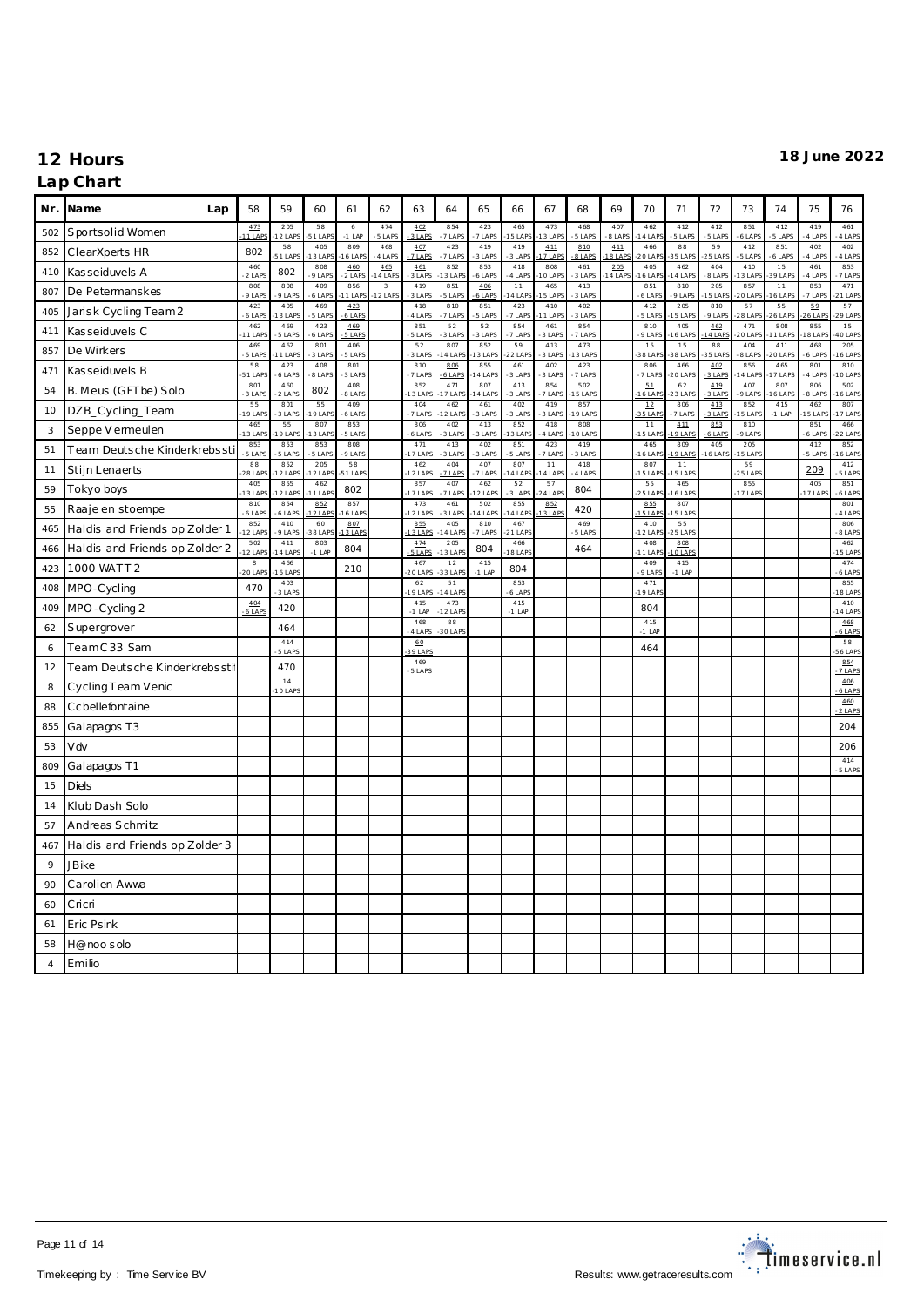# 12 Hours

**18 June 2022**

## Lap Chart

| Nr. | Name Lap | 58 | 59 | 60 | 61 | 62 | 63 | 64 | 65 | 66 | 67 | 68 | 69 | 70 | 71 | 72 | 73 | 74 | 75 | 76 |
|---|---|---|---|---|---|---|---|---|---|---|---|---|---|---|---|---|---|---|---|---|
| 502 | Sportsolid Women | 473 -11 LAPS | 205 -12 LAPS | 58 -51 LAPS | 6 -1 LAP | 474 -5 LAPS | 402 -3 LAPS | 854 -7 LAPS | 423 -7 LAPS | 465 -15 LAPS | 473 -13 LAPS | 468 -5 LAPS | 407 -8 LAPS | 462 -14 LAPS | 412 -5 LAPS | 412 -5 LAPS | 851 -6 LAPS | 412 -5 LAPS | 419 -4 LAPS | 461 -4 LAPS |
| 852 | ClearXperts HR | 802 | 58 -51 LAPS | 405 -13 LAPS | 809 -16 LAPS | 468 -4 LAPS | 407 -7 LAPS | 423 -7 LAPS | 419 -3 LAPS | 419 -3 LAPS | 411 -17 LAPS | 810 -8 LAPS | 411 -18 LAPS | 466 -20 LAPS | 88 -35 LAPS | 59 -25 LAPS | 412 -5 LAPS | 851 -6 LAPS | 402 -4 LAPS | 402 -4 LAPS |
| 410 | Kasseiduvels A | 460 -2 LAPS | 802 | 808 -9 LAPS | 460 -2 LAPS | 465 -14 LAPS | 461 -3 LAPS | 852 -13 LAPS | 853 -6 LAPS | 418 -4 LAPS | 808 -10 LAPS | 461 -3 LAPS | 205 -14 LAPS | 405 -16 LAPS | 462 -14 LAPS | 404 -8 LAPS | 410 -13 LAPS | 15 -39 LAPS | 461 -4 LAPS | 853 -7 LAPS |
| 807 | De Petermanskes | 808 -9 LAPS | 808 -9 LAPS | 409 -6 LAPS | 856 -11 LAPS | 3 -12 LAPS | 419 -3 LAPS | 851 -5 LAPS | 406 -6 LAPS | 11 -14 LAPS | 465 -15 LAPS | 413 -3 LAPS | | 851 -6 LAPS | 810 -9 LAPS | 205 -15 LAPS | 857 -20 LAPS | 11 -16 LAPS | 853 -7 LAPS | 471 -21 LAPS |
| 405 | Jarisk Cycling Team 2 | 423 -6 LAPS | 405 -13 LAPS | 469 -5 LAPS | 423 -6 LAPS | | 418 -4 LAPS | 810 -7 LAPS | 851 -5 LAPS | 423 -7 LAPS | 410 -11 LAPS | 402 -3 LAPS | | 412 -5 LAPS | 205 -15 LAPS | 810 -9 LAPS | 57 -28 LAPS | 55 -26 LAPS | 59 -26 LAPS | 57 -29 LAPS |
| 411 | Kasseiduvels C | 462 -11 LAPS | 469 -5 LAPS | 423 -6 LAPS | 469 -5 LAPS | | 851 -5 LAPS | 52 -3 LAPS | 52 -3 LAPS | 854 -7 LAPS | 461 -3 LAPS | 854 -7 LAPS | | 810 -9 LAPS | 405 -16 LAPS | 462 -14 LAPS | 471 -20 LAPS | 808 -11 LAPS | 855 -18 LAPS | 15 -40 LAPS |
| 857 | De Wirkers | 469 -5 LAPS | 462 -11 LAPS | 801 -3 LAPS | 406 -5 LAPS | | 52 -3 LAPS | 807 -14 LAPS | 852 -13 LAPS | 59 -22 LAPS | 413 -3 LAPS | 473 -13 LAPS | | 15 -38 LAPS | 15 -38 LAPS | 88 -35 LAPS | 404 -8 LAPS | 411 -20 LAPS | 468 -6 LAPS | 205 -16 LAPS |
| 471 | Kasseiduvels B | 58 -51 LAPS | 423 -6 LAPS | 408 -8 LAPS | 801 -3 LAPS | | 810 -7 LAPS | 806 -6 LAPS | 855 -14 LAPS | 461 -3 LAPS | 402 -3 LAPS | 423 -7 LAPS | | 806 -7 LAPS | 466 -20 LAPS | 402 -3 LAPS | 856 -14 LAPS | 465 -17 LAPS | 801 -4 LAPS | 810 -10 LAPS |
| 54 | B. Meus (GFTbe) Solo | 801 -3 LAPS | 460 -2 LAPS | 802 | 408 -8 LAPS | | 852 -13 LAPS | 471 -17 LAPS | 807 -14 LAPS | 413 -3 LAPS | 854 -7 LAPS | 502 -15 LAPS | | 51 -16 LAPS | 62 -23 LAPS | 419 -3 LAPS | 407 -9 LAPS | 807 -16 LAPS | 806 -8 LAPS | 502 -16 LAPS |
| 10 | DZB_Cycling_Team | 55 -19 LAPS | 801 -3 LAPS | 55 -19 LAPS | 409 -6 LAPS | | 404 -7 LAPS | 462 -12 LAPS | 461 -3 LAPS | 402 -3 LAPS | 419 -3 LAPS | 857 -19 LAPS | | 12 -35 LAPS | 806 -7 LAPS | 413 -3 LAPS | 852 -15 LAPS | 415 -1 LAP | 462 -15 LAPS | 807 -17 LAPS |
| 3 | Seppe Vermeulen | 465 -13 LAPS | 55 -19 LAPS | 807 -13 LAPS | 853 -5 LAPS | | 806 -6 LAPS | 402 -3 LAPS | 413 -3 LAPS | 852 -13 LAPS | 418 -4 LAPS | 808 -10 LAPS | | 11 -15 LAPS | 411 -19 LAPS | 853 -6 LAPS | 810 -9 LAPS | | 851 -6 LAPS | 466 -22 LAPS |
| 51 | Team Deutsche Kinderkrebssti | 853 -5 LAPS | 853 -5 LAPS | 853 -5 LAPS | 808 -9 LAPS | | 471 -17 LAPS | 413 -3 LAPS | 402 -3 LAPS | 851 -5 LAPS | 423 -7 LAPS | 419 -3 LAPS | | 465 -16 LAPS | 809 -19 LAPS | 405 -16 LAPS | 205 -15 LAPS | | 412 -5 LAPS | 852 -16 LAPS |
| 11 | Stijn Lenaerts | 88 -28 LAPS | 852 -12 LAPS | 205 -12 LAPS | 58 -51 LAPS | | 462 -12 LAPS | 404 -7 LAPS | 407 -7 LAPS | 807 -14 LAPS | 11 -14 LAPS | 418 -4 LAPS | | 807 -15 LAPS | 11 -15 LAPS | | 59 -25 LAPS | | 209 | 412 -5 LAPS |
| 59 | Tokyo boys | 405 -13 LAPS | 855 -12 LAPS | 462 -11 LAPS | 802 | | 857 -17 LAPS | 407 -7 LAPS | 462 -12 LAPS | 52 -3 LAPS | 57 -24 LAPS | 804 | | 55 -25 LAPS | 465 -16 LAPS | | 855 -17 LAPS | | 405 -17 LAPS | 851 -6 LAPS |
| 55 | Raaje en stoempe | 810 -6 LAPS | 854 -6 LAPS | 852 -12 LAPS | 857 -16 LAPS | | 473 -12 LAPS | 461 -3 LAPS | 502 -14 LAPS | 855 -14 LAPS | 852 -13 LAPS | 420 | | 855 -15 LAPS | 807 -15 LAPS | | | | | 801 -4 LAPS |
| 465 | Haldis and Friends op Zolder 1 | 852 -12 LAPS | 410 -9 LAPS | 60 -38 LAPS | 807 -13 LAPS | | 855 -13 LAPS | 405 -14 LAPS | 810 -7 LAPS | 467 -21 LAPS | | 469 -5 LAPS | | 410 -12 LAPS | 55 -25 LAPS | | | | | 806 -8 LAPS |
| 466 | Haldis and Friends op Zolder 2 | 502 -12 LAPS | 411 -14 LAPS | 803 -1 LAP | 804 | | 474 -5 LAPS | 205 -13 LAPS | 804 | 466 -18 LAPS | | 464 | | 408 -11 LAPS | 808 -10 LAPS | | | | | 462 -15 LAPS |
| 423 | 1000 WATT 2 | 8 -20 LAPS | 466 -16 LAPS | | 210 | | 467 -20 LAPS | 12 -33 LAPS | 415 -1 LAP | 804 | | | | 409 -9 LAPS | 415 -1 LAP | | | | | 474 -6 LAPS |
| 408 | MPO-Cycling | 470 | 403 -3 LAPS | | | | 62 -19 LAPS | 51 -14 LAPS | | 853 -6 LAPS | | | | 471 -19 LAPS | | | | | | 855 -18 LAPS |
| 409 | MPO-Cycling 2 | 404 -6 LAPS | 420 | | | | 415 -1 LAP | 473 -12 LAPS | | 415 -1 LAP | | | | 804 | | | | | | 410 -14 LAPS |
| 62 | Supergrover | | 464 | | | | 468 -4 LAPS | 88 -30 LAPS | | | | | | 415 -1 LAP | | | | | | 468 -6 LAPS |
| 6 | Team C33 Sam | | 414 -5 LAPS | | | | 60 -39 LAPS | | | | | | | 464 | | | | | | 58 -56 LAPS |
| 12 | Team Deutsche Kinderkrebssti | | 470 | | | | 469 -5 LAPS | | | | | | | | | | | | | 854 -7 LAPS |
| 8 | Cycling Team Venic | | 14 -10 LAPS | | | | | | | | | | | | | | | | | 406 -6 LAPS |
| 88 | Ccbellefontaine | | | | | | | | | | | | | | | | | | | 460 -2 LAPS |
| 855 | Galapagos T3 | | | | | | | | | | | | | | | | | | | 204 |
| 53 | Vdv | | | | | | | | | | | | | | | | | | | 206 |
| 809 | Galapagos T1 | | | | | | | | | | | | | | | | | | | 414 -5 LAPS |
| 15 | Diels | | | | | | | | | | | | | | | | | | | |
| 14 | Klub Dash Solo | | | | | | | | | | | | | | | | | | | |
| 57 | Andreas Schmitz | | | | | | | | | | | | | | | | | | | |
| 467 | Haldis and Friends op Zolder 3 | | | | | | | | | | | | | | | | | | | |
| 9 | JBike | | | | | | | | | | | | | | | | | | | |
| 90 | Carolien Awwa | | | | | | | | | | | | | | | | | | | |
| 60 | Cricri | | | | | | | | | | | | | | | | | | | |
| 61 | Eric Psink | | | | | | | | | | | | | | | | | | | |
| 58 | H@noo solo | | | | | | | | | | | | | | | | | | | |
| 4 | Emilio | | | | | | | | | | | | | | | | | | | |

Timekeeping by : Time Service BV

Results: www.getraceresults.com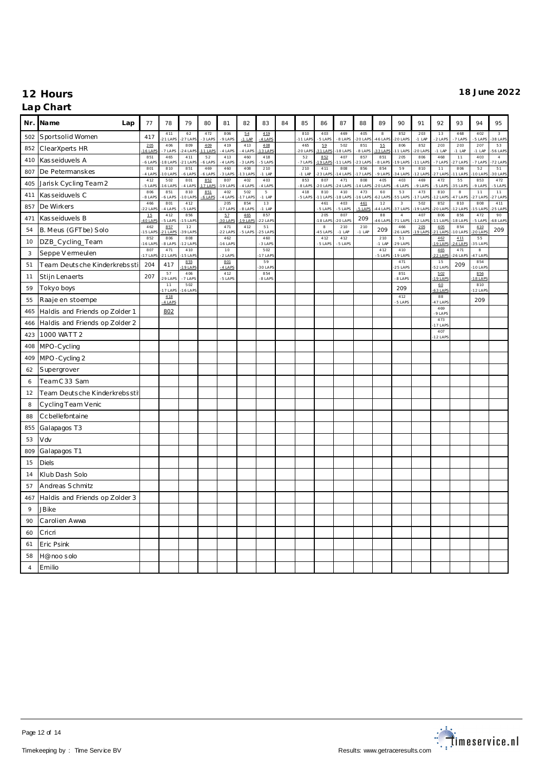# 12 Hours

**18 June 2022**

## Lap Chart

| Nr. | Name | 77 | 78 | 79 | 80 | 81 | 82 | 83 | 84 | 85 | 86 | 87 | 88 | 89 | 90 | 91 | 92 | 93 | 94 | 95 |
|---|---|---|---|---|---|---|---|---|---|---|---|---|---|---|---|---|---|---|---|---|
| 502 | Sportsolid Women | 417 | 411 -21 LAPS | 62 -27 LAPS | 472 -3 LAPS | 806 -9 LAPS | 54 -1 LAP | 419 -4 LAPS | | 810 -11 LAPS | 403 -5 LAPS | 469 -8 LAPS | 405 -20 LAPS | 8 -46 LAPS | 852 -20 LAPS | 203 -1 LAP | 13 -2 LAPS | 468 -7 LAPS | 402 -5 LAPS | 3 -38 LAPS |
| 852 | ClearXperts HR | 205 -16 LAPS | 406 -7 LAPS | 809 -24 LAPS | 409 -11 LAPS | 419 -4 LAPS | 413 -4 LAPS | 408 -13 LAPS | | 465 -20 LAPS | 59 -31 LAPS | 502 -18 LAPS | 851 -8 LAPS | 55 -33 LAPS | 806 -11 LAPS | 852 -20 LAPS | 203 -1 LAP | 203 -1 LAP | 207 -1 LAP | 53 -56 LAPS |
| 410 | Kasseiduvels A | 851 -6 LAPS | 465 -18 LAPS | 411 -21 LAPS | 52 -6 LAPS | 413 -4 LAPS | 460 -3 LAPS | 418 -5 LAPS | | 52 -7 LAPS | 852 -19 LAPS | 407 -11 LAPS | 857 -23 LAPS | 851 -8 LAPS | 205 -19 LAPS | 806 -11 LAPS | 468 -7 LAPS | 11 -27 LAPS | 403 -7 LAPS | 4 -72 LAPS |
| 807 | De Petermanskes | 801 -4 LAPS | 810 -10 LAPS | 851 -6 LAPS | 469 -6 LAPS | 460 -3 LAPS | 408 -13 LAPS | 210 -1 LAP | | 210 -1 LAP | 411 -23 LAPS | 808 -14 LAPS | 856 -17 LAPS | 854 -9 LAPS | 59 -34 LAPS | 810 -12 LAPS | 11 -27 LAPS | 806 -11 LAPS | 52 -10 LAPS | 51 -30 LAPS |
| 405 | Jarisk Cycling Team 2 | 412 -5 LAPS | 502 -16 LAPS | 801 -4 LAPS | 852 -17 LAPS | 807 -19 LAPS | 402 -4 LAPS | 403 -4 LAPS | | 853 -8 LAPS | 807 -20 LAPS | 471 -24 LAPS | 808 -14 LAPS | 405 -20 LAPS | 403 -6 LAPS | 469 -9 LAPS | 472 -5 LAPS | 55 -35 LAPS | 853 -9 LAPS | 472 -5 LAPS |
| 411 | Kasseiduvels C | 806 -8 LAPS | 851 -6 LAPS | 810 -10 LAPS | 851 -6 LAPS | 402 -4 LAPS | 502 -17 LAPS | 5 -1 LAP | | 418 -5 LAPS | 810 -11 LAPS | 410 -18 LAPS | 473 -16 LAPS | 60 -62 LAPS | 53 -55 LAPS | 473 -17 LAPS | 810 -12 LAPS | 8 -47 LAPS | 11 -27 LAPS | 11 -27 LAPS |
| 857 | De Wirkers | 466 -22 LAPS | 801 -4 LAPS | 412 -5 LAPS | | 205 -17 LAPS | 854 -8 LAPS | 13 -1 LAP | | | 461 -5 LAPS | 403 -5 LAPS | 461 -5 LAPS | 12 -44 LAPS | 3 -37 LAPS | 502 -19 LAPS | 852 -20 LAPS | 810 -12 LAPS | 808 -15 LAPS | 411 -25 LAPS |
| 471 | Kasseiduvels B | 15 -40 LAPS | 412 -5 LAPS | 856 -15 LAPS | | 57 -30 LAPS | 465 -19 LAPS | 857 -22 LAPS | | | 205 -18 LAPS | 807 -20 LAPS | 209 | 88 -46 LAPS | 4 -71 LAPS | 407 -12 LAPS | 806 -11 LAPS | 856 -18 LAPS | 472 -5 LAPS | 90 -68 LAPS |
| 54 | B. Meus (GFTbe) Solo | 462 -15 LAPS | 857 -21 LAPS | 12 -39 LAPS | | 471 -22 LAPS | 412 -5 LAPS | 51 -25 LAPS | | | 8 -45 LAPS | 210 -1 LAP | 210 -1 LAP | 209 | 466 -26 LAPS | 205 -19 LAPS | 405 -21 LAPS | 854 -10 LAPS | 410 -20 LAPS | 209 |
| 10 | DZB_Cycling_Team | 852 -16 LAPS | 806 -8 LAPS | 808 -12 LAPS | | 462 -16 LAPS | | 460 -3 LAPS | | | 412 -5 LAPS | 412 -5 LAPS | | 210 -1 LAP | 51 -29 LAPS | | 462 -19 LAPS | 411 -24 LAPS | 55 -35 LAPS | |
| 3 | Seppe Vermeulen | 807 -17 LAPS | 471 -21 LAPS | 410 -15 LAPS | | 10 -2 LAPS | | 502 -17 LAPS | | | | | | 412 -5 LAPS | 410 -19 LAPS | | 465 -22 LAPS | 471 -26 LAPS | 8 -47 LAPS | |
| 51 | Team Deutsche Kinderkrebssti | 204 | 417 | 855 -19 LAPS | | 801 -4 LAPS | | 59 -30 LAPS | | | | | | | 471 -25 LAPS | | 15 -52 LAPS | 209 | 854 -10 LAPS | |
| 11 | Stijn Lenaerts | 207 | 57 -29 LAPS | 406 -7 LAPS | | 412 -5 LAPS | | 854 -8 LAPS | | | | | | | 851 -8 LAPS | | 502 -19 LAPS | | 856 -18 LAPS | |
| 59 | Tokyo boys | | 11 -17 LAPS | 502 -16 LAPS | | | | | | | | | | | 209 | | 60 -63 LAPS | | 810 -12 LAPS | |
| 55 | Raaje en stoempe | | 418 -4 LAPS | | | | | | | | | | | | 412 -5 LAPS | | 88 -47 LAPS | | 209 | |
| 465 | Haldis and Friends op Zolder 1 | | 802 | | | | | | | | | | | | | | 469 -9 LAPS | | | |
| 466 | Haldis and Friends op Zolder 2 | | | | | | | | | | | | | | | | 473 -17 LAPS | | | |
| 423 | 1000 WATT 2 | | | | | | | | | | | | | | | | 407 -12 LAPS | | | |
| 408 | MPO-Cycling | | | | | | | | | | | | | | | | | | | |
| 409 | MPO-Cycling 2 | | | | | | | | | | | | | | | | | | | |
| 62 | Supergrover | | | | | | | | | | | | | | | | | | | |
| 6 | Team C33 Sam | | | | | | | | | | | | | | | | | | | |
| 12 | Team Deutsche Kinderkrebssti | | | | | | | | | | | | | | | | | | | |
| 8 | Cycling Team Venic | | | | | | | | | | | | | | | | | | | |
| 88 | Ccbellefontaine | | | | | | | | | | | | | | | | | | | |
| 855 | Galapagos T3 | | | | | | | | | | | | | | | | | | | |
| 53 | Vdv | | | | | | | | | | | | | | | | | | | |
| 809 | Galapagos T1 | | | | | | | | | | | | | | | | | | | |
| 15 | Diels | | | | | | | | | | | | | | | | | | | |
| 14 | Klub Dash Solo | | | | | | | | | | | | | | | | | | | |
| 57 | Andreas Schmitz | | | | | | | | | | | | | | | | | | | |
| 467 | Haldis and Friends op Zolder 3 | | | | | | | | | | | | | | | | | | | |
| 9 | JBike | | | | | | | | | | | | | | | | | | | |
| 90 | Carolien Awwa | | | | | | | | | | | | | | | | | | | |
| 60 | Cricri | | | | | | | | | | | | | | | | | | | |
| 61 | Eric Psink | | | | | | | | | | | | | | | | | | | |
| 58 | H@noo solo | | | | | | | | | | | | | | | | | | | |
| 4 | Emilio | | | | | | | | | | | | | | | | | | | |

Timekeeping by : Time Service BV

Results: www.getraceresults.com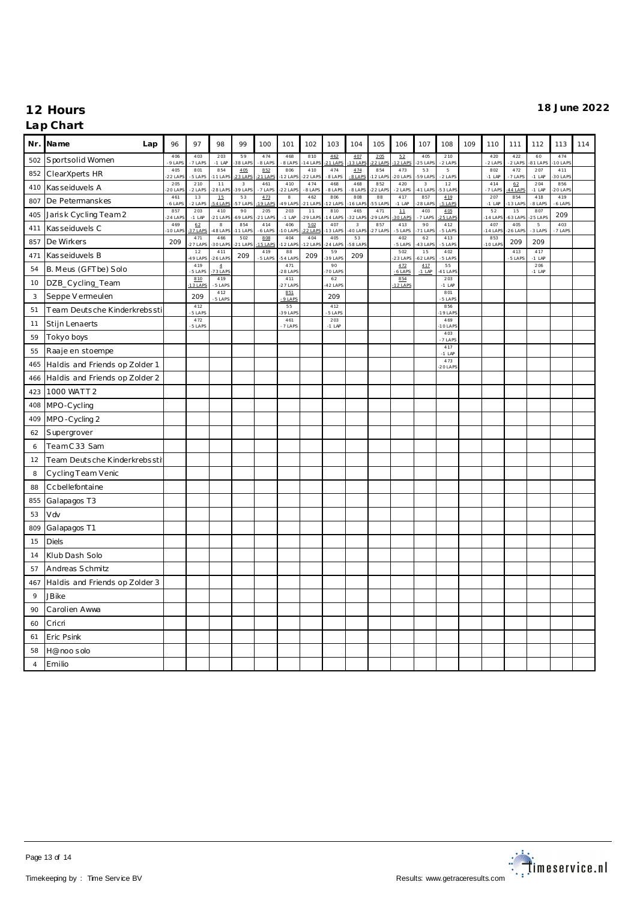# 12 Hours

**18 June 2022**

## Lap Chart

| Nr. | Name Lap | 96 | 97 | 98 | 99 | 100 | 101 | 102 | 103 | 104 | 105 | 106 | 107 | 108 | 109 | 110 | 111 | 112 | 113 | 114 |
|---|---|---|---|---|---|---|---|---|---|---|---|---|---|---|---|---|---|---|---|---|
| 502 | Sportsolid Women | 406 -9 LAPS | 403 -7 LAPS | 203 -1 LAP | 59 -38 LAPS | 474 -8 LAPS | 468 -8 LAPS | 810 -14 LAPS | 462 -21 LAPS | 407 -13 LAPS | 205 -22 LAPS | 52 -12 LAPS | 405 -25 LAPS | 210 -2 LAPS | | 420 -2 LAPS | 422 -2 LAPS | 60 -81 LAPS | 474 -10 LAPS | |
| 852 | ClearXperts HR | 405 -22 LAPS | 801 -5 LAPS | 854 -11 LAPS | 405 -23 LAPS | 852 -21 LAPS | 806 -12 LAPS | 410 -22 LAPS | 474 -8 LAPS | 474 -8 LAPS | 854 -12 LAPS | 473 -20 LAPS | 53 -59 LAPS | 5 -2 LAPS | | 802 -1 LAP | 472 -7 LAPS | 207 -1 LAP | 411 -30 LAPS | |
| 410 | Kasseiduvels A | 205 -20 LAPS | 210 -2 LAPS | 11 -28 LAPS | 3 -39 LAPS | 461 -7 LAPS | 410 -22 LAPS | 474 -8 LAPS | 468 -8 LAPS | 468 -8 LAPS | 852 -22 LAPS | 420 -2 LAPS | 3 -41 LAPS | 12 -53 LAPS | | 414 -7 LAPS | 62 -44 LAPS | 204 -1 LAP | 856 -20 LAPS | |
| 807 | De Petermanskes | 461 -6 LAPS | 13 -2 LAPS | 15 -54 LAPS | 53 -57 LAPS | 473 -19 LAPS | 8 -49 LAPS | 462 -21 LAPS | 806 -12 LAPS | 808 -16 LAPS | 88 -55 LAPS | 417 -1 LAP | 857 -28 LAPS | 419 -5 LAPS | | 207 -1 LAP | 854 -13 LAPS | 418 -8 LAPS | 419 -6 LAPS | |
| 405 | Jarisk Cycling Team 2 | 857 -24 LAPS | 203 -1 LAP | 410 -21 LAPS | 90 -69 LAPS | 205 -21 LAPS | 203 -1 LAP | 11 -29 LAPS | 810 -14 LAPS | 465 -32 LAPS | 471 -29 LAPS | 11 -30 LAPS | 403 -7 LAPS | 405 -25 LAPS | | 52 -14 LAPS | 15 -63 LAPS | 807 -25 LAPS | 209 | |
| 411 | Kasseiduvels C | 469 -10 LAPS | 62 -37 LAPS | 8 -48 LAPS | 854 -11 LAPS | 414 -6 LAPS | 406 -10 LAPS | 502 -22 LAPS | 407 -13 LAPS | 3 -40 LAPS | 857 -27 LAPS | 413 -5 LAPS | 90 -71 LAPS | 412 -5 LAPS | | 407 -14 LAPS | 405 -26 LAPS | 5 -3 LAPS | 403 -7 LAPS | |
| 857 | De Wirkers | 209 | 471 -27 LAPS | 466 -30 LAPS | 502 -21 LAPS | 808 -15 LAPS | 404 -12 LAPS | 404 -12 LAPS | 405 -24 LAPS | 53 -58 LAPS | | 402 -5 LAPS | 62 -43 LAPS | 413 -5 LAPS | | 853 -10 LAPS | 209 | 209 | | |
| 471 | Kasseiduvels B | | 12 -49 LAPS | 411 -26 LAPS | 209 | 419 -5 LAPS | 88 -54 LAPS | 209 | 59 -39 LAPS | 209 | | 502 -23 LAPS | 15 -62 LAPS | 402 -5 LAPS | | | 413 -5 LAPS | 417 -1 LAP | | |
| 54 | B. Meus (GFTbe) Solo | | 419 -5 LAPS | 4 -73 LAPS | | | 471 -28 LAPS | | 90 -70 LAPS | | | 472 -6 LAPS | 417 -1 LAP | 55 -41 LAPS | | | | 206 -1 LAP | | |
| 10 | DZB_Cycling_Team | | 810 -13 LAPS | 419 -5 LAPS | | | 411 -27 LAPS | | 62 -42 LAPS | | | 854 -12 LAPS | | 203 -1 LAP | | | | | | |
| 3 | Seppe Vermeulen | | 209 | 412 -5 LAPS | | | 851 -9 LAPS | | 209 | | | | | 801 -5 LAPS | | | | | | |
| 51 | Team Deutsche Kinderkrebssti | | 412 -5 LAPS | | | | 55 -39 LAPS | | 412 -5 LAPS | | | | | 856 -19 LAPS | | | | | | |
| 11 | Stijn Lenaerts | | 472 -5 LAPS | | | | 461 -7 LAPS | | 203 -1 LAP | | | | | 469 -10 LAPS | | | | | | |
| 59 | Tokyo boys | | | | | | | | | | | | | 403 -7 LAPS | | | | | | |
| 55 | Raaje en stoempe | | | | | | | | | | | | | 417 -1 LAP | | | | | | |
| 465 | Haldis and Friends op Zolder 1 | | | | | | | | | | | | | 473 -20 LAPS | | | | | | |
| 466 | Haldis and Friends op Zolder 2 | | | | | | | | | | | | | | | | | | | |
| 423 | 1000 WATT 2 | | | | | | | | | | | | | | | | | | | |
| 408 | MPO-Cycling | | | | | | | | | | | | | | | | | | | |
| 409 | MPO-Cycling 2 | | | | | | | | | | | | | | | | | | | |
| 62 | Supergrover | | | | | | | | | | | | | | | | | | | |
| 6 | Team C33 Sam | | | | | | | | | | | | | | | | | | | |
| 12 | Team Deutsche Kinderkrebssti | | | | | | | | | | | | | | | | | | | |
| 8 | Cycling Team Venic | | | | | | | | | | | | | | | | | | | |
| 88 | Ccbellefontaine | | | | | | | | | | | | | | | | | | | |
| 855 | Galapagos T3 | | | | | | | | | | | | | | | | | | | |
| 53 | Vdv | | | | | | | | | | | | | | | | | | | |
| 809 | Galapagos T1 | | | | | | | | | | | | | | | | | | | |
| 15 | Diels | | | | | | | | | | | | | | | | | | | |
| 14 | Klub Dash Solo | | | | | | | | | | | | | | | | | | | |
| 57 | Andreas Schmitz | | | | | | | | | | | | | | | | | | | |
| 467 | Haldis and Friends op Zolder 3 | | | | | | | | | | | | | | | | | | | |
| 9 | JBike | | | | | | | | | | | | | | | | | | | |
| 90 | Carolien Awwa | | | | | | | | | | | | | | | | | | | |
| 60 | Cricri | | | | | | | | | | | | | | | | | | | |
| 61 | Eric Psink | | | | | | | | | | | | | | | | | | | |
| 58 | H@noo solo | | | | | | | | | | | | | | | | | | | |
| 4 | Emilio | | | | | | | | | | | | | | | | | | | |

Timekeeping by : Time Service BV

Results: www.getraceresults.com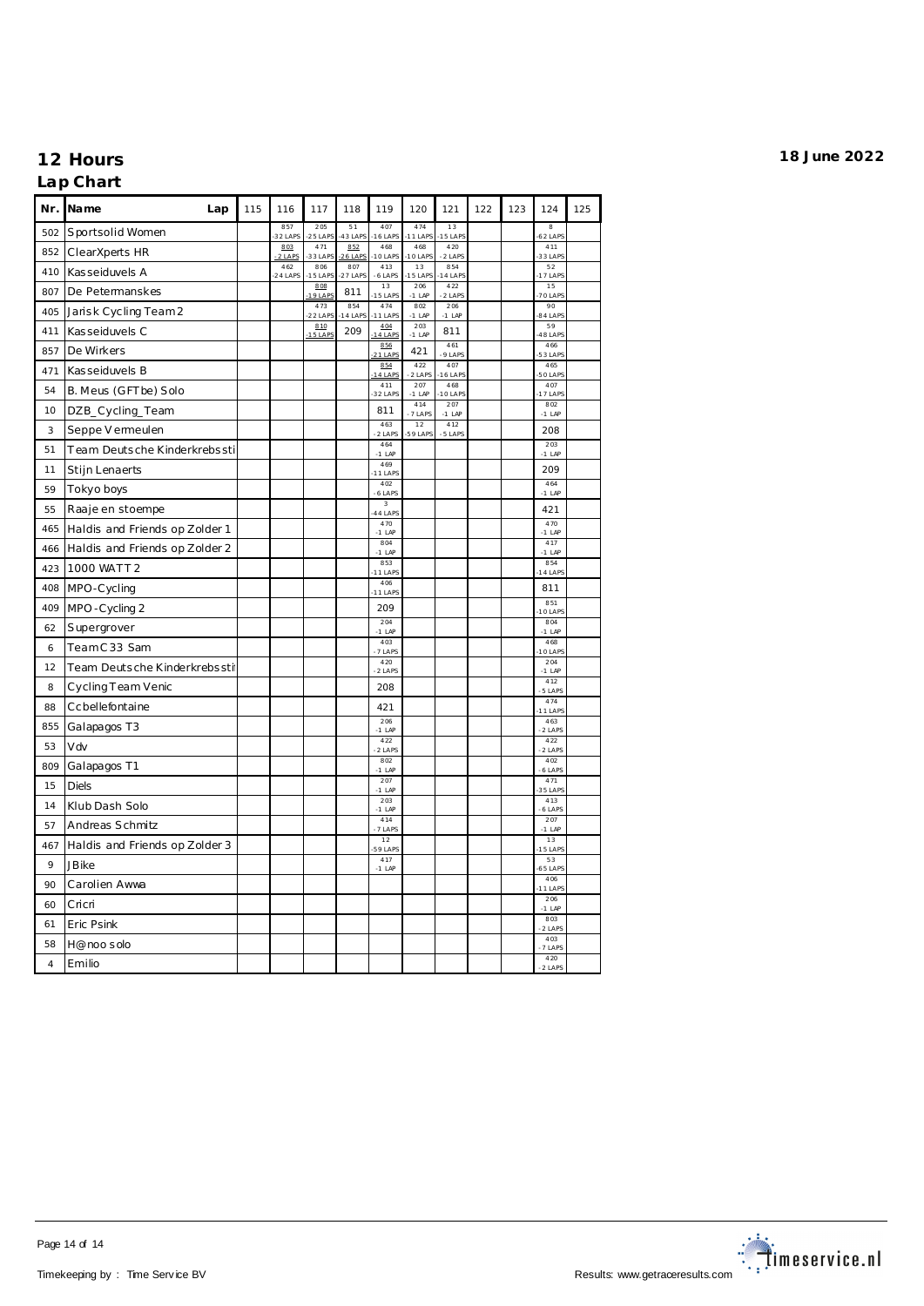# 12 Hours

18 June 2022

## Lap Chart

| Nr. | Name | Lap 115 | 116 | 117 | 118 | 119 | 120 | 121 | 122 | 123 | 124 | 125 |
|---|---|---|---|---|---|---|---|---|---|---|---|---|
| 502 | Sportsolid Women | | 857 -32 LAPS | 205 -25 LAPS | 51 -43 LAPS | 407 -16 LAPS | 474 -11 LAPS | 13 -15 LAPS | | | 8 -62 LAPS | |
| 852 | ClearXperts HR | | 803 -2 LAPS | 471 -33 LAPS | 852 -26 LAPS | 468 -10 LAPS | 468 -10 LAPS | 420 -2 LAPS | | | 411 -33 LAPS | |
| 410 | Kasseiduvels A | | 462 -24 LAPS | 806 -15 LAPS | 807 -27 LAPS | 413 -6 LAPS | 13 -15 LAPS | 854 -14 LAPS | | | 52 -17 LAPS | |
| 807 | De Petermanskes | | | 808 -19 LAPS | 811 | 13 -15 LAPS | 206 -1 LAP | 422 -2 LAPS | | | 15 -70 LAPS | |
| 405 | Jarisk Cycling Team 2 | | | 473 -22 LAPS | 854 -14 LAPS | 474 -11 LAPS | 802 -1 LAP | 206 -1 LAP | | | 90 -84 LAPS | |
| 411 | Kasseiduvels C | | | 810 -15 LAPS | 209 | 404 -14 LAPS | 203 -1 LAP | 811 | | | 59 -48 LAPS | |
| 857 | De Wirkers | | | | | 856 -21 LAPS | 421 | 461 -9 LAPS | | | 466 -53 LAPS | |
| 471 | Kasseiduvels B | | | | | 854 -14 LAPS | 422 -2 LAPS | 407 -16 LAPS | | | 465 -50 LAPS | |
| 54 | B. Meus (GFTbe) Solo | | | | | 411 -32 LAPS | 207 -1 LAP | 468 -10 LAPS | | | 407 -17 LAPS | |
| 10 | DZB_Cycling_Team | | | | | 811 | 414 -7 LAPS | 207 -1 LAP | | | 802 -1 LAP | |
| 3 | Seppe Vermeulen | | | | | 463 -2 LAPS | 12 -59 LAPS | 412 -5 LAPS | | | 208 | |
| 51 | Team Deutsche Kinderkrebssti | | | | | 464 -1 LAP | | | | | 203 -1 LAP | |
| 11 | Stijn Lenaerts | | | | | 469 -11 LAPS | | | | | 209 | |
| 59 | Tokyo boys | | | | | 402 -6 LAPS | | | | | 464 -1 LAP | |
| 55 | Raaje en stoempe | | | | | 3 -44 LAPS | | | | | 421 | |
| 465 | Haldis and Friends op Zolder 1 | | | | | 470 -1 LAP | | | | | 470 -1 LAP | |
| 466 | Haldis and Friends op Zolder 2 | | | | | 804 -1 LAP | | | | | 417 -1 LAP | |
| 423 | 1000 WATT 2 | | | | | 853 -11 LAPS | | | | | 854 -14 LAPS | |
| 408 | MPO-Cycling | | | | | 406 -11 LAPS | | | | | 811 | |
| 409 | MPO-Cycling 2 | | | | | 209 | | | | | 851 -10 LAPS | |
| 62 | Supergrover | | | | | 204 -1 LAP | | | | | 804 -1 LAP | |
| 6 | Team C33 Sam | | | | | 403 -7 LAPS | | | | | 468 -10 LAPS | |
| 12 | Team Deutsche Kinderkrebssti | | | | | 420 -2 LAPS | | | | | 204 -1 LAP | |
| 8 | Cycling Team Venic | | | | | 208 | | | | | 412 -5 LAPS | |
| 88 | Ccbellefontaine | | | | | 421 | | | | | 474 -11 LAPS | |
| 855 | Galapagos T3 | | | | | 206 -1 LAP | | | | | 463 -2 LAPS | |
| 53 | Vdv | | | | | 422 -2 LAPS | | | | | 422 -2 LAPS | |
| 809 | Galapagos T1 | | | | | 802 -1 LAP | | | | | 402 -6 LAPS | |
| 15 | Diels | | | | | 207 -1 LAP | | | | | 471 -35 LAPS | |
| 14 | Klub Dash Solo | | | | | 203 -1 LAP | | | | | 413 -6 LAPS | |
| 57 | Andreas Schmitz | | | | | 414 -7 LAPS | | | | | 207 -1 LAP | |
| 467 | Haldis and Friends op Zolder 3 | | | | | 12 -59 LAPS | | | | | 13 -15 LAPS | |
| 9 | JBike | | | | | 417 -1 LAP | | | | | 53 -65 LAPS | |
| 90 | Carolien Awwa | | | | | | | | | | 406 -11 LAPS | |
| 60 | Cricri | | | | | | | | | | 206 -1 LAP | |
| 61 | Eric Psink | | | | | | | | | | 803 -2 LAPS | |
| 58 | H@noo solo | | | | | | | | | | 403 -7 LAPS | |
| 4 | Emilio | | | | | | | | | | 420 -2 LAPS | |

Timekeeping by : Time Service BV

Results: www.getraceresults.com